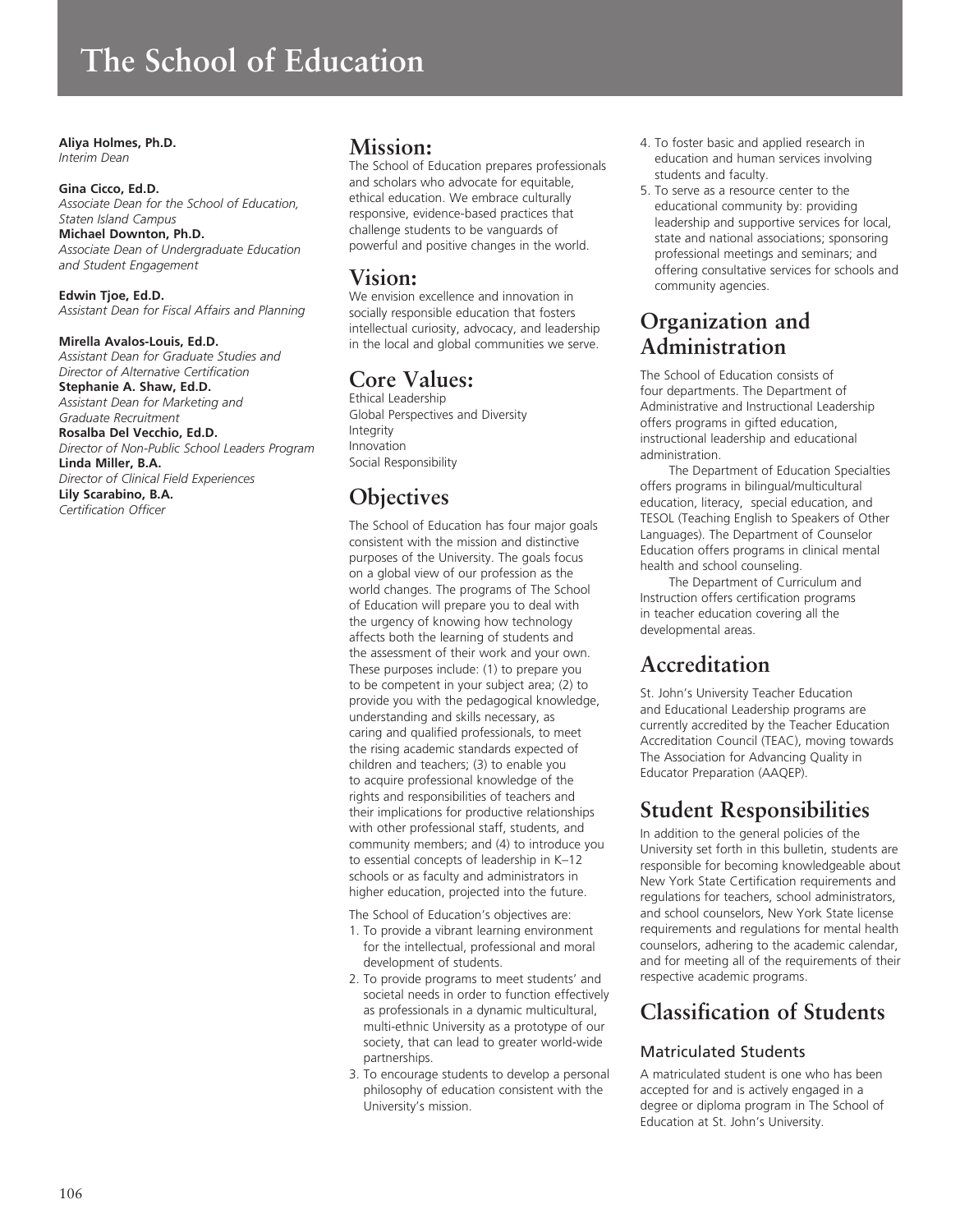# The School of Education

**Aliya Holmes, Ph.D.**
*Interim Dean*

**Gina Cicco, Ed.D.**
*Associate Dean for the School of Education, Staten Island Campus*
**Michael Downton, Ph.D.**
*Associate Dean of Undergraduate Education and Student Engagement*

**Edwin Tjoe, Ed.D.**
*Assistant Dean for Fiscal Affairs and Planning*

**Mirella Avalos-Louis, Ed.D.**
*Assistant Dean for Graduate Studies and Director of Alternative Certification*
**Stephanie A. Shaw, Ed.D.**
*Assistant Dean for Marketing and Graduate Recruitment*
**Rosalba Del Vecchio, Ed.D.**
*Director of Non-Public School Leaders Program*
**Linda Miller, B.A.**
*Director of Clinical Field Experiences*
**Lily Scarabino, B.A.**
*Certification Officer*

## Mission:

The School of Education prepares professionals and scholars who advocate for equitable, ethical education. We embrace culturally responsive, evidence-based practices that challenge students to be vanguards of powerful and positive changes in the world.

## Vision:

We envision excellence and innovation in socially responsible education that fosters intellectual curiosity, advocacy, and leadership in the local and global communities we serve.

## Core Values:

Ethical Leadership
Global Perspectives and Diversity
Integrity
Innovation
Social Responsibility

## Objectives

The School of Education has four major goals consistent with the mission and distinctive purposes of the University. The goals focus on a global view of our profession as the world changes. The programs of The School of Education will prepare you to deal with the urgency of knowing how technology affects both the learning of students and the assessment of their work and your own. These purposes include: (1) to prepare you to be competent in your subject area; (2) to provide you with the pedagogical knowledge, understanding and skills necessary, as caring and qualified professionals, to meet the rising academic standards expected of children and teachers; (3) to enable you to acquire professional knowledge of the rights and responsibilities of teachers and their implications for productive relationships with other professional staff, students, and community members; and (4) to introduce you to essential concepts of leadership in K–12 schools or as faculty and administrators in higher education, projected into the future.

The School of Education's objectives are:

1. To provide a vibrant learning environment for the intellectual, professional and moral development of students.
2. To provide programs to meet students' and societal needs in order to function effectively as professionals in a dynamic multicultural, multi-ethnic University as a prototype of our society, that can lead to greater world-wide partnerships.
3. To encourage students to develop a personal philosophy of education consistent with the University's mission.
4. To foster basic and applied research in education and human services involving students and faculty.
5. To serve as a resource center to the educational community by: providing leadership and supportive services for local, state and national associations; sponsoring professional meetings and seminars; and offering consultative services for schools and community agencies.

## Organization and Administration

The School of Education consists of four departments. The Department of Administrative and Instructional Leadership offers programs in gifted education, instructional leadership and educational administration.

The Department of Education Specialties offers programs in bilingual/multicultural education, literacy, special education, and TESOL (Teaching English to Speakers of Other Languages). The Department of Counselor Education offers programs in clinical mental health and school counseling.

The Department of Curriculum and Instruction offers certification programs in teacher education covering all the developmental areas.

## Accreditation

St. John's University Teacher Education and Educational Leadership programs are currently accredited by the Teacher Education Accreditation Council (TEAC), moving towards The Association for Advancing Quality in Educator Preparation (AAQEP).

## Student Responsibilities

In addition to the general policies of the University set forth in this bulletin, students are responsible for becoming knowledgeable about New York State Certification requirements and regulations for teachers, school administrators, and school counselors, New York State license requirements and regulations for mental health counselors, adhering to the academic calendar, and for meeting all of the requirements of their respective academic programs.

## Classification of Students

### Matriculated Students

A matriculated student is one who has been accepted for and is actively engaged in a degree or diploma program in The School of Education at St. John's University.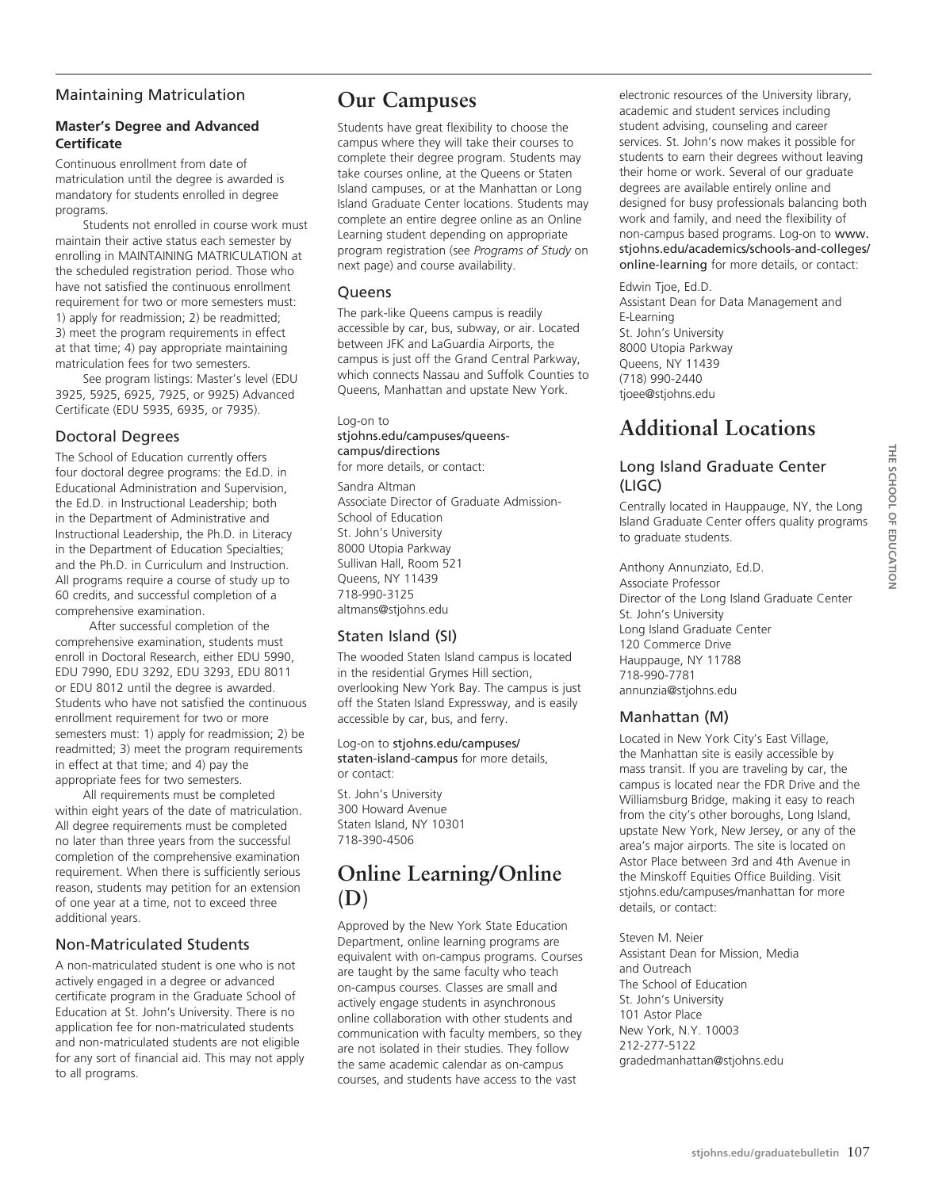### Maintaining Matriculation

#### Master's Degree and Advanced Certificate

Continuous enrollment from date of matriculation until the degree is awarded is mandatory for students enrolled in degree programs.

Students not enrolled in course work must maintain their active status each semester by enrolling in MAINTAINING MATRICULATION at the scheduled registration period. Those who have not satisfied the continuous enrollment requirement for two or more semesters must: 1) apply for readmission; 2) be readmitted; 3) meet the program requirements in effect at that time; 4) pay appropriate maintaining matriculation fees for two semesters.

See program listings: Master's level (EDU 3925, 5925, 6925, 7925, or 9925) Advanced Certificate (EDU 5935, 6935, or 7935).

### Doctoral Degrees

The School of Education currently offers four doctoral degree programs: the Ed.D. in Educational Administration and Supervision, the Ed.D. in Instructional Leadership; both in the Department of Administrative and Instructional Leadership, the Ph.D. in Literacy in the Department of Education Specialties; and the Ph.D. in Curriculum and Instruction. All programs require a course of study up to 60 credits, and successful completion of a comprehensive examination.

After successful completion of the comprehensive examination, students must enroll in Doctoral Research, either EDU 5990, EDU 7990, EDU 3292, EDU 3293, EDU 8011 or EDU 8012 until the degree is awarded. Students who have not satisfied the continuous enrollment requirement for two or more semesters must: 1) apply for readmission; 2) be readmitted; 3) meet the program requirements in effect at that time; and 4) pay the appropriate fees for two semesters.

All requirements must be completed within eight years of the date of matriculation. All degree requirements must be completed no later than three years from the successful completion of the comprehensive examination requirement. When there is sufficiently serious reason, students may petition for an extension of one year at a time, not to exceed three additional years.

### Non-Matriculated Students

A non-matriculated student is one who is not actively engaged in a degree or advanced certificate program in the Graduate School of Education at St. John's University. There is no application fee for non-matriculated students and non-matriculated students are not eligible for any sort of financial aid. This may not apply to all programs.

# Our Campuses

Students have great flexibility to choose the campus where they will take their courses to complete their degree program. Students may take courses online, at the Queens or Staten Island campuses, or at the Manhattan or Long Island Graduate Center locations. Students may complete an entire degree online as an Online Learning student depending on appropriate program registration (see *Programs of Study* on next page) and course availability.

### Queens

The park-like Queens campus is readily accessible by car, bus, subway, or air. Located between JFK and LaGuardia Airports, the campus is just off the Grand Central Parkway, which connects Nassau and Suffolk Counties to Queens, Manhattan and upstate New York.

Log-on to stjohns.edu/campuses/queens-campus/directions for more details, or contact:

Sandra Altman
Associate Director of Graduate Admission-School of Education
St. John's University
8000 Utopia Parkway
Sullivan Hall, Room 521
Queens, NY 11439
718-990-3125
altmans@stjohns.edu

### Staten Island (SI)

The wooded Staten Island campus is located in the residential Grymes Hill section, overlooking New York Bay. The campus is just off the Staten Island Expressway, and is easily accessible by car, bus, and ferry.

Log-on to stjohns.edu/campuses/staten-island-campus for more details, or contact:

St. John's University
300 Howard Avenue
Staten Island, NY 10301
718-390-4506

# Online Learning/Online (D)

Approved by the New York State Education Department, online learning programs are equivalent with on-campus programs. Courses are taught by the same faculty who teach on-campus courses. Classes are small and actively engage students in asynchronous online collaboration with other students and communication with faculty members, so they are not isolated in their studies. They follow the same academic calendar as on-campus courses, and students have access to the vast electronic resources of the University library, academic and student services including student advising, counseling and career services. St. John's now makes it possible for students to earn their degrees without leaving their home or work. Several of our graduate degrees are available entirely online and designed for busy professionals balancing both work and family, and need the flexibility of non-campus based programs. Log-on to www.stjohns.edu/academics/schools-and-colleges/online-learning for more details, or contact:

Edwin Tjoe, Ed.D.
Assistant Dean for Data Management and E-Learning
St. John's University
8000 Utopia Parkway
Queens, NY 11439
(718) 990-2440
tjoee@stjohns.edu

# Additional Locations

### Long Island Graduate Center (LIGC)

Centrally located in Hauppauge, NY, the Long Island Graduate Center offers quality programs to graduate students.

Anthony Annunziato, Ed.D.
Associate Professor
Director of the Long Island Graduate Center
St. John's University
Long Island Graduate Center
120 Commerce Drive
Hauppauge, NY 11788
718-990-7781
annunzia@stjohns.edu

### Manhattan (M)

Located in New York City's East Village, the Manhattan site is easily accessible by mass transit. If you are traveling by car, the campus is located near the FDR Drive and the Williamsburg Bridge, making it easy to reach from the city's other boroughs, Long Island, upstate New York, New Jersey, or any of the area's major airports. The site is located on Astor Place between 3rd and 4th Avenue in the Minskoff Equities Office Building. Visit stjohns.edu/campuses/manhattan for more details, or contact:

Steven M. Neier
Assistant Dean for Mission, Media and Outreach
The School of Education
St. John's University
101 Astor Place
New York, N.Y. 10003
212-277-5122
gradedmanhattan@stjohns.edu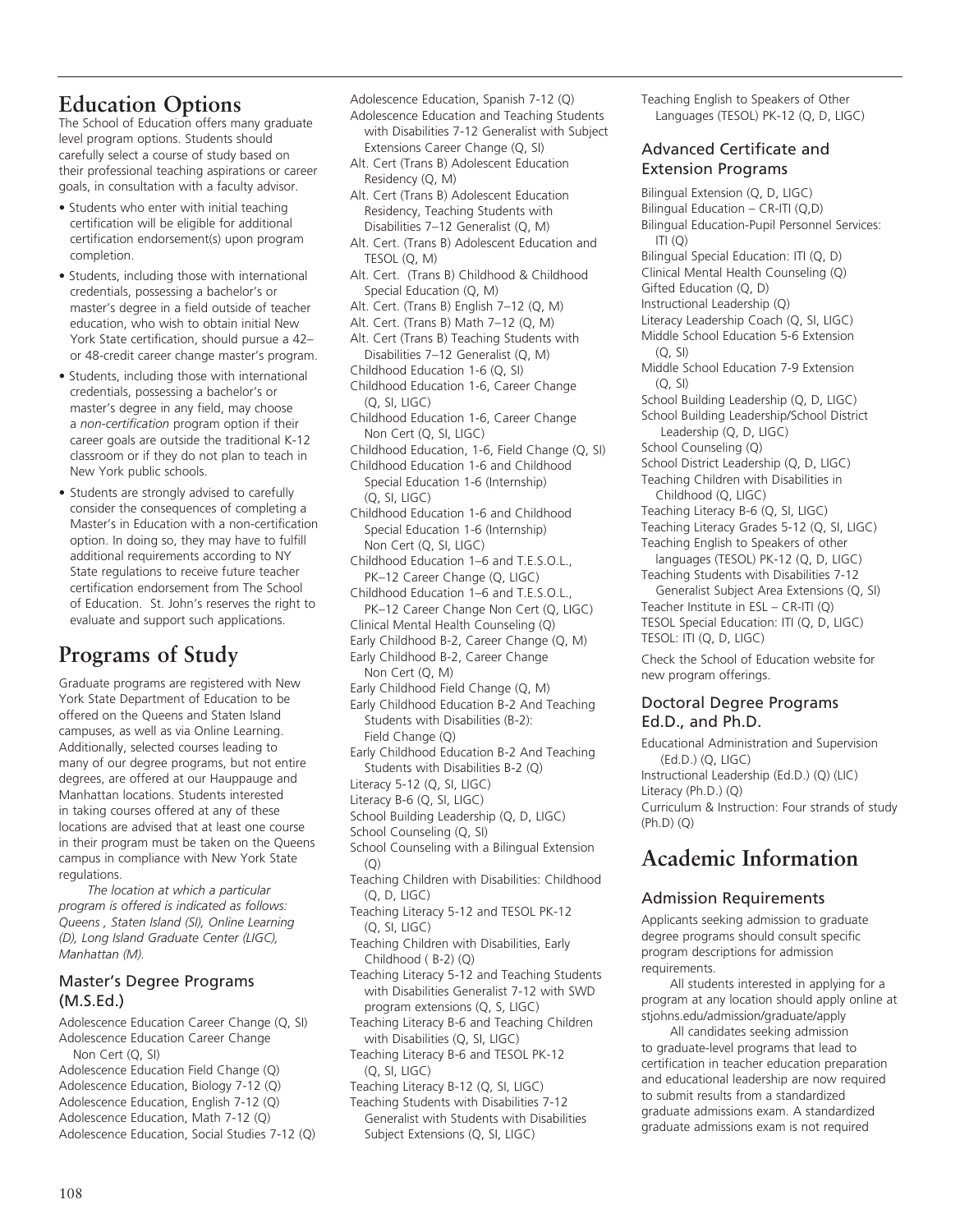## Education Options

The School of Education offers many graduate level program options. Students should carefully select a course of study based on their professional teaching aspirations or career goals, in consultation with a faculty advisor.

- Students who enter with initial teaching certification will be eligible for additional certification endorsement(s) upon program completion.
- Students, including those with international credentials, possessing a bachelor's or master's degree in a field outside of teacher education, who wish to obtain initial New York State certification, should pursue a 42– or 48-credit career change master's program.
- Students, including those with international credentials, possessing a bachelor's or master's degree in any field, may choose a *non-certification* program option if their career goals are outside the traditional K-12 classroom or if they do not plan to teach in New York public schools.
- Students are strongly advised to carefully consider the consequences of completing a Master's in Education with a non-certification option. In doing so, they may have to fulfill additional requirements according to NY State regulations to receive future teacher certification endorsement from The School of Education. St. John's reserves the right to evaluate and support such applications.

## Programs of Study

Graduate programs are registered with New York State Department of Education to be offered on the Queens and Staten Island campuses, as well as via Online Learning. Additionally, selected courses leading to many of our degree programs, but not entire degrees, are offered at our Hauppauge and Manhattan locations. Students interested in taking courses offered at any of these locations are advised that at least one course in their program must be taken on the Queens campus in compliance with New York State regulations.

*The location at which a particular program is offered is indicated as follows: Queens , Staten Island (SI), Online Learning (D), Long Island Graduate Center (LIGC), Manhattan (M).*

### Master's Degree Programs (M.S.Ed.)

Adolescence Education Career Change (Q, SI)
Adolescence Education Career Change Non Cert (Q, SI)
Adolescence Education Field Change (Q)
Adolescence Education, Biology 7-12 (Q)
Adolescence Education, English 7-12 (Q)
Adolescence Education, Math 7-12 (Q)
Adolescence Education, Social Studies 7-12 (Q)
Adolescence Education, Spanish 7-12 (Q)
Adolescence Education and Teaching Students with Disabilities 7-12 Generalist with Subject Extensions Career Change (Q, SI)
Alt. Cert (Trans B) Adolescent Education Residency (Q, M)
Alt. Cert (Trans B) Adolescent Education Residency, Teaching Students with Disabilities 7–12 Generalist (Q, M)
Alt. Cert. (Trans B) Adolescent Education and TESOL (Q, M)
Alt. Cert. (Trans B) Childhood & Childhood Special Education (Q, M)
Alt. Cert. (Trans B) English 7–12 (Q, M)
Alt. Cert. (Trans B) Math 7–12 (Q, M)
Alt. Cert (Trans B) Teaching Students with Disabilities 7–12 Generalist (Q, M)
Childhood Education 1-6 (Q, SI)
Childhood Education 1-6, Career Change (Q, SI, LIGC)
Childhood Education 1-6, Career Change Non Cert (Q, SI, LIGC)
Childhood Education, 1-6, Field Change (Q, SI)
Childhood Education 1-6 and Childhood Special Education 1-6 (Internship) (Q, SI, LIGC)
Childhood Education 1-6 and Childhood Special Education 1-6 (Internship) Non Cert (Q, SI, LIGC)
Childhood Education 1–6 and T.E.S.O.L., PK–12 Career Change (Q, LIGC)
Childhood Education 1–6 and T.E.S.O.L., PK–12 Career Change Non Cert (Q, LIGC)
Clinical Mental Health Counseling (Q)
Early Childhood B-2, Career Change (Q, M)
Early Childhood B-2, Career Change Non Cert (Q, M)
Early Childhood Field Change (Q, M)
Early Childhood Education B-2 And Teaching Students with Disabilities (B-2): Field Change (Q)
Early Childhood Education B-2 And Teaching Students with Disabilities B-2 (Q)
Literacy 5-12 (Q, SI, LIGC)
Literacy B-6 (Q, SI, LIGC)
School Building Leadership (Q, D, LIGC)
School Counseling (Q, SI)
School Counseling with a Bilingual Extension (Q)
Teaching Children with Disabilities: Childhood (Q, D, LIGC)
Teaching Literacy 5-12 and TESOL PK-12 (Q, SI, LIGC)
Teaching Children with Disabilities, Early Childhood ( B-2) (Q)
Teaching Literacy 5-12 and Teaching Students with Disabilities Generalist 7-12 with SWD program extensions (Q, S, LIGC)
Teaching Literacy B-6 and Teaching Children with Disabilities (Q, SI, LIGC)
Teaching Literacy B-6 and TESOL PK-12 (Q, SI, LIGC)
Teaching Literacy B-12 (Q, SI, LIGC)
Teaching Students with Disabilities 7-12 Generalist with Students with Disabilities Subject Extensions (Q, SI, LIGC)
Teaching English to Speakers of Other Languages (TESOL) PK-12 (Q, D, LIGC)

### Advanced Certificate and Extension Programs

Bilingual Extension (Q, D, LIGC)
Bilingual Education – CR-ITI (Q,D)
Bilingual Education-Pupil Personnel Services: ITI (Q)
Bilingual Special Education: ITI (Q, D)
Clinical Mental Health Counseling (Q)
Gifted Education (Q, D)
Instructional Leadership (Q)
Literacy Leadership Coach (Q, SI, LIGC)
Middle School Education 5-6 Extension (Q, SI)
Middle School Education 7-9 Extension (Q, SI)
School Building Leadership (Q, D, LIGC)
School Building Leadership/School District Leadership (Q, D, LIGC)
School Counseling (Q)
School District Leadership (Q, D, LIGC)
Teaching Children with Disabilities in Childhood (Q, LIGC)
Teaching Literacy B-6 (Q, SI, LIGC)
Teaching Literacy Grades 5-12 (Q, SI, LIGC)
Teaching English to Speakers of other languages (TESOL) PK-12 (Q, D, LIGC)
Teaching Students with Disabilities 7-12 Generalist Subject Area Extensions (Q, SI)
Teacher Institute in ESL – CR-ITI (Q)
TESOL Special Education: ITI (Q, D, LIGC)
TESOL: ITI (Q, D, LIGC)

Check the School of Education website for new program offerings.

### Doctoral Degree Programs Ed.D., and Ph.D.

Educational Administration and Supervision (Ed.D.) (Q, LIGC)
Instructional Leadership (Ed.D.) (Q) (LIC)
Literacy (Ph.D.) (Q)
Curriculum & Instruction: Four strands of study (Ph.D) (Q)

## Academic Information

### Admission Requirements

Applicants seeking admission to graduate degree programs should consult specific program descriptions for admission requirements.

All students interested in applying for a program at any location should apply online at stjohns.edu/admission/graduate/apply

All candidates seeking admission to graduate-level programs that lead to certification in teacher education preparation and educational leadership are now required to submit results from a standardized graduate admissions exam. A standardized graduate admissions exam is not required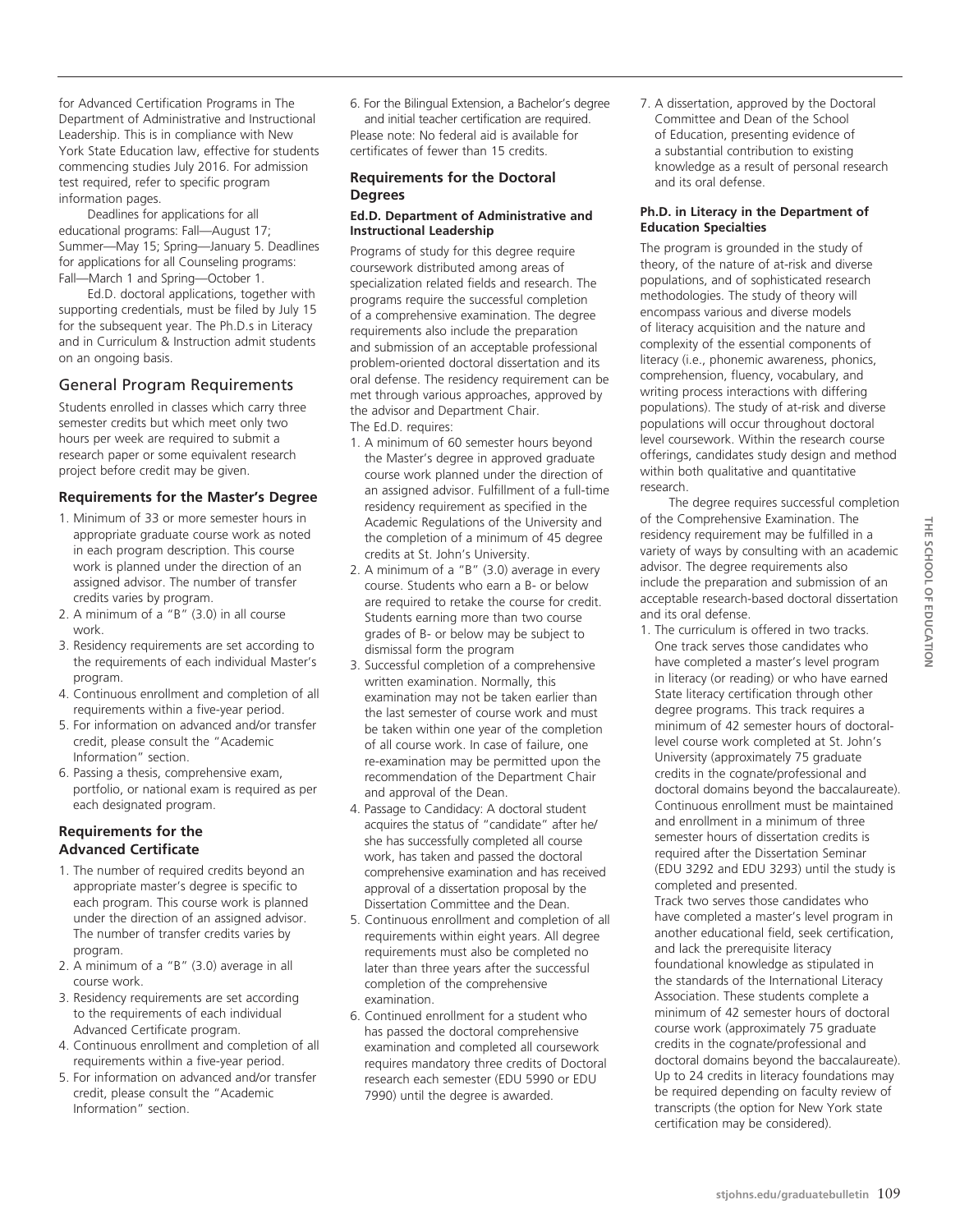for Advanced Certification Programs in The Department of Administrative and Instructional Leadership. This is in compliance with New York State Education law, effective for students commencing studies July 2016. For admission test required, refer to specific program information pages.

Deadlines for applications for all educational programs: Fall—August 17; Summer—May 15; Spring—January 5. Deadlines for applications for all Counseling programs: Fall—March 1 and Spring—October 1.

Ed.D. doctoral applications, together with supporting credentials, must be filed by July 15 for the subsequent year. The Ph.D.s in Literacy and in Curriculum & Instruction admit students on an ongoing basis.

## General Program Requirements

Students enrolled in classes which carry three semester credits but which meet only two hours per week are required to submit a research paper or some equivalent research project before credit may be given.

### Requirements for the Master's Degree

1. Minimum of 33 or more semester hours in appropriate graduate course work as noted in each program description. This course work is planned under the direction of an assigned advisor. The number of transfer credits varies by program.
2. A minimum of a "B" (3.0) in all course work.
3. Residency requirements are set according to the requirements of each individual Master's program.
4. Continuous enrollment and completion of all requirements within a five-year period.
5. For information on advanced and/or transfer credit, please consult the "Academic Information" section.
6. Passing a thesis, comprehensive exam, portfolio, or national exam is required as per each designated program.

### Requirements for the Advanced Certificate

1. The number of required credits beyond an appropriate master's degree is specific to each program. This course work is planned under the direction of an assigned advisor. The number of transfer credits varies by program.
2. A minimum of a "B" (3.0) average in all course work.
3. Residency requirements are set according to the requirements of each individual Advanced Certificate program.
4. Continuous enrollment and completion of all requirements within a five-year period.
5. For information on advanced and/or transfer credit, please consult the "Academic Information" section.
6. For the Bilingual Extension, a Bachelor's degree and initial teacher certification are required.

Please note: No federal aid is available for certificates of fewer than 15 credits.

### Requirements for the Doctoral Degrees

#### Ed.D. Department of Administrative and Instructional Leadership

Programs of study for this degree require coursework distributed among areas of specialization related fields and research. The programs require the successful completion of a comprehensive examination. The degree requirements also include the preparation and submission of an acceptable professional problem-oriented doctoral dissertation and its oral defense. The residency requirement can be met through various approaches, approved by the advisor and Department Chair.

The Ed.D. requires:

1. A minimum of 60 semester hours beyond the Master's degree in approved graduate course work planned under the direction of an assigned advisor. Fulfillment of a full-time residency requirement as specified in the Academic Regulations of the University and the completion of a minimum of 45 degree credits at St. John's University.
2. A minimum of a "B" (3.0) average in every course. Students who earn a B- or below are required to retake the course for credit. Students earning more than two course grades of B- or below may be subject to dismissal form the program
3. Successful completion of a comprehensive written examination. Normally, this examination may not be taken earlier than the last semester of course work and must be taken within one year of the completion of all course work. In case of failure, one re-examination may be permitted upon the recommendation of the Department Chair and approval of the Dean.
4. Passage to Candidacy: A doctoral student acquires the status of "candidate" after he/she has successfully completed all course work, has taken and passed the doctoral comprehensive examination and has received approval of a dissertation proposal by the Dissertation Committee and the Dean.
5. Continuous enrollment and completion of all requirements within eight years. All degree requirements must also be completed no later than three years after the successful completion of the comprehensive examination.
6. Continued enrollment for a student who has passed the doctoral comprehensive examination and completed all coursework requires mandatory three credits of Doctoral research each semester (EDU 5990 or EDU 7990) until the degree is awarded.
7. A dissertation, approved by the Doctoral Committee and Dean of the School of Education, presenting evidence of a substantial contribution to existing knowledge as a result of personal research and its oral defense.

#### Ph.D. in Literacy in the Department of Education Specialties

The program is grounded in the study of theory, of the nature of at-risk and diverse populations, and of sophisticated research methodologies. The study of theory will encompass various and diverse models of literacy acquisition and the nature and complexity of the essential components of literacy (i.e., phonemic awareness, phonics, comprehension, fluency, vocabulary, and writing process interactions with differing populations). The study of at-risk and diverse populations will occur throughout doctoral level coursework. Within the research course offerings, candidates study design and method within both qualitative and quantitative research.

The degree requires successful completion of the Comprehensive Examination. The residency requirement may be fulfilled in a variety of ways by consulting with an academic advisor. The degree requirements also include the preparation and submission of an acceptable research-based doctoral dissertation and its oral defense.

1. The curriculum is offered in two tracks. One track serves those candidates who have completed a master's level program in literacy (or reading) or who have earned State literacy certification through other degree programs. This track requires a minimum of 42 semester hours of doctoral-level course work completed at St. John's University (approximately 75 graduate credits in the cognate/professional and doctoral domains beyond the baccalaureate). Continuous enrollment must be maintained and enrollment in a minimum of three semester hours of Dissertation credits is required after the Dissertation Seminar (EDU 3292 and EDU 3293) until the study is completed and presented.

   Track two serves those candidates who have completed a master's level program in another educational field, seek certification, and lack the prerequisite literacy foundational knowledge as stipulated in the standards of the International Literacy Association. These students complete a minimum of 42 semester hours of doctoral course work (approximately 75 graduate credits in the cognate/professional and doctoral domains beyond the baccalaureate). Up to 24 credits in literacy foundations may be required depending on faculty review of transcripts (the option for New York state certification may be considered).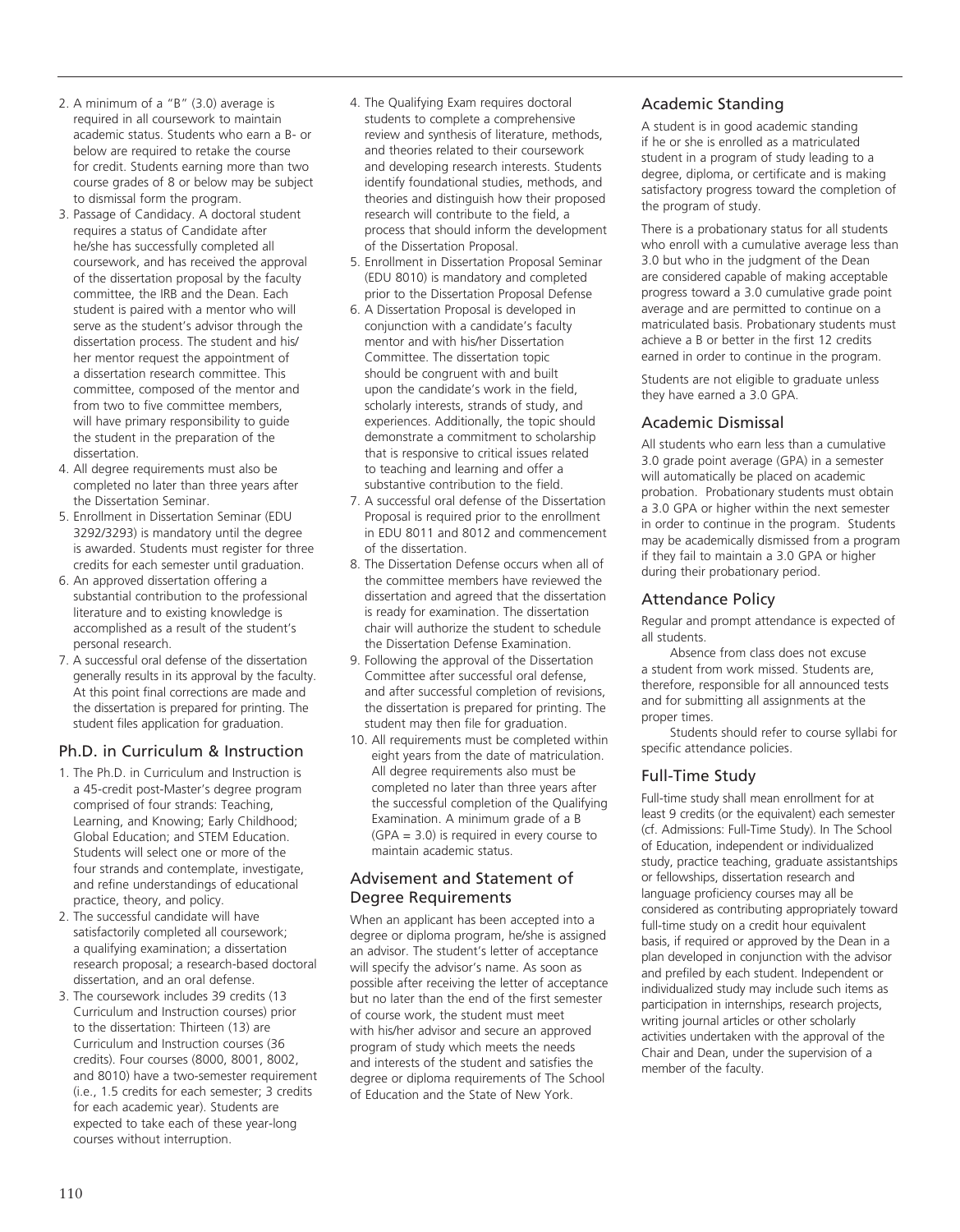2. A minimum of a "B" (3.0) average is required in all coursework to maintain academic status. Students who earn a B- or below are required to retake the course for credit. Students earning more than two course grades of 8 or below may be subject to dismissal form the program.
3. Passage of Candidacy. A doctoral student requires a status of Candidate after he/she has successfully completed all coursework, and has received the approval of the dissertation proposal by the faculty committee, the IRB and the Dean. Each student is paired with a mentor who will serve as the student's advisor through the dissertation process. The student and his/her mentor request the appointment of a dissertation research committee. This committee, composed of the mentor and from two to five committee members, will have primary responsibility to guide the student in the preparation of the dissertation.
4. All degree requirements must also be completed no later than three years after the Dissertation Seminar.
5. Enrollment in Dissertation Seminar (EDU 3292/3293) is mandatory until the degree is awarded. Students must register for three credits for each semester until graduation.
6. An approved dissertation offering a substantial contribution to the professional literature and to existing knowledge is accomplished as a result of the student's personal research.
7. A successful oral defense of the dissertation generally results in its approval by the faculty. At this point final corrections are made and the dissertation is prepared for printing. The student files application for graduation.

## Ph.D. in Curriculum & Instruction

1. The Ph.D. in Curriculum and Instruction is a 45-credit post-Master's degree program comprised of four strands: Teaching, Learning, and Knowing; Early Childhood; Global Education; and STEM Education. Students will select one or more of the four strands and contemplate, investigate, and refine understandings of educational practice, theory, and policy.
2. The successful candidate will have satisfactorily completed all coursework; a qualifying examination; a dissertation research proposal; a research-based doctoral dissertation, and an oral defense.
3. The coursework includes 39 credits (13 Curriculum and Instruction courses) prior to the dissertation: Thirteen (13) are Curriculum and Instruction courses (36 credits). Four courses (8000, 8001, 8002, and 8010) have a two-semester requirement (i.e., 1.5 credits for each semester; 3 credits for each academic year). Students are expected to take each of these year-long courses without interruption.
4. The Qualifying Exam requires doctoral students to complete a comprehensive review and synthesis of literature, methods, and theories related to their coursework and developing research interests. Students identify foundational studies, methods, and theories and distinguish how their proposed research will contribute to the field, a process that should inform the development of the Dissertation Proposal.
5. Enrollment in Dissertation Proposal Seminar (EDU 8010) is mandatory and completed prior to the Dissertation Proposal Defense
6. A Dissertation Proposal is developed in conjunction with a candidate's faculty mentor and with his/her Dissertation Committee. The dissertation topic should be congruent with and built upon the candidate's work in the field, scholarly interests, strands of study, and experiences. Additionally, the topic should demonstrate a commitment to scholarship that is responsive to critical issues related to teaching and learning and offer a substantive contribution to the field.
7. A successful oral defense of the Dissertation Proposal is required prior to the enrollment in EDU 8011 and 8012 and commencement of the dissertation.
8. The Dissertation Defense occurs when all of the committee members have reviewed the dissertation and agreed that the dissertation is ready for examination. The dissertation chair will authorize the student to schedule the Dissertation Defense Examination.
9. Following the approval of the Dissertation Committee after successful oral defense, and after successful completion of revisions, the dissertation is prepared for printing. The student may then file for graduation.
10. All requirements must be completed within eight years from the date of matriculation. All degree requirements also must be completed no later than three years after the successful completion of the Qualifying Examination. A minimum grade of a B (GPA = 3.0) is required in every course to maintain academic status.

## Advisement and Statement of Degree Requirements

When an applicant has been accepted into a degree or diploma program, he/she is assigned an advisor. The student's letter of acceptance will specify the advisor's name. As soon as possible after receiving the letter of acceptance but no later than the end of the first semester of course work, the student must meet with his/her advisor and secure an approved program of study which meets the needs and interests of the student and satisfies the degree or diploma requirements of The School of Education and the State of New York.

## Academic Standing

A student is in good academic standing if he or she is enrolled as a matriculated student in a program of study leading to a degree, diploma, or certificate and is making satisfactory progress toward the completion of the program of study.

There is a probationary status for all students who enroll with a cumulative average less than 3.0 but who in the judgment of the Dean are considered capable of making acceptable progress toward a 3.0 cumulative grade point average and are permitted to continue on a matriculated basis. Probationary students must achieve a B or better in the first 12 credits earned in order to continue in the program.

Students are not eligible to graduate unless they have earned a 3.0 GPA.

## Academic Dismissal

All students who earn less than a cumulative 3.0 grade point average (GPA) in a semester will automatically be placed on academic probation. Probationary students must obtain a 3.0 GPA or higher within the next semester in order to continue in the program. Students may be academically dismissed from a program if they fail to maintain a 3.0 GPA or higher during their probationary period.

## Attendance Policy

Regular and prompt attendance is expected of all students.

Absence from class does not excuse a student from work missed. Students are, therefore, responsible for all announced tests and for submitting all assignments at the proper times.

Students should refer to course syllabi for specific attendance policies.

## Full-Time Study

Full-time study shall mean enrollment for at least 9 credits (or the equivalent) each semester (cf. Admissions: Full-Time Study). In The School of Education, independent or individualized study, practice teaching, graduate assistantships or fellowships, dissertation research and language proficiency courses may all be considered as contributing appropriately toward full-time study on a credit hour equivalent basis, if required or approved by the Dean in a plan developed in conjunction with the advisor and prefiled by each student. Independent or individualized study may include such items as participation in internships, research projects, writing journal articles or other scholarly activities undertaken with the approval of the Chair and Dean, under the supervision of a member of the faculty.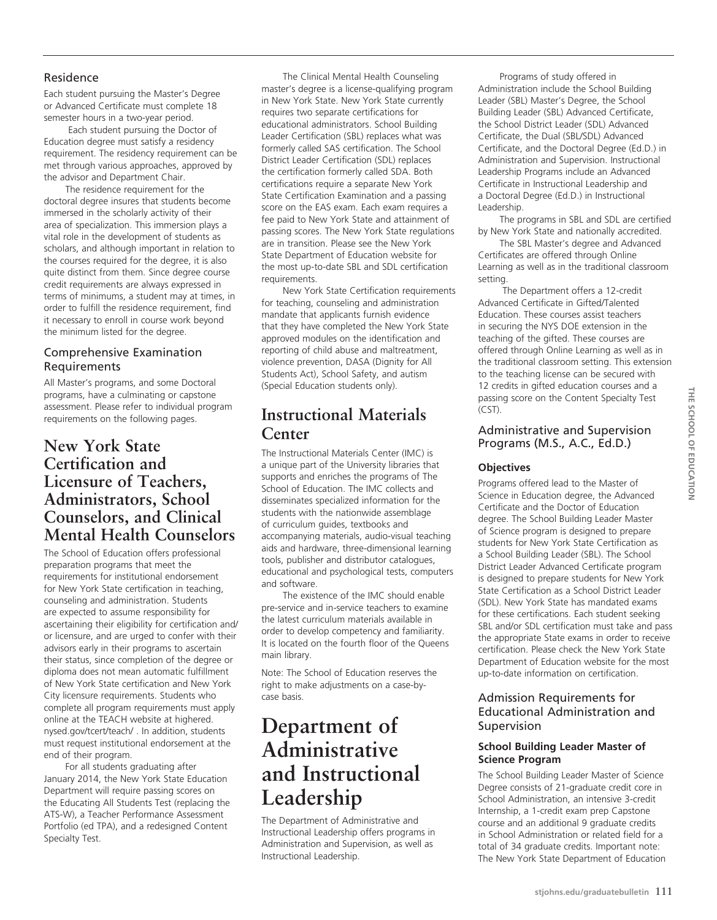### Residence

Each student pursuing the Master's Degree or Advanced Certificate must complete 18 semester hours in a two-year period.

Each student pursuing the Doctor of Education degree must satisfy a residency requirement. The residency requirement can be met through various approaches, approved by the advisor and Department Chair.

The residence requirement for the doctoral degree insures that students become immersed in the scholarly activity of their area of specialization. This immersion plays a vital role in the development of students as scholars, and although important in relation to the courses required for the degree, it is also quite distinct from them. Since degree course credit requirements are always expressed in terms of minimums, a student may at times, in order to fulfill the residence requirement, find it necessary to enroll in course work beyond the minimum listed for the degree.

### Comprehensive Examination Requirements

All Master's programs, and some Doctoral programs, have a culminating or capstone assessment. Please refer to individual program requirements on the following pages.

## New York State Certification and Licensure of Teachers, Administrators, School Counselors, and Clinical Mental Health Counselors

The School of Education offers professional preparation programs that meet the requirements for institutional endorsement for New York State certification in teaching, counseling and administration. Students are expected to assume responsibility for ascertaining their eligibility for certification and/or licensure, and are urged to confer with their advisors early in their programs to ascertain their status, since completion of the degree or diploma does not mean automatic fulfillment of New York State certification and New York City licensure requirements. Students who complete all program requirements must apply online at the TEACH website at highered.nysed.gov/tcert/teach/ . In addition, students must request institutional endorsement at the end of their program.

For all students graduating after January 2014, the New York State Education Department will require passing scores on the Educating All Students Test (replacing the ATS-W), a Teacher Performance Assessment Portfolio (ed TPA), and a redesigned Content Specialty Test.

The Clinical Mental Health Counseling master's degree is a license-qualifying program in New York State. New York State currently requires two separate certifications for educational administrators. School Building Leader Certification (SBL) replaces what was formerly called SAS certification. The School District Leader Certification (SDL) replaces the certification formerly called SDA. Both certifications require a separate New York State Certification Examination and a passing score on the EAS exam. Each exam requires a fee paid to New York State and attainment of passing scores. The New York State regulations are in transition. Please see the New York State Department of Education website for the most up-to-date SBL and SDL certification requirements.

New York State Certification requirements for teaching, counseling and administration mandate that applicants furnish evidence that they have completed the New York State approved modules on the identification and reporting of child abuse and maltreatment, violence prevention, DASA (Dignity for All Students Act), School Safety, and autism (Special Education students only).

## Instructional Materials Center

The Instructional Materials Center (IMC) is a unique part of the University libraries that supports and enriches the programs of The School of Education. The IMC collects and disseminates specialized information for the students with the nationwide assemblage of curriculum guides, textbooks and accompanying materials, audio-visual teaching aids and hardware, three-dimensional learning tools, publisher and distributor catalogues, educational and psychological tests, computers and software.

The existence of the IMC should enable pre-service and in-service teachers to examine the latest curriculum materials available in order to develop competency and familiarity. It is located on the fourth floor of the Queens main library.

Note: The School of Education reserves the right to make adjustments on a case-by-case basis.

# Department of Administrative and Instructional Leadership

The Department of Administrative and Instructional Leadership offers programs in Administration and Supervision, as well as Instructional Leadership.

Programs of study offered in Administration include the School Building Leader (SBL) Master's Degree, the School Building Leader (SBL) Advanced Certificate, the School District Leader (SDL) Advanced Certificate, the Dual (SBL/SDL) Advanced Certificate, and the Doctoral Degree (Ed.D.) in Administration and Supervision. Instructional Leadership Programs include an Advanced Certificate in Instructional Leadership and a Doctoral Degree (Ed.D.) in Instructional Leadership.

The programs in SBL and SDL are certified by New York State and nationally accredited.

The SBL Master's degree and Advanced Certificates are offered through Online Learning as well as in the traditional classroom setting.

The Department offers a 12-credit Advanced Certificate in Gifted/Talented Education. These courses assist teachers in securing the NYS DOE extension in the teaching of the gifted. These courses are offered through Online Learning as well as in the traditional classroom setting. This extension to the teaching license can be secured with 12 credits in gifted education courses and a passing score on the Content Specialty Test (CST).

### Administrative and Supervision Programs (M.S., A.C., Ed.D.)

#### Objectives

Programs offered lead to the Master of Science in Education degree, the Advanced Certificate and the Doctor of Education degree. The School Building Leader Master of Science program is designed to prepare students for New York State Certification as a School Building Leader (SBL). The School District Leader Advanced Certificate program is designed to prepare students for New York State Certification as a School District Leader (SDL). New York State has mandated exams for these certifications. Each student seeking SBL and/or SDL certification must take and pass the appropriate State exams in order to receive certification. Please check the New York State Department of Education website for the most up-to-date information on certification.

### Admission Requirements for Educational Administration and Supervision

#### School Building Leader Master of Science Program

The School Building Leader Master of Science Degree consists of 21-graduate credit core in School Administration, an intensive 3-credit Internship, a 1-credit exam prep Capstone course and an additional 9 graduate credits in School Administration or related field for a total of 34 graduate credits. Important note: The New York State Department of Education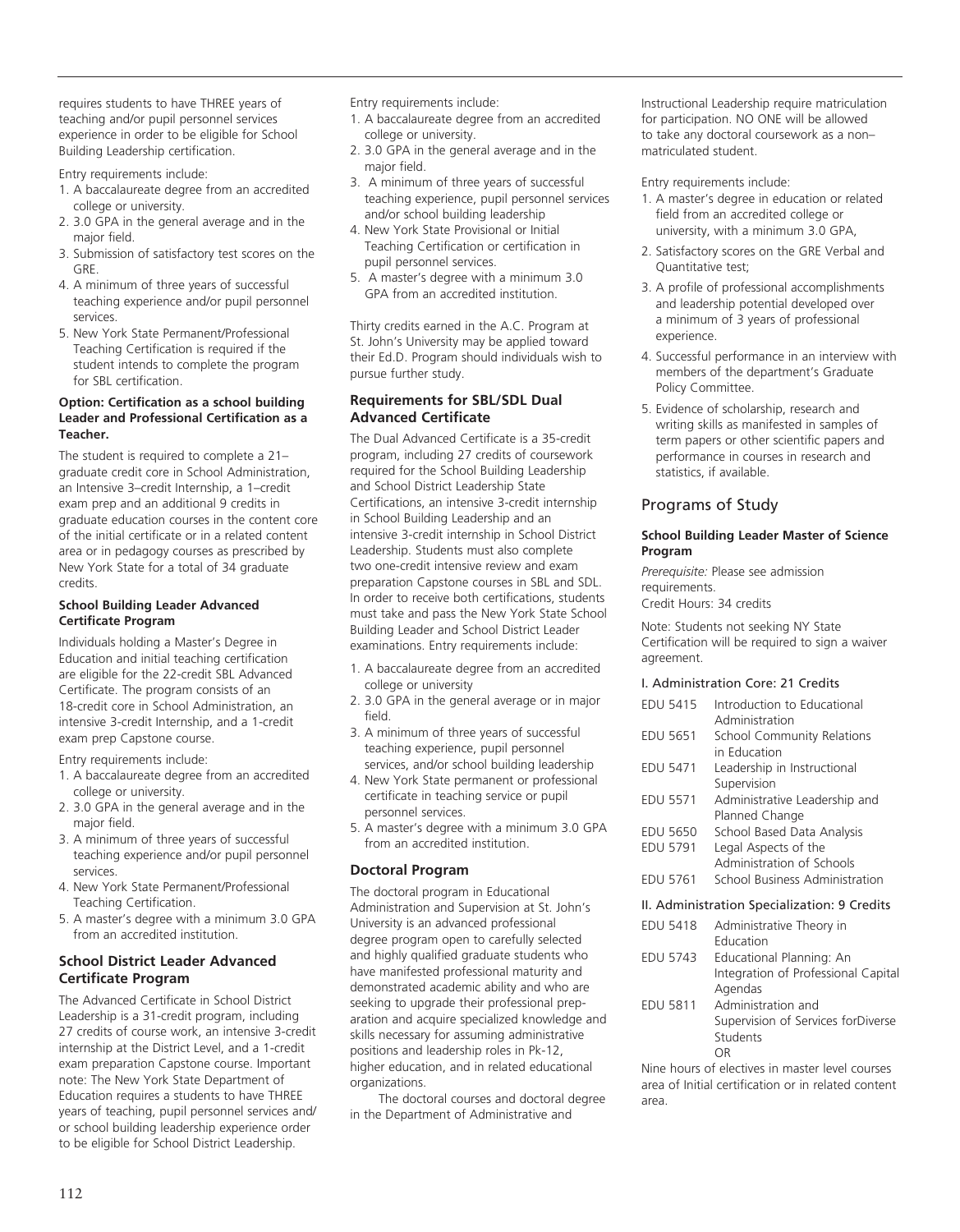requires students to have THREE years of teaching and/or pupil personnel services experience in order to be eligible for School Building Leadership certification.

Entry requirements include:

1. A baccalaureate degree from an accredited college or university.
2. 3.0 GPA in the general average and in the major field.
3. Submission of satisfactory test scores on the GRE.
4. A minimum of three years of successful teaching experience and/or pupil personnel services.
5. New York State Permanent/Professional Teaching Certification is required if the student intends to complete the program for SBL certification.

**Option: Certification as a school building Leader and Professional Certification as a Teacher.**

The student is required to complete a 21–graduate credit core in School Administration, an Intensive 3–credit Internship, a 1–credit exam prep and an additional 9 credits in graduate education courses in the content core of the initial certificate or in a related content area or in pedagogy courses as prescribed by New York State for a total of 34 graduate credits.

**School Building Leader Advanced Certificate Program**

Individuals holding a Master's Degree in Education and initial teaching certification are eligible for the 22-credit SBL Advanced Certificate. The program consists of an 18-credit core in School Administration, an intensive 3-credit Internship, and a 1-credit exam prep Capstone course.

Entry requirements include:

1. A baccalaureate degree from an accredited college or university.
2. 3.0 GPA in the general average and in the major field.
3. A minimum of three years of successful teaching experience and/or pupil personnel services.
4. New York State Permanent/Professional Teaching Certification.
5. A master's degree with a minimum 3.0 GPA from an accredited institution.

### School District Leader Advanced Certificate Program

The Advanced Certificate in School District Leadership is a 31-credit program, including 27 credits of course work, an intensive 3-credit internship at the District Level, and a 1-credit exam preparation Capstone course. Important note: The New York State Department of Education requires a students to have THREE years of teaching, pupil personnel services and/or school building leadership experience order to be eligible for School District Leadership.

Entry requirements include:

1. A baccalaureate degree from an accredited college or university.
2. 3.0 GPA in the general average and in the major field.
3. A minimum of three years of successful teaching experience, pupil personnel services and/or school building leadership
4. New York State Provisional or Initial Teaching Certification or certification in pupil personnel services.
5. A master's degree with a minimum 3.0 GPA from an accredited institution.

Thirty credits earned in the A.C. Program at St. John's University may be applied toward their Ed.D. Program should individuals wish to pursue further study.

### Requirements for SBL/SDL Dual Advanced Certificate

The Dual Advanced Certificate is a 35-credit program, including 27 credits of coursework required for the School Building Leadership and School District Leadership State Certifications, an intensive 3-credit internship in School Building Leadership and an intensive 3-credit internship in School District Leadership. Students must also complete two one-credit intensive review and exam preparation Capstone courses in SBL and SDL. In order to receive both certifications, students must take and pass the New York State School Building Leader and School District Leader examinations. Entry requirements include:

1. A baccalaureate degree from an accredited college or university
2. 3.0 GPA in the general average or in major field.
3. A minimum of three years of successful teaching experience, pupil personnel services, and/or school building leadership
4. New York State permanent or professional certificate in teaching service or pupil personnel services.
5. A master's degree with a minimum 3.0 GPA from an accredited institution.

### Doctoral Program

The doctoral program in Educational Administration and Supervision at St. John's University is an advanced professional degree program open to carefully selected and highly qualified graduate students who have manifested professional maturity and demonstrated academic ability and who are seeking to upgrade their professional preparation and acquire specialized knowledge and skills necessary for assuming administrative positions and leadership roles in Pk-12, higher education, and in related educational organizations.

The doctoral courses and doctoral degree in the Department of Administrative and Instructional Leadership require matriculation for participation. NO ONE will be allowed to take any doctoral coursework as a non–matriculated student.

Entry requirements include:

1. A master's degree in education or related field from an accredited college or university, with a minimum 3.0 GPA,
2. Satisfactory scores on the GRE Verbal and Quantitative test;
3. A profile of professional accomplishments and leadership potential developed over a minimum of 3 years of professional experience.
4. Successful performance in an interview with members of the department's Graduate Policy Committee.
5. Evidence of scholarship, research and writing skills as manifested in samples of term papers or other scientific papers and performance in courses in research and statistics, if available.

## Programs of Study

**School Building Leader Master of Science Program**

*Prerequisite:* Please see admission requirements.
Credit Hours: 34 credits

Note: Students not seeking NY State Certification will be required to sign a waiver agreement.

I. Administration Core: 21 Credits

| | |
|---|---|
| EDU 5415 | Introduction to Educational Administration |
| EDU 5651 | School Community Relations in Education |
| EDU 5471 | Leadership in Instructional Supervision |
| EDU 5571 | Administrative Leadership and Planned Change |
| EDU 5650 | School Based Data Analysis |
| EDU 5791 | Legal Aspects of the Administration of Schools |
| EDU 5761 | School Business Administration |

II. Administration Specialization: 9 Credits

| | |
|---|---|
| EDU 5418 | Administrative Theory in Education |
| EDU 5743 | Educational Planning: An Integration of Professional Capital Agendas |
| EDU 5811 | Administration and Supervision of Services forDiverse Students OR |

Nine hours of electives in master level courses area of Initial certification or in related content area.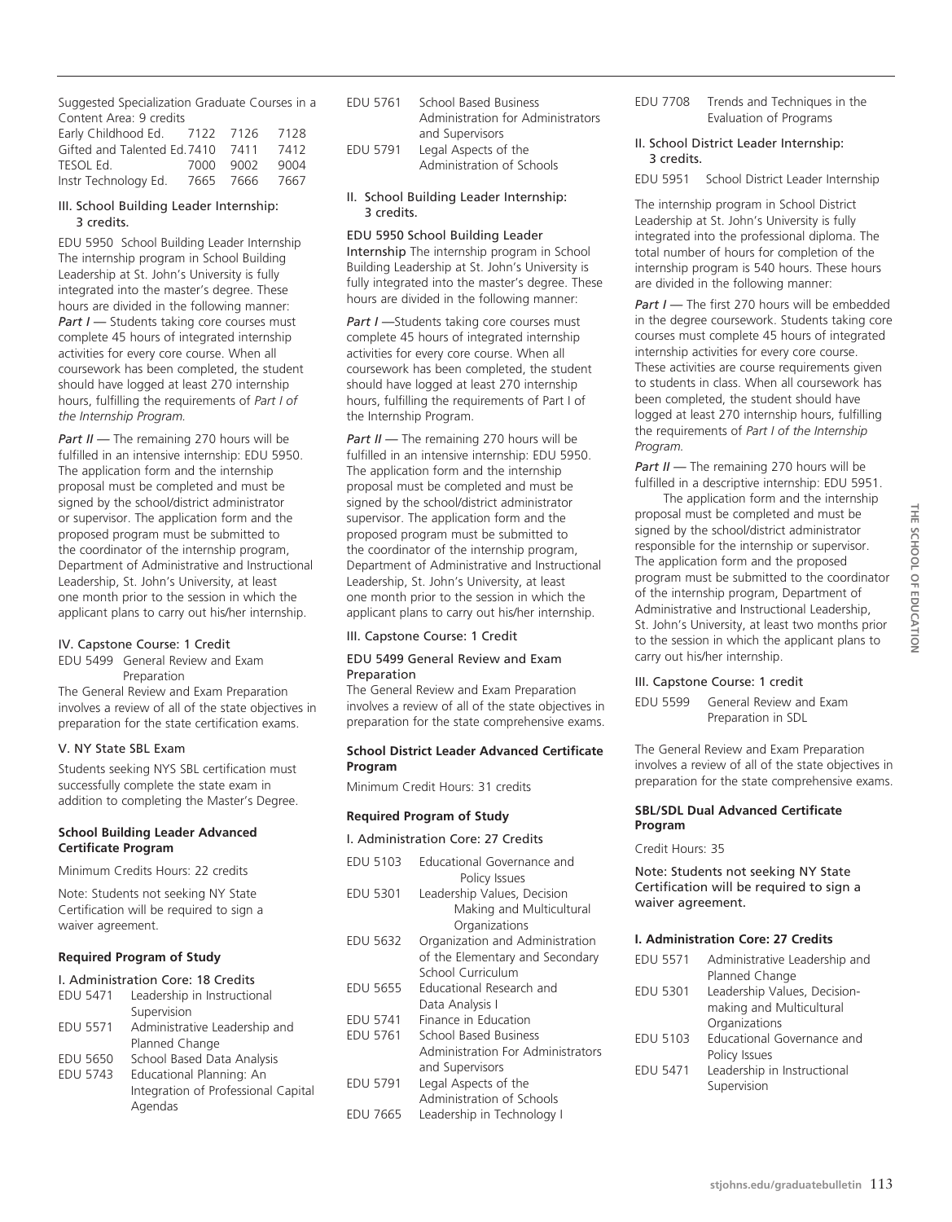Suggested Specialization Graduate Courses in a Content Area: 9 credits

| | | | |
|---|---|---|---|
| Early Childhood Ed. | 7122 | 7126 | 7128 |
| Gifted and Talented Ed. | 7410 | 7411 | 7412 |
| TESOL Ed. | 7000 | 9002 | 9004 |
| Instr Technology Ed. | 7665 | 7666 | 7667 |

III. School Building Leader Internship: 3 credits.

EDU 5950 School Building Leader Internship The internship program in School Building Leadership at St. John's University is fully integrated into the master's degree. These hours are divided in the following manner: *Part I* — Students taking core courses must complete 45 hours of integrated internship activities for every core course. When all coursework has been completed, the student should have logged at least 270 internship hours, fulfilling the requirements of *Part I of the Internship Program.*

*Part II* — The remaining 270 hours will be fulfilled in an intensive internship: EDU 5950. The application form and the internship proposal must be completed and must be signed by the school/district administrator or supervisor. The application form and the proposed program must be submitted to the coordinator of the internship program, Department of Administrative and Instructional Leadership, St. John's University, at least one month prior to the session in which the applicant plans to carry out his/her internship.

IV. Capstone Course: 1 Credit

EDU 5499 General Review and Exam Preparation

The General Review and Exam Preparation involves a review of all of the state objectives in preparation for the state certification exams.

V. NY State SBL Exam

Students seeking NYS SBL certification must successfully complete the state exam in addition to completing the Master's Degree.

**School Building Leader Advanced Certificate Program**

Minimum Credits Hours: 22 credits

Note: Students not seeking NY State Certification will be required to sign a waiver agreement.

**Required Program of Study**

I. Administration Core: 18 Credits

- EDU 5471 Leadership in Instructional Supervision
- EDU 5571 Administrative Leadership and Planned Change
- EDU 5650 School Based Data Analysis
- EDU 5743 Educational Planning: An Integration of Professional Capital Agendas
- EDU 5761 School Based Business Administration for Administrators and Supervisors
- EDU 5791 Legal Aspects of the Administration of Schools

II. School Building Leader Internship: 3 credits.

EDU 5950 School Building Leader Internship The internship program in School Building Leadership at St. John's University is fully integrated into the master's degree. These hours are divided in the following manner:

*Part I* —Students taking core courses must complete 45 hours of integrated internship activities for every core course. When all coursework has been completed, the student should have logged at least 270 internship hours, fulfilling the requirements of Part I of the Internship Program.

*Part II* — The remaining 270 hours will be fulfilled in an intensive internship: EDU 5950. The application form and the internship proposal must be completed and must be signed by the school/district administrator supervisor. The application form and the proposed program must be submitted to the coordinator of the internship program, Department of Administrative and Instructional Leadership, St. John's University, at least one month prior to the session in which the applicant plans to carry out his/her internship.

III. Capstone Course: 1 Credit

EDU 5499 General Review and Exam Preparation

The General Review and Exam Preparation involves a review of all of the state objectives in preparation for the state comprehensive exams.

**School District Leader Advanced Certificate Program**

Minimum Credit Hours: 31 credits

**Required Program of Study**

I. Administration Core: 27 Credits

- EDU 5103 Educational Governance and Policy Issues
- EDU 5301 Leadership Values, Decision Making and Multicultural Organizations
- EDU 5632 Organization and Administration of the Elementary and Secondary School Curriculum
- EDU 5655 Educational Research and Data Analysis I
- EDU 5741 Finance in Education
- EDU 5761 School Based Business Administration For Administrators and Supervisors
- EDU 5791 Legal Aspects of the Administration of Schools
- EDU 7665 Leadership in Technology I
- EDU 7708 Trends and Techniques in the Evaluation of Programs

II. School District Leader Internship: 3 credits.

EDU 5951 School District Leader Internship

The internship program in School District Leadership at St. John's University is fully integrated into the professional diploma. The total number of hours for completion of the internship program is 540 hours. These hours are divided in the following manner:

*Part I* — The first 270 hours will be embedded in the degree coursework. Students taking core courses must complete 45 hours of integrated internship activities for every core course. These activities are course requirements given to students in class. When all coursework has been completed, the student should have logged at least 270 internship hours, fulfilling the requirements of *Part I of the Internship Program.*

*Part II* — The remaining 270 hours will be fulfilled in a descriptive internship: EDU 5951.

The application form and the internship proposal must be completed and must be signed by the school/district administrator responsible for the internship or supervisor. The application form and the proposed program must be submitted to the coordinator of the internship program, Department of Administrative and Instructional Leadership, St. John's University, at least two months prior to the session in which the applicant plans to carry out his/her internship.

III. Capstone Course: 1 credit

EDU 5599 General Review and Exam Preparation in SDL

The General Review and Exam Preparation involves a review of all of the state objectives in preparation for the state comprehensive exams.

**SBL/SDL Dual Advanced Certificate Program**

Credit Hours: 35

Note: Students not seeking NY State Certification will be required to sign a waiver agreement.

**I. Administration Core: 27 Credits**

- EDU 5571 Administrative Leadership and Planned Change
- EDU 5301 Leadership Values, Decision-making and Multicultural Organizations
- EDU 5103 Educational Governance and Policy Issues
- EDU 5471 Leadership in Instructional Supervision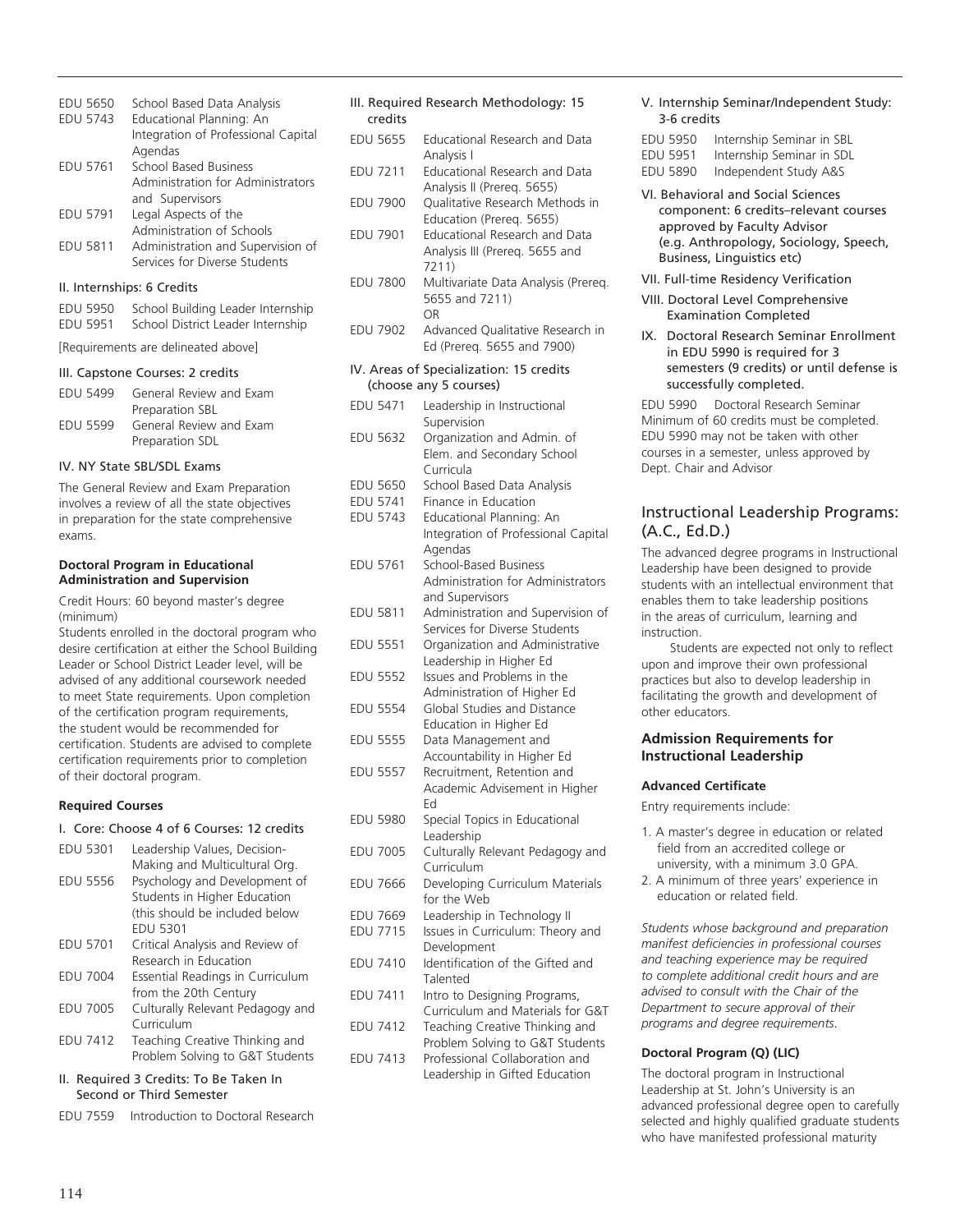| | |
|---|---|
| EDU 5650 | School Based Data Analysis |
| EDU 5743 | Educational Planning: An Integration of Professional Capital Agendas |
| EDU 5761 | School Based Business Administration for Administrators and Supervisors |
| EDU 5791 | Legal Aspects of the Administration of Schools |
| EDU 5811 | Administration and Supervision of Services for Diverse Students |

II. Internships: 6 Credits

| | |
|---|---|
| EDU 5950 | School Building Leader Internship |
| EDU 5951 | School District Leader Internship |

[Requirements are delineated above]

III. Capstone Courses: 2 credits

| | |
|---|---|
| EDU 5499 | General Review and Exam Preparation SBL |
| EDU 5599 | General Review and Exam Preparation SDL |

IV. NY State SBL/SDL Exams

The General Review and Exam Preparation involves a review of all the state objectives in preparation for the state comprehensive exams.

**Doctoral Program in Educational Administration and Supervision**

Credit Hours: 60 beyond master's degree (minimum)

Students enrolled in the doctoral program who desire certification at either the School Building Leader or School District Leader level, will be advised of any additional coursework needed to meet State requirements. Upon completion of the certification program requirements, the student would be recommended for certification. Students are advised to complete certification requirements prior to completion of their doctoral program.

**Required Courses**

I. Core: Choose 4 of 6 Courses: 12 credits

| | |
|---|---|
| EDU 5301 | Leadership Values, Decision-Making and Multicultural Org. |
| EDU 5556 | Psychology and Development of Students in Higher Education (this should be included below EDU 5301 |
| EDU 5701 | Critical Analysis and Review of Research in Education |
| EDU 7004 | Essential Readings in Curriculum from the 20th Century |
| EDU 7005 | Culturally Relevant Pedagogy and Curriculum |
| EDU 7412 | Teaching Creative Thinking and Problem Solving to G&T Students |

II. Required 3 Credits: To Be Taken In Second or Third Semester

| | |
|---|---|
| EDU 7559 | Introduction to Doctoral Research |

III. Required Research Methodology: 15 credits

| | |
|---|---|
| EDU 5655 | Educational Research and Data Analysis I |
| EDU 7211 | Educational Research and Data Analysis II (Prereq. 5655) |
| EDU 7900 | Qualitative Research Methods in Education (Prereq. 5655) |
| EDU 7901 | Educational Research and Data Analysis III (Prereq. 5655 and 7211) |
| EDU 7800 | Multivariate Data Analysis (Prereq. 5655 and 7211) OR |
| EDU 7902 | Advanced Qualitative Research in Ed (Prereq. 5655 and 7900) |

IV. Areas of Specialization: 15 credits (choose any 5 courses)

| | |
|---|---|
| EDU 5471 | Leadership in Instructional Supervision |
| EDU 5632 | Organization and Admin. of Elem. and Secondary School Curricula |
| EDU 5650 | School Based Data Analysis |
| EDU 5741 | Finance in Education |
| EDU 5743 | Educational Planning: An Integration of Professional Capital Agendas |
| EDU 5761 | School-Based Business Administration for Administrators and Supervisors |
| EDU 5811 | Administration and Supervision of Services for Diverse Students |
| EDU 5551 | Organization and Administrative Leadership in Higher Ed |
| EDU 5552 | Issues and Problems in the Administration of Higher Ed |
| EDU 5554 | Global Studies and Distance Education in Higher Ed |
| EDU 5555 | Data Management and Accountability in Higher Ed |
| EDU 5557 | Recruitment, Retention and Academic Advisement in Higher Ed |
| EDU 5980 | Special Topics in Educational Leadership |
| EDU 7005 | Culturally Relevant Pedagogy and Curriculum |
| EDU 7666 | Developing Curriculum Materials for the Web |
| EDU 7669 | Leadership in Technology II |
| EDU 7715 | Issues in Curriculum: Theory and Development |
| EDU 7410 | Identification of the Gifted and Talented |
| EDU 7411 | Intro to Designing Programs, Curriculum and Materials for G&T |
| EDU 7412 | Teaching Creative Thinking and Problem Solving to G&T Students |
| EDU 7413 | Professional Collaboration and Leadership in Gifted Education |

V. Internship Seminar/Independent Study: 3-6 credits

| | |
|---|---|
| EDU 5950 | Internship Seminar in SBL |
| EDU 5951 | Internship Seminar in SDL |
| EDU 5890 | Independent Study A&S |

VI. Behavioral and Social Sciences component: 6 credits–relevant courses approved by Faculty Advisor (e.g. Anthropology, Sociology, Speech, Business, Linguistics etc)

VII. Full-time Residency Verification

VIII. Doctoral Level Comprehensive Examination Completed

IX. Doctoral Research Seminar Enrollment in EDU 5990 is required for 3 semesters (9 credits) or until defense is successfully completed.

EDU 5990 Doctoral Research Seminar
Minimum of 60 credits must be completed. EDU 5990 may not be taken with other courses in a semester, unless approved by Dept. Chair and Advisor

## Instructional Leadership Programs: (A.C., Ed.D.)

The advanced degree programs in Instructional Leadership have been designed to provide students with an intellectual environment that enables them to take leadership positions in the areas of curriculum, learning and instruction.

Students are expected not only to reflect upon and improve their own professional practices but also to develop leadership in facilitating the growth and development of other educators.

### Admission Requirements for Instructional Leadership

**Advanced Certificate**

Entry requirements include:

1. A master's degree in education or related field from an accredited college or university, with a minimum 3.0 GPA.
2. A minimum of three years' experience in education or related field.

*Students whose background and preparation manifest deficiencies in professional courses and teaching experience may be required to complete additional credit hours and are advised to consult with the Chair of the Department to secure approval of their programs and degree requirements.*

**Doctoral Program (Q) (LIC)**

The doctoral program in Instructional Leadership at St. John's University is an advanced professional degree open to carefully selected and highly qualified graduate students who have manifested professional maturity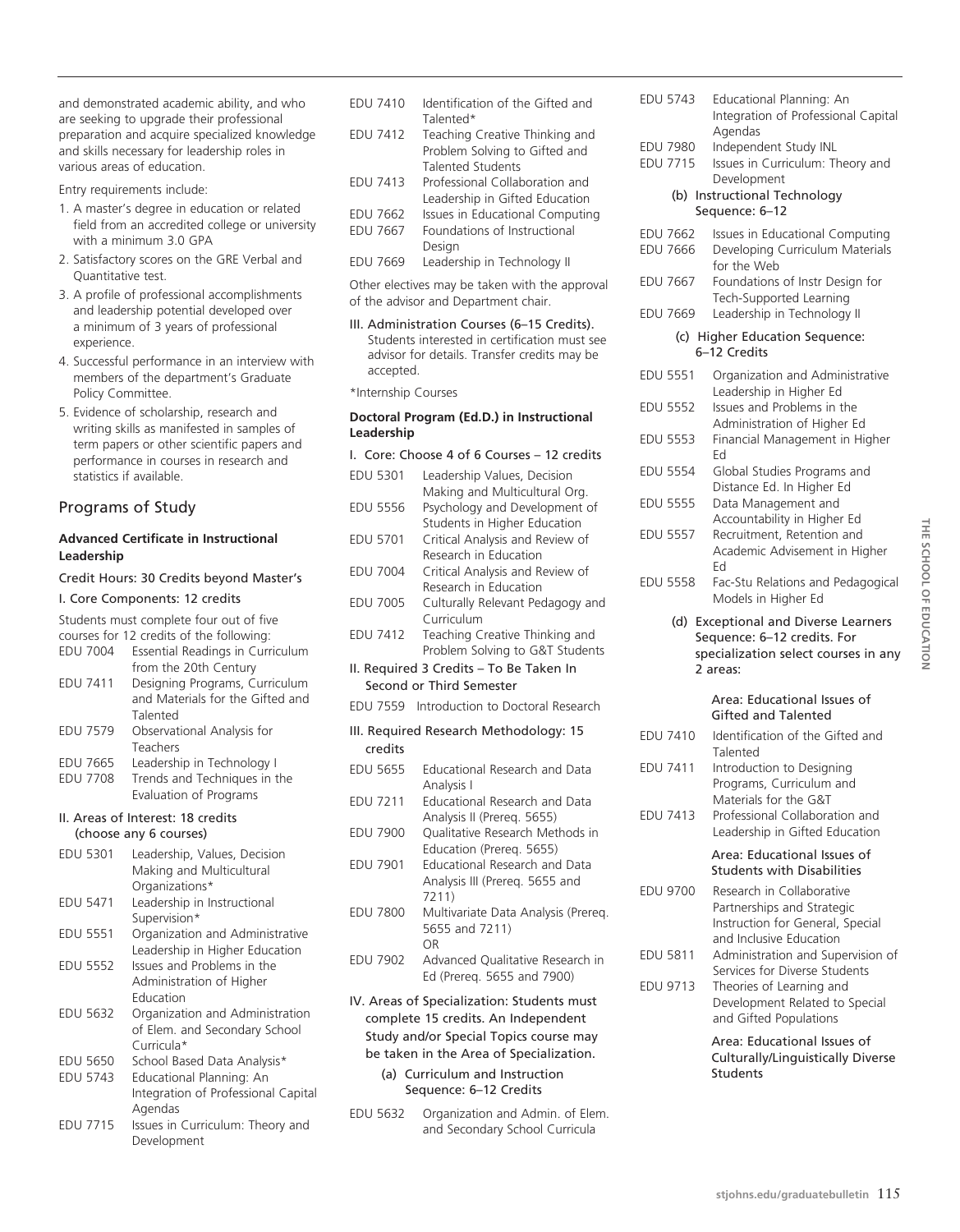and demonstrated academic ability, and who are seeking to upgrade their professional preparation and acquire specialized knowledge and skills necessary for leadership roles in various areas of education.

Entry requirements include:

1. A master's degree in education or related field from an accredited college or university with a minimum 3.0 GPA
2. Satisfactory scores on the GRE Verbal and Quantitative test.
3. A profile of professional accomplishments and leadership potential developed over a minimum of 3 years of professional experience.
4. Successful performance in an interview with members of the department's Graduate Policy Committee.
5. Evidence of scholarship, research and writing skills as manifested in samples of term papers or other scientific papers and performance in courses in research and statistics if available.

## Programs of Study

### Advanced Certificate in Instructional Leadership

Credit Hours: 30 Credits beyond Master's

I. Core Components: 12 credits

Students must complete four out of five courses for 12 credits of the following:

- EDU 7004 Essential Readings in Curriculum from the 20th Century
- EDU 7411 Designing Programs, Curriculum and Materials for the Gifted and Talented
- EDU 7579 Observational Analysis for Teachers
- EDU 7665 Leadership in Technology I
- EDU 7708 Trends and Techniques in the Evaluation of Programs

II. Areas of Interest: 18 credits (choose any 6 courses)

- EDU 5301 Leadership, Values, Decision Making and Multicultural Organizations*
- EDU 5471 Leadership in Instructional Supervision*
- EDU 5551 Organization and Administrative Leadership in Higher Education
- EDU 5552 Issues and Problems in the Administration of Higher Education
- EDU 5632 Organization and Administration of Elem. and Secondary School Curricula*
- EDU 5650 School Based Data Analysis*
- EDU 5743 Educational Planning: An Integration of Professional Capital Agendas
- EDU 7715 Issues in Curriculum: Theory and Development
- EDU 7410 Identification of the Gifted and Talented*
- EDU 7412 Teaching Creative Thinking and Problem Solving to Gifted and Talented Students
- EDU 7413 Professional Collaboration and Leadership in Gifted Education
- EDU 7662 Issues in Educational Computing
- EDU 7667 Foundations of Instructional Design
- EDU 7669 Leadership in Technology II

Other electives may be taken with the approval of the advisor and Department chair.

III. Administration Courses (6–15 Credits). Students interested in certification must see advisor for details. Transfer credits may be accepted.

*Internship Courses

### Doctoral Program (Ed.D.) in Instructional Leadership

I. Core: Choose 4 of 6 Courses – 12 credits

- EDU 5301 Leadership Values, Decision Making and Multicultural Org.
- EDU 5556 Psychology and Development of Students in Higher Education
- EDU 5701 Critical Analysis and Review of Research in Education
- EDU 7004 Critical Analysis and Review of Research in Education
- EDU 7005 Culturally Relevant Pedagogy and Curriculum
- EDU 7412 Teaching Creative Thinking and Problem Solving to G&T Students

II. Required 3 Credits – To Be Taken In Second or Third Semester

- EDU 7559 Introduction to Doctoral Research

III. Required Research Methodology: 15 credits

- EDU 5655 Educational Research and Data Analysis I
- EDU 7211 Educational Research and Data Analysis II (Prereq. 5655)
- EDU 7900 Qualitative Research Methods in Education (Prereq. 5655)
- EDU 7901 Educational Research and Data Analysis III (Prereq. 5655 and 7211)
- EDU 7800 Multivariate Data Analysis (Prereq. 5655 and 7211)
  OR
- EDU 7902 Advanced Qualitative Research in Ed (Prereq. 5655 and 7900)

IV. Areas of Specialization: Students must complete 15 credits. An Independent Study and/or Special Topics course may be taken in the Area of Specialization.

(a) Curriculum and Instruction Sequence: 6–12 Credits

- EDU 5632 Organization and Admin. of Elem. and Secondary School Curricula
- EDU 5743 Educational Planning: An Integration of Professional Capital Agendas
- EDU 7980 Independent Study INL
- EDU 7715 Issues in Curriculum: Theory and Development

(b) Instructional Technology Sequence: 6–12

- EDU 7662 Issues in Educational Computing
- EDU 7666 Developing Curriculum Materials for the Web
- EDU 7667 Foundations of Instr Design for Tech-Supported Learning
- EDU 7669 Leadership in Technology II

(c) Higher Education Sequence: 6–12 Credits

- EDU 5551 Organization and Administrative Leadership in Higher Ed
- EDU 5552 Issues and Problems in the Administration of Higher Ed
- EDU 5553 Financial Management in Higher Ed
- EDU 5554 Global Studies Programs and Distance Ed. In Higher Ed
- EDU 5555 Data Management and Accountability in Higher Ed
- EDU 5557 Recruitment, Retention and Academic Advisement in Higher Ed
- EDU 5558 Fac-Stu Relations and Pedagogical Models in Higher Ed

(d) Exceptional and Diverse Learners Sequence: 6–12 credits. For specialization select courses in any 2 areas:

Area: Educational Issues of Gifted and Talented

- EDU 7410 Identification of the Gifted and Talented
- EDU 7411 Introduction to Designing Programs, Curriculum and Materials for the G&T
- EDU 7413 Professional Collaboration and Leadership in Gifted Education

Area: Educational Issues of Students with Disabilities

- EDU 9700 Research in Collaborative Partnerships and Strategic Instruction for General, Special and Inclusive Education
- EDU 5811 Administration and Supervision of Services for Diverse Students
- EDU 9713 Theories of Learning and Development Related to Special and Gifted Populations

Area: Educational Issues of Culturally/Linguistically Diverse Students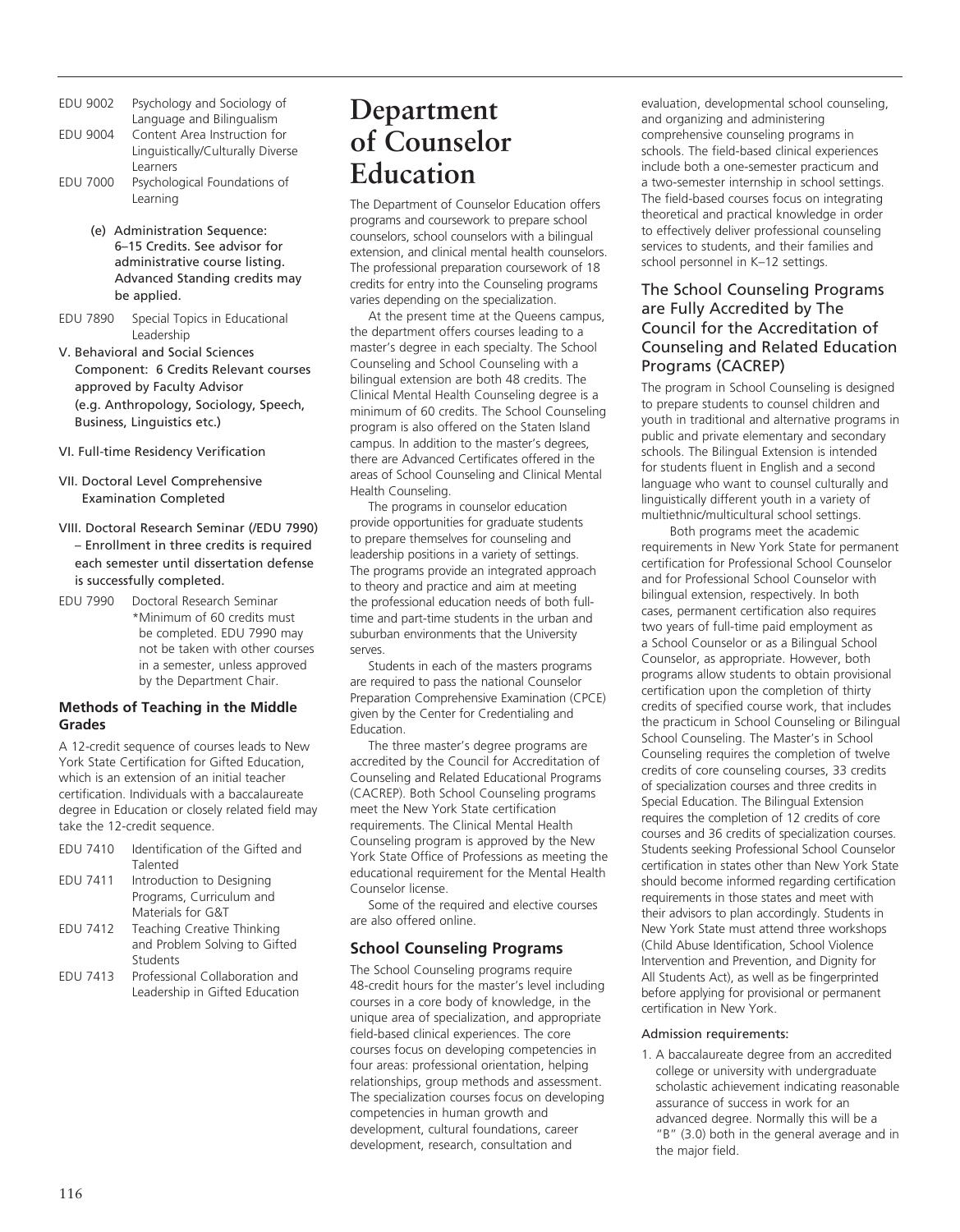| | |
|---|---|
| EDU 9002 | Psychology and Sociology of Language and Bilingualism |
| EDU 9004 | Content Area Instruction for Linguistically/Culturally Diverse Learners |
| EDU 7000 | Psychological Foundations of Learning |

**(e) Administration Sequence: 6–15 Credits. See advisor for administrative course listing. Advanced Standing credits may be applied.**

| | |
|---|---|
| EDU 7890 | Special Topics in Educational Leadership |

**V. Behavioral and Social Sciences Component: 6 Credits Relevant courses approved by Faculty Advisor (e.g. Anthropology, Sociology, Speech, Business, Linguistics etc.)**

**VI. Full-time Residency Verification**

**VII. Doctoral Level Comprehensive Examination Completed**

**VIII. Doctoral Research Seminar (/EDU 7990) – Enrollment in three credits is required each semester until dissertation defense is successfully completed.**

| | |
|---|---|
| EDU 7990 | Doctoral Research Seminar *Minimum of 60 credits must be completed. EDU 7990 may not be taken with other courses in a semester, unless approved by the Department Chair. |

### Methods of Teaching in the Middle Grades

A 12-credit sequence of courses leads to New York State Certification for Gifted Education, which is an extension of an initial teacher certification. Individuals with a baccalaureate degree in Education or closely related field may take the 12-credit sequence.

| | |
|---|---|
| EDU 7410 | Identification of the Gifted and Talented |
| EDU 7411 | Introduction to Designing Programs, Curriculum and Materials for G&T |
| EDU 7412 | Teaching Creative Thinking and Problem Solving to Gifted Students |
| EDU 7413 | Professional Collaboration and Leadership in Gifted Education |

# Department of Counselor Education

The Department of Counselor Education offers programs and coursework to prepare school counselors, school counselors with a bilingual extension, and clinical mental health counselors. The professional preparation coursework of 18 credits for entry into the Counseling programs varies depending on the specialization.

At the present time at the Queens campus, the department offers courses leading to a master's degree in each specialty. The School Counseling and School Counseling with a bilingual extension are both 48 credits. The Clinical Mental Health Counseling degree is a minimum of 60 credits. The School Counseling program is also offered on the Staten Island campus. In addition to the master's degrees, there are Advanced Certificates offered in the areas of School Counseling and Clinical Mental Health Counseling.

The programs in counselor education provide opportunities for graduate students to prepare themselves for counseling and leadership positions in a variety of settings. The programs provide an integrated approach to theory and practice and aim at meeting the professional education needs of both full-time and part-time students in the urban and suburban environments that the University serves.

Students in each of the masters programs are required to pass the national Counselor Preparation Comprehensive Examination (CPCE) given by the Center for Credentialing and Education.

The three master's degree programs are accredited by the Council for Accreditation of Counseling and Related Educational Programs (CACREP). Both School Counseling programs meet the New York State certification requirements. The Clinical Mental Health Counseling program is approved by the New York State Office of Professions as meeting the educational requirement for the Mental Health Counselor license.

Some of the required and elective courses are also offered online.

### School Counseling Programs

The School Counseling programs require 48-credit hours for the master's level including courses in a core body of knowledge, in the unique area of specialization, and appropriate field-based clinical experiences. The core courses focus on developing competencies in four areas: professional orientation, helping relationships, group methods and assessment. The specialization courses focus on developing competencies in human growth and development, cultural foundations, career development, research, consultation and evaluation, developmental school counseling, and organizing and administering comprehensive counseling programs in schools. The field-based clinical experiences include both a one-semester practicum and a two-semester internship in school settings. The field-based courses focus on integrating theoretical and practical knowledge in order to effectively deliver professional counseling services to students, and their families and school personnel in K–12 settings.

### The School Counseling Programs are Fully Accredited by The Council for the Accreditation of Counseling and Related Education Programs (CACREP)

The program in School Counseling is designed to prepare students to counsel children and youth in traditional and alternative programs in public and private elementary and secondary schools. The Bilingual Extension is intended for students fluent in English and a second language who want to counsel culturally and linguistically different youth in a variety of multiethnic/multicultural school settings.

Both programs meet the academic requirements in New York State for permanent certification for Professional School Counselor and for Professional School Counselor with bilingual extension, respectively. In both cases, permanent certification also requires two years of full-time paid employment as a School Counselor or as a Bilingual School Counselor, as appropriate. However, both programs allow students to obtain provisional certification upon the completion of thirty credits of specified course work, that includes the practicum in School Counseling or Bilingual School Counseling. The Master's in School Counseling requires the completion of twelve credits of core counseling courses, 33 credits of specialization courses and three credits in Special Education. The Bilingual Extension requires the completion of 12 credits of core courses and 36 credits of specialization courses. Students seeking Professional School Counselor certification in states other than New York State should become informed regarding certification requirements in those states and meet with their advisors to plan accordingly. Students in New York State must attend three workshops (Child Abuse Identification, School Violence Intervention and Prevention, and Dignity for All Students Act), as well as be fingerprinted before applying for provisional or permanent certification in New York.

Admission requirements:

1. A baccalaureate degree from an accredited college or university with undergraduate scholastic achievement indicating reasonable assurance of success in work for an advanced degree. Normally this will be a "B" (3.0) both in the general average and in the major field.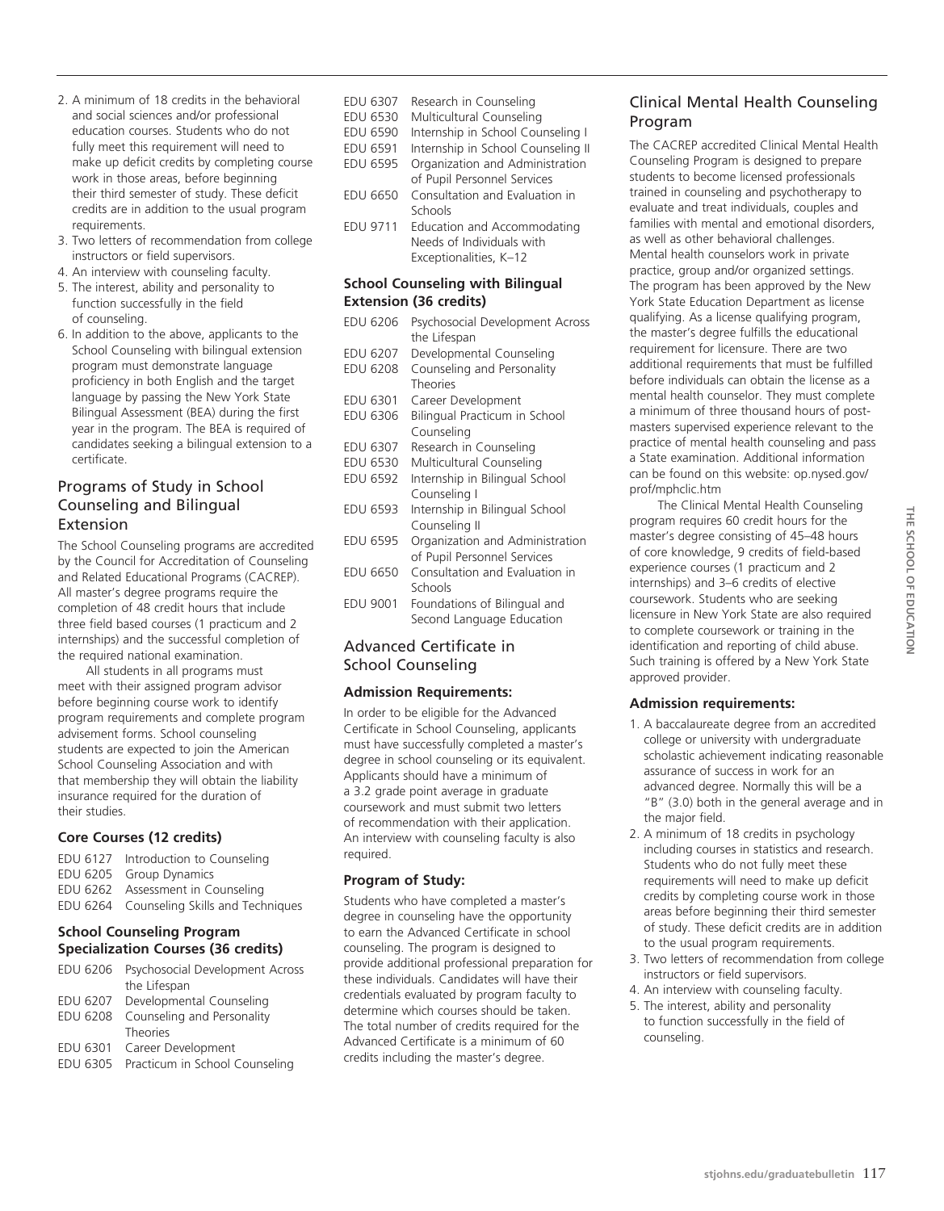2. A minimum of 18 credits in the behavioral and social sciences and/or professional education courses. Students who do not fully meet this requirement will need to make up deficit credits by completing course work in those areas, before beginning their third semester of study. These deficit credits are in addition to the usual program requirements.
3. Two letters of recommendation from college instructors or field supervisors.
4. An interview with counseling faculty.
5. The interest, ability and personality to function successfully in the field of counseling.
6. In addition to the above, applicants to the School Counseling with bilingual extension program must demonstrate language proficiency in both English and the target language by passing the New York State Bilingual Assessment (BEA) during the first year in the program. The BEA is required of candidates seeking a bilingual extension to a certificate.

## Programs of Study in School Counseling and Bilingual Extension

The School Counseling programs are accredited by the Council for Accreditation of Counseling and Related Educational Programs (CACREP). All master's degree programs require the completion of 48 credit hours that include three field based courses (1 practicum and 2 internships) and the successful completion of the required national examination.

All students in all programs must meet with their assigned program advisor before beginning course work to identify program requirements and complete program advisement forms. School counseling students are expected to join the American School Counseling Association and with that membership they will obtain the liability insurance required for the duration of their studies.

**Core Courses (12 credits)**

EDU 6127 Introduction to Counseling
EDU 6205 Group Dynamics
EDU 6262 Assessment in Counseling
EDU 6264 Counseling Skills and Techniques

**School Counseling Program Specialization Courses (36 credits)**

EDU 6206 Psychosocial Development Across the Lifespan
EDU 6207 Developmental Counseling
EDU 6208 Counseling and Personality Theories
EDU 6301 Career Development
EDU 6305 Practicum in School Counseling
EDU 6307 Research in Counseling
EDU 6530 Multicultural Counseling
EDU 6590 Internship in School Counseling I
EDU 6591 Internship in School Counseling II
EDU 6595 Organization and Administration of Pupil Personnel Services
EDU 6650 Consultation and Evaluation in Schools
EDU 9711 Education and Accommodating Needs of Individuals with Exceptionalities, K–12

**School Counseling with Bilingual Extension (36 credits)**

EDU 6206 Psychosocial Development Across the Lifespan
EDU 6207 Developmental Counseling
EDU 6208 Counseling and Personality Theories
EDU 6301 Career Development
EDU 6306 Bilingual Practicum in School Counseling
EDU 6307 Research in Counseling
EDU 6530 Multicultural Counseling
EDU 6592 Internship in Bilingual School Counseling I
EDU 6593 Internship in Bilingual School Counseling II
EDU 6595 Organization and Administration of Pupil Personnel Services
EDU 6650 Consultation and Evaluation in Schools
EDU 9001 Foundations of Bilingual and Second Language Education

## Advanced Certificate in School Counseling

**Admission Requirements:**

In order to be eligible for the Advanced Certificate in School Counseling, applicants must have successfully completed a master's degree in school counseling or its equivalent. Applicants should have a minimum of a 3.2 grade point average in graduate coursework and must submit two letters of recommendation with their application. An interview with counseling faculty is also required.

**Program of Study:**

Students who have completed a master's degree in counseling have the opportunity to earn the Advanced Certificate in school counseling. The program is designed to provide additional professional preparation for these individuals. Candidates will have their credentials evaluated by program faculty to determine which courses should be taken. The total number of credits required for the Advanced Certificate is a minimum of 60 credits including the master's degree.

## Clinical Mental Health Counseling Program

The CACREP accredited Clinical Mental Health Counseling Program is designed to prepare students to become licensed professionals trained in counseling and psychotherapy to evaluate and treat individuals, couples and families with mental and emotional disorders, as well as other behavioral challenges. Mental health counselors work in private practice, group and/or organized settings. The program has been approved by the New York State Education Department as license qualifying. As a license qualifying program, the master's degree fulfills the educational requirement for licensure. There are two additional requirements that must be fulfilled before individuals can obtain the license as a mental health counselor. They must complete a minimum of three thousand hours of post-masters supervised experience relevant to the practice of mental health counseling and pass a State examination. Additional information can be found on this website: op.nysed.gov/prof/mphclic.htm

The Clinical Mental Health Counseling program requires 60 credit hours for the master's degree consisting of 45–48 hours of core knowledge, 9 credits of field-based experience courses (1 practicum and 2 internships) and 3–6 credits of elective coursework. Students who are seeking licensure in New York State are also required to complete coursework or training in the identification and reporting of child abuse. Such training is offered by a New York State approved provider.

**Admission requirements:**

1. A baccalaureate degree from an accredited college or university with undergraduate scholastic achievement indicating reasonable assurance of success in work for an advanced degree. Normally this will be a "B" (3.0) both in the general average and in the major field.
2. A minimum of 18 credits in psychology including courses in statistics and research. Students who do not fully meet these requirements will need to make up deficit credits by completing course work in those areas before beginning their third semester of study. These deficit credits are in addition to the usual program requirements.
3. Two letters of recommendation from college instructors or field supervisors.
4. An interview with counseling faculty.
5. The interest, ability and personality to function successfully in the field of counseling.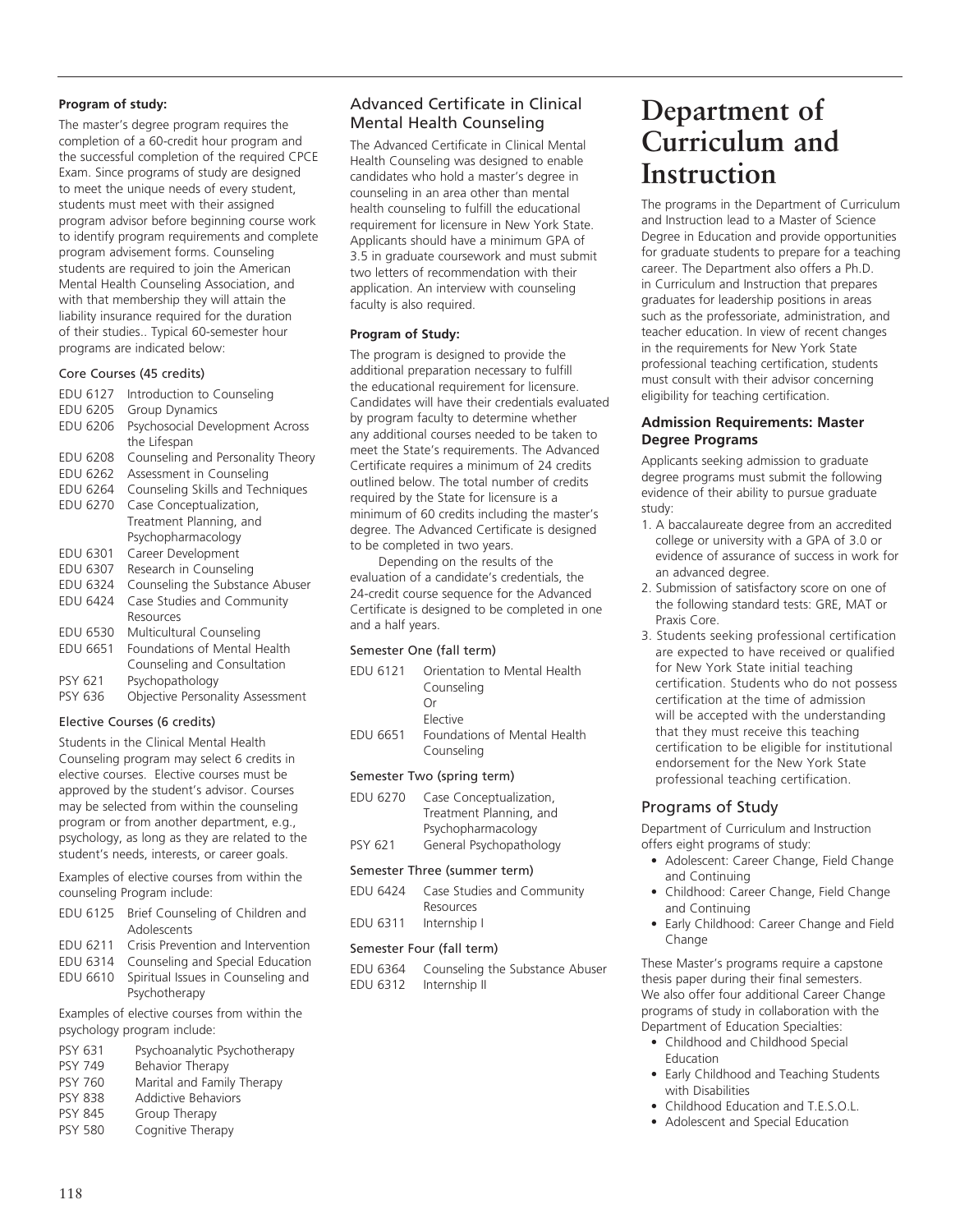**Program of study:**

The master's degree program requires the completion of a 60-credit hour program and the successful completion of the required CPCE Exam. Since programs of study are designed to meet the unique needs of every student, students must meet with their assigned program advisor before beginning course work to identify program requirements and complete program advisement forms. Counseling students are required to join the American Mental Health Counseling Association, and with that membership they will attain the liability insurance required for the duration of their studies.. Typical 60-semester hour programs are indicated below:

#### Core Courses (45 credits)

| | |
|---|---|
| EDU 6127 | Introduction to Counseling |
| EDU 6205 | Group Dynamics |
| EDU 6206 | Psychosocial Development Across the Lifespan |
| EDU 6208 | Counseling and Personality Theory |
| EDU 6262 | Assessment in Counseling |
| EDU 6264 | Counseling Skills and Techniques |
| EDU 6270 | Case Conceptualization, Treatment Planning, and Psychopharmacology |
| EDU 6301 | Career Development |
| EDU 6307 | Research in Counseling |
| EDU 6324 | Counseling the Substance Abuser |
| EDU 6424 | Case Studies and Community Resources |
| EDU 6530 | Multicultural Counseling |
| EDU 6651 | Foundations of Mental Health Counseling and Consultation |
| PSY 621 | Psychopathology |
| PSY 636 | Objective Personality Assessment |

#### Elective Courses (6 credits)

Students in the Clinical Mental Health Counseling program may select 6 credits in elective courses. Elective courses must be approved by the student's advisor. Courses may be selected from within the counseling program or from another department, e.g., psychology, as long as they are related to the student's needs, interests, or career goals.

Examples of elective courses from within the counseling Program include:

| | |
|---|---|
| EDU 6125 | Brief Counseling of Children and Adolescents |
| EDU 6211 | Crisis Prevention and Intervention |
| EDU 6314 | Counseling and Special Education |
| EDU 6610 | Spiritual Issues in Counseling and Psychotherapy |

Examples of elective courses from within the psychology program include:

| | |
|---|---|
| PSY 631 | Psychoanalytic Psychotherapy |
| PSY 749 | Behavior Therapy |
| PSY 760 | Marital and Family Therapy |
| PSY 838 | Addictive Behaviors |
| PSY 845 | Group Therapy |
| PSY 580 | Cognitive Therapy |

## Advanced Certificate in Clinical Mental Health Counseling

The Advanced Certificate in Clinical Mental Health Counseling was designed to enable candidates who hold a master's degree in counseling in an area other than mental health counseling to fulfill the educational requirement for licensure in New York State. Applicants should have a minimum GPA of 3.5 in graduate coursework and must submit two letters of recommendation with their application. An interview with counseling faculty is also required.

**Program of Study:**

The program is designed to provide the additional preparation necessary to fulfill the educational requirement for licensure. Candidates will have their credentials evaluated by program faculty to determine whether any additional courses needed to be taken to meet the State's requirements. The Advanced Certificate requires a minimum of 24 credits outlined below. The total number of credits required by the State for licensure is a minimum of 60 credits including the master's degree. The Advanced Certificate is designed to be completed in two years.

Depending on the results of the evaluation of a candidate's credentials, the 24-credit course sequence for the Advanced Certificate is designed to be completed in one and a half years.

#### Semester One (fall term)

| | |
|---|---|
| EDU 6121 | Orientation to Mental Health Counseling Or Elective |
| EDU 6651 | Foundations of Mental Health Counseling |

#### Semester Two (spring term)

| | |
|---|---|
| EDU 6270 | Case Conceptualization, Treatment Planning, and Psychopharmacology |
| PSY 621 | General Psychopathology |

#### Semester Three (summer term)

| | |
|---|---|
| EDU 6424 | Case Studies and Community Resources |
| EDU 6311 | Internship I |

#### Semester Four (fall term)

| | |
|---|---|
| EDU 6364 | Counseling the Substance Abuser |
| EDU 6312 | Internship II |

# Department of Curriculum and Instruction

The programs in the Department of Curriculum and Instruction lead to a Master of Science Degree in Education and provide opportunities for graduate students to prepare for a teaching career. The Department also offers a Ph.D. in Curriculum and Instruction that prepares graduates for leadership positions in areas such as the professoriate, administration, and teacher education. In view of recent changes in the requirements for New York State professional teaching certification, students must consult with their advisor concerning eligibility for teaching certification.

### Admission Requirements: Master Degree Programs

Applicants seeking admission to graduate degree programs must submit the following evidence of their ability to pursue graduate study:

1. A baccalaureate degree from an accredited college or university with a GPA of 3.0 or evidence of assurance of success in work for an advanced degree.
2. Submission of satisfactory score on one of the following standard tests: GRE, MAT or Praxis Core.
3. Students seeking professional certification are expected to have received or qualified for New York State initial teaching certification. Students who do not possess certification at the time of admission will be accepted with the understanding that they must receive this teaching certification to be eligible for institutional endorsement for the New York State professional teaching certification.

## Programs of Study

Department of Curriculum and Instruction offers eight programs of study:

- Adolescent: Career Change, Field Change and Continuing
- Childhood: Career Change, Field Change and Continuing
- Early Childhood: Career Change and Field Change

These Master's programs require a capstone thesis paper during their final semesters. We also offer four additional Career Change programs of study in collaboration with the Department of Education Specialties:

- Childhood and Childhood Special Education
- Early Childhood and Teaching Students with Disabilities
- Childhood Education and T.E.S.O.L.
- Adolescent and Special Education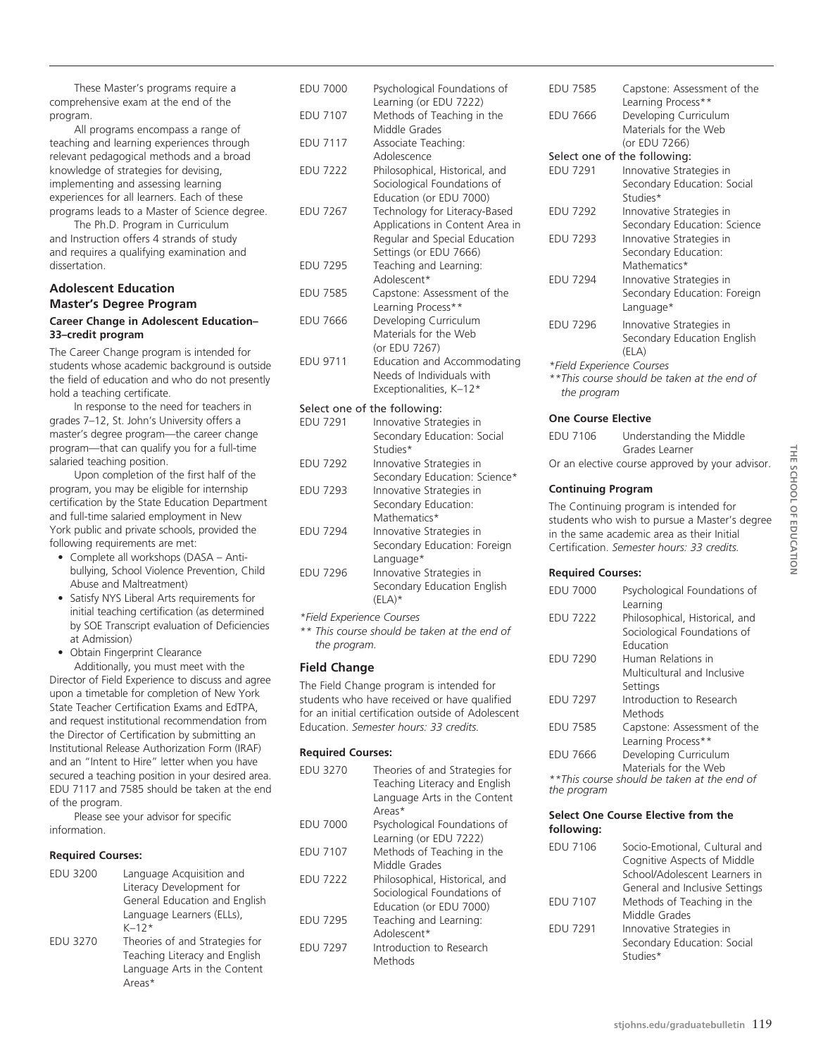These Master's programs require a comprehensive exam at the end of the program.

All programs encompass a range of teaching and learning experiences through relevant pedagogical methods and a broad knowledge of strategies for devising, implementing and assessing learning experiences for all learners. Each of these programs leads to a Master of Science degree.

The Ph.D. Program in Curriculum and Instruction offers 4 strands of study and requires a qualifying examination and dissertation.

### Adolescent Education Master's Degree Program

#### Career Change in Adolescent Education–33–credit program

The Career Change program is intended for students whose academic background is outside the field of education and who do not presently hold a teaching certificate.

In response to the need for teachers in grades 7–12, St. John's University offers a master's degree program—the career change program—that can qualify you for a full-time salaried teaching position.

Upon completion of the first half of the program, you may be eligible for internship certification by the State Education Department and full-time salaried employment in New York public and private schools, provided the following requirements are met:

- Complete all workshops (DASA – Anti-bullying, School Violence Prevention, Child Abuse and Maltreatment)
- Satisfy NYS Liberal Arts requirements for initial teaching certification (as determined by SOE Transcript evaluation of Deficiencies at Admission)
- Obtain Fingerprint Clearance

Additionally, you must meet with the Director of Field Experience to discuss and agree upon a timetable for completion of New York State Teacher Certification Exams and EdTPA, and request institutional recommendation from the Director of Certification by submitting an Institutional Release Authorization Form (IRAF) and an "Intent to Hire" letter when you have secured a teaching position in your desired area. EDU 7117 and 7585 should be taken at the end of the program.

Please see your advisor for specific information.

**Required Courses:**

| | |
|---|---|
| EDU 3200 | Language Acquisition and Literacy Development for General Education and English Language Learners (ELLs), K–12* |
| EDU 3270 | Theories of and Strategies for Teaching Literacy and English Language Arts in the Content Areas* |
| EDU 7000 | Psychological Foundations of Learning (or EDU 7222) |
| EDU 7107 | Methods of Teaching in the Middle Grades |
| EDU 7117 | Associate Teaching: Adolescence |
| EDU 7222 | Philosophical, Historical, and Sociological Foundations of Education (or EDU 7000) |
| EDU 7267 | Technology for Literacy-Based Applications in Content Area in Regular and Special Education Settings (or EDU 7666) |
| EDU 7295 | Teaching and Learning: Adolescent* |
| EDU 7585 | Capstone: Assessment of the Learning Process** |
| EDU 7666 | Developing Curriculum Materials for the Web (or EDU 7267) |
| EDU 9711 | Education and Accommodating Needs of Individuals with Exceptionalities, K–12* |

Select one of the following:

| | |
|---|---|
| EDU 7291 | Innovative Strategies in Secondary Education: Social Studies* |
| EDU 7292 | Innovative Strategies in Secondary Education: Science* |
| EDU 7293 | Innovative Strategies in Secondary Education: Mathematics* |
| EDU 7294 | Innovative Strategies in Secondary Education: Foreign Language* |
| EDU 7296 | Innovative Strategies in Secondary Education English (ELA)* |

*Field Experience Courses*

*\*\* This course should be taken at the end of the program.*

### Field Change

The Field Change program is intended for students who have received or have qualified for an initial certification outside of Adolescent Education. *Semester hours: 33 credits.*

**Required Courses:**

| | |
|---|---|
| EDU 3270 | Theories of and Strategies for Teaching Literacy and English Language Arts in the Content Areas* |
| EDU 7000 | Psychological Foundations of Learning (or EDU 7222) |
| EDU 7107 | Methods of Teaching in the Middle Grades |
| EDU 7222 | Philosophical, Historical, and Sociological Foundations of Education (or EDU 7000) |
| EDU 7295 | Teaching and Learning: Adolescent* |
| EDU 7297 | Introduction to Research Methods |
| EDU 7585 | Capstone: Assessment of the Learning Process** |
| EDU 7666 | Developing Curriculum Materials for the Web (or EDU 7266) |

Select one of the following:

| | |
|---|---|
| EDU 7291 | Innovative Strategies in Secondary Education: Social Studies* |
| EDU 7292 | Innovative Strategies in Secondary Education: Science |
| EDU 7293 | Innovative Strategies in Secondary Education: Mathematics* |
| EDU 7294 | Innovative Strategies in Secondary Education: Foreign Language* |
| EDU 7296 | Innovative Strategies in Secondary Education English (ELA) |

*\*Field Experience Courses*

*\*\*This course should be taken at the end of the program*

**One Course Elective**

| | |
|---|---|
| EDU 7106 | Understanding the Middle Grades Learner |

Or an elective course approved by your advisor.

**Continuing Program**

The Continuing program is intended for students who wish to pursue a Master's degree in the same academic area as their Initial Certification. *Semester hours: 33 credits.*

**Required Courses:**

| | |
|---|---|
| EDU 7000 | Psychological Foundations of Learning |
| EDU 7222 | Philosophical, Historical, and Sociological Foundations of Education |
| EDU 7290 | Human Relations in Multicultural and Inclusive Settings |
| EDU 7297 | Introduction to Research Methods |
| EDU 7585 | Capstone: Assessment of the Learning Process** |
| EDU 7666 | Developing Curriculum Materials for the Web |

*\*\*This course should be taken at the end of the program*

**Select One Course Elective from the following:**

| | |
|---|---|
| EDU 7106 | Socio-Emotional, Cultural and Cognitive Aspects of Middle School/Adolescent Learners in General and Inclusive Settings |
| EDU 7107 | Methods of Teaching in the Middle Grades |
| EDU 7291 | Innovative Strategies in Secondary Education: Social Studies* |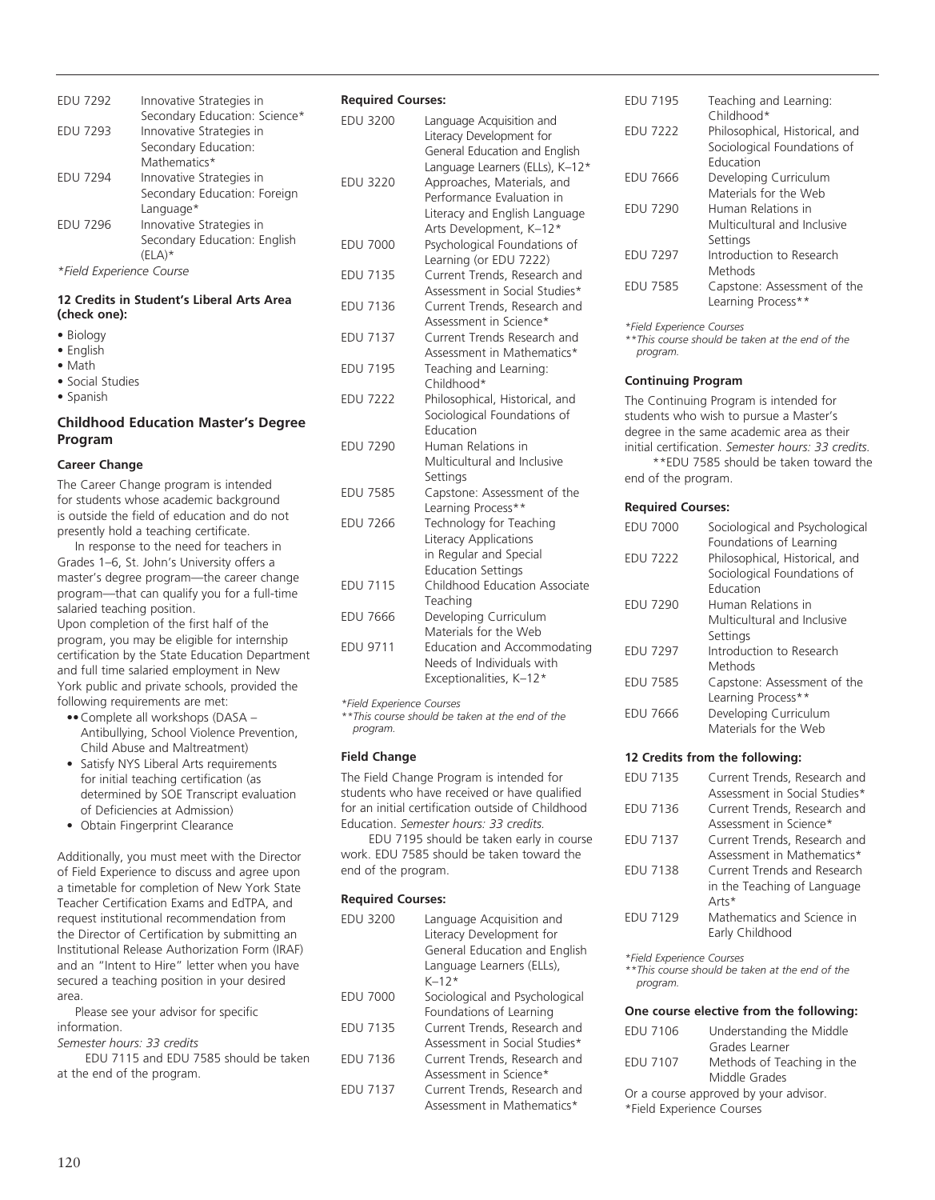| | |
|---|---|
| EDU 7292 | Innovative Strategies in Secondary Education: Science* |
| EDU 7293 | Innovative Strategies in Secondary Education: Mathematics* |
| EDU 7294 | Innovative Strategies in Secondary Education: Foreign Language* |
| EDU 7296 | Innovative Strategies in Secondary Education: English (ELA)* |

*Field Experience Course*

**12 Credits in Student's Liberal Arts Area (check one):**

- Biology
- English
- Math
- Social Studies
- Spanish

### Childhood Education Master's Degree Program

#### Career Change

The Career Change program is intended for students whose academic background is outside the field of education and do not presently hold a teaching certificate.

In response to the need for teachers in Grades 1–6, St. John's University offers a master's degree program—the career change program—that can qualify you for a full-time salaried teaching position.

Upon completion of the first half of the program, you may be eligible for internship certification by the State Education Department and full time salaried employment in New York public and private schools, provided the following requirements are met:

- Complete all workshops (DASA – Antibullying, School Violence Prevention, Child Abuse and Maltreatment)
- Satisfy NYS Liberal Arts requirements for initial teaching certification (as determined by SOE Transcript evaluation of Deficiencies at Admission)
- Obtain Fingerprint Clearance

Additionally, you must meet with the Director of Field Experience to discuss and agree upon a timetable for completion of New York State Teacher Certification Exams and EdTPA, and request institutional recommendation from the Director of Certification by submitting an Institutional Release Authorization Form (IRAF) and an "Intent to Hire" letter when you have secured a teaching position in your desired area.

Please see your advisor for specific information.

*Semester hours: 33 credits*

EDU 7115 and EDU 7585 should be taken at the end of the program.

**Required Courses:**

| | |
|---|---|
| EDU 3200 | Language Acquisition and Literacy Development for General Education and English Language Learners (ELLs), K–12* |
| EDU 3220 | Approaches, Materials, and Performance Evaluation in Literacy and English Language Arts Development, K–12* |
| EDU 7000 | Psychological Foundations of Learning (or EDU 7222) |
| EDU 7135 | Current Trends, Research and Assessment in Social Studies* |
| EDU 7136 | Current Trends, Research and Assessment in Science* |
| EDU 7137 | Current Trends Research and Assessment in Mathematics* |
| EDU 7195 | Teaching and Learning: Childhood* |
| EDU 7222 | Philosophical, Historical, and Sociological Foundations of Education |
| EDU 7290 | Human Relations in Multicultural and Inclusive Settings |
| EDU 7585 | Capstone: Assessment of the Learning Process** |
| EDU 7266 | Technology for Teaching Literacy Applications in Regular and Special Education Settings |
| EDU 7115 | Childhood Education Associate Teaching |
| EDU 7666 | Developing Curriculum Materials for the Web |
| EDU 9711 | Education and Accommodating Needs of Individuals with Exceptionalities, K–12* |

*Field Experience Courses*
***This course should be taken at the end of the program.*

#### Field Change

The Field Change Program is intended for students who have received or have qualified for an initial certification outside of Childhood Education. *Semester hours: 33 credits.*

EDU 7195 should be taken early in course work. EDU 7585 should be taken toward the end of the program.

**Required Courses:**

| | |
|---|---|
| EDU 3200 | Language Acquisition and Literacy Development for General Education and English Language Learners (ELLs), K–12* |
| EDU 7000 | Sociological and Psychological Foundations of Learning |
| EDU 7135 | Current Trends, Research and Assessment in Social Studies* |
| EDU 7136 | Current Trends, Research and Assessment in Science* |
| EDU 7137 | Current Trends, Research and Assessment in Mathematics* |
| EDU 7195 | Teaching and Learning: Childhood* |
| EDU 7222 | Philosophical, Historical, and Sociological Foundations of Education |
| EDU 7666 | Developing Curriculum Materials for the Web |
| EDU 7290 | Human Relations in Multicultural and Inclusive Settings |
| EDU 7297 | Introduction to Research Methods |
| EDU 7585 | Capstone: Assessment of the Learning Process** |

*Field Experience Courses*
***This course should be taken at the end of the program.*

#### Continuing Program

The Continuing Program is intended for students who wish to pursue a Master's degree in the same academic area as their initial certification. *Semester hours: 33 credits.*

**EDU 7585 should be taken toward the end of the program.

**Required Courses:**

| | |
|---|---|
| EDU 7000 | Sociological and Psychological Foundations of Learning |
| EDU 7222 | Philosophical, Historical, and Sociological Foundations of Education |
| EDU 7290 | Human Relations in Multicultural and Inclusive Settings |
| EDU 7297 | Introduction to Research Methods |
| EDU 7585 | Capstone: Assessment of the Learning Process** |
| EDU 7666 | Developing Curriculum Materials for the Web |

**12 Credits from the following:**

| | |
|---|---|
| EDU 7135 | Current Trends, Research and Assessment in Social Studies* |
| EDU 7136 | Current Trends, Research and Assessment in Science* |
| EDU 7137 | Current Trends, Research and Assessment in Mathematics* |
| EDU 7138 | Current Trends and Research in the Teaching of Language Arts* |
| EDU 7129 | Mathematics and Science in Early Childhood |

*Field Experience Courses*
***This course should be taken at the end of the program.*

**One course elective from the following:**

| | |
|---|---|
| EDU 7106 | Understanding the Middle Grades Learner |
| EDU 7107 | Methods of Teaching in the Middle Grades |

Or a course approved by your advisor.
*Field Experience Courses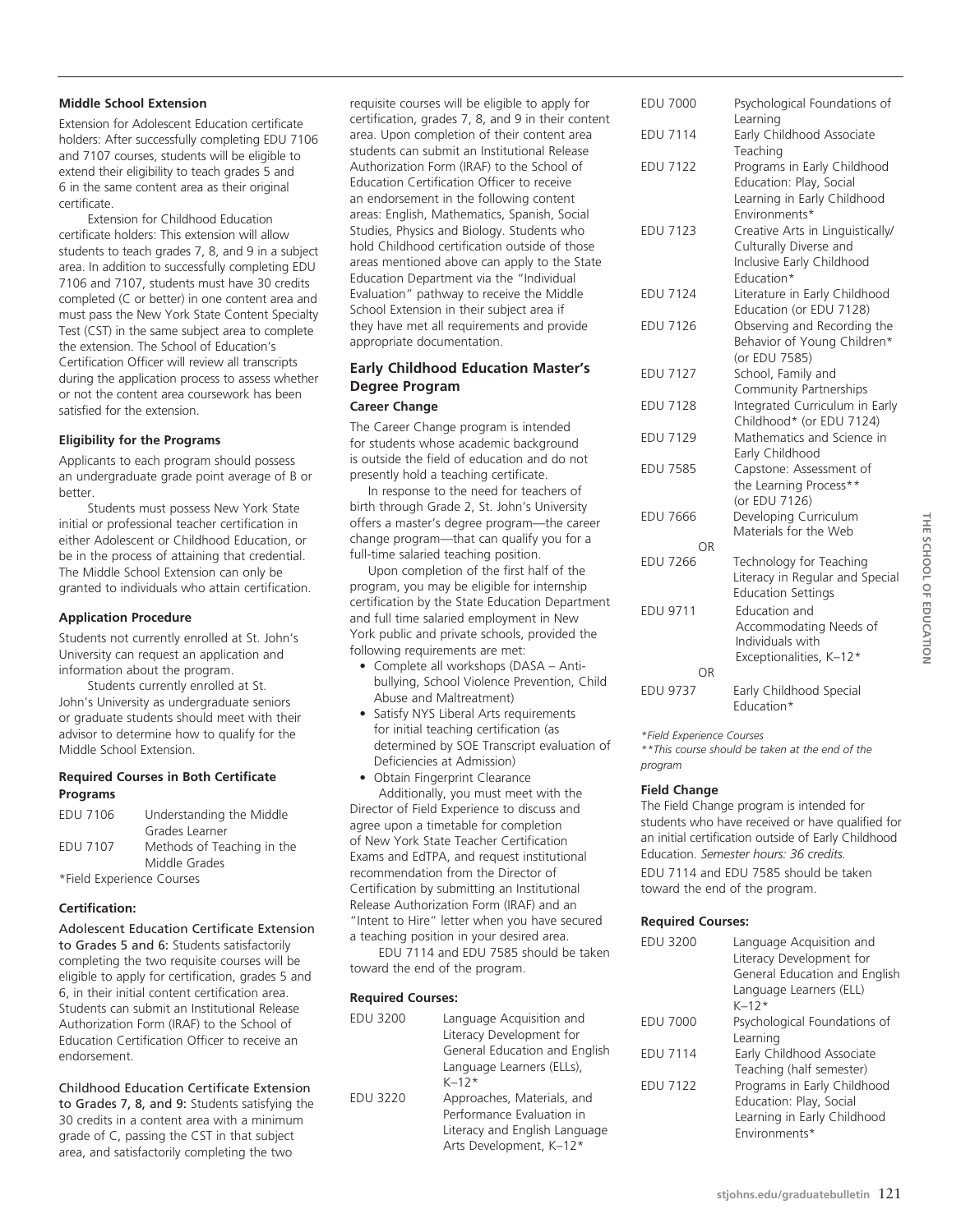**Middle School Extension**

Extension for Adolescent Education certificate holders: After successfully completing EDU 7106 and 7107 courses, students will be eligible to extend their eligibility to teach grades 5 and 6 in the same content area as their original certificate.

Extension for Childhood Education certificate holders: This extension will allow students to teach grades 7, 8, and 9 in a subject area. In addition to successfully completing EDU 7106 and 7107, students must have 30 credits completed (C or better) in one content area and must pass the New York State Content Specialty Test (CST) in the same subject area to complete the extension. The School of Education's Certification Officer will review all transcripts during the application process to assess whether or not the content area coursework has been satisfied for the extension.

**Eligibility for the Programs**

Applicants to each program should possess an undergraduate grade point average of B or better.

Students must possess New York State initial or professional teacher certification in either Adolescent or Childhood Education, or be in the process of attaining that credential. The Middle School Extension can only be granted to individuals who attain certification.

**Application Procedure**

Students not currently enrolled at St. John's University can request an application and information about the program.

Students currently enrolled at St. John's University as undergraduate seniors or graduate students should meet with their advisor to determine how to qualify for the Middle School Extension.

**Required Courses in Both Certificate Programs**

| | |
|---|---|
| EDU 7106 | Understanding the Middle Grades Learner |
| EDU 7107 | Methods of Teaching in the Middle Grades |

*Field Experience Courses

**Certification:**

Adolescent Education Certificate Extension to Grades 5 and 6: Students satisfactorily completing the two requisite courses will be eligible to apply for certification, grades 5 and 6, in their initial content certification area. Students can submit an Institutional Release Authorization Form (IRAF) to the School of Education Certification Officer to receive an endorsement.

Childhood Education Certificate Extension to Grades 7, 8, and 9: Students satisfying the 30 credits in a content area with a minimum grade of C, passing the CST in that subject area, and satisfactorily completing the two requisite courses will be eligible to apply for certification, grades 7, 8, and 9 in their content area. Upon completion of their content area students can submit an Institutional Release Authorization Form (IRAF) to the School of Education Certification Officer to receive an endorsement in the following content areas: English, Mathematics, Spanish, Social Studies, Physics and Biology. Students who hold Childhood certification outside of those areas mentioned above can apply to the State Education Department via the "Individual Evaluation" pathway to receive the Middle School Extension in their subject area if they have met all requirements and provide appropriate documentation.

## Early Childhood Education Master's Degree Program

**Career Change**

The Career Change program is intended for students whose academic background is outside the field of education and do not presently hold a teaching certificate.

In response to the need for teachers of birth through Grade 2, St. John's University offers a master's degree program—the career change program—that can qualify you for a full-time salaried teaching position.

Upon completion of the first half of the program, you may be eligible for internship certification by the State Education Department and full time salaried employment in New York public and private schools, provided the following requirements are met:

- Complete all workshops (DASA – Anti-bullying, School Violence Prevention, Child Abuse and Maltreatment)
- Satisfy NYS Liberal Arts requirements for initial teaching certification (as determined by SOE Transcript evaluation of Deficiencies at Admission)
- Obtain Fingerprint Clearance

Additionally, you must meet with the Director of Field Experience to discuss and agree upon a timetable for completion of New York State Teacher Certification Exams and EdTPA, and request institutional recommendation from the Director of Certification by submitting an Institutional Release Authorization Form (IRAF) and an "Intent to Hire" letter when you have secured a teaching position in your desired area.

EDU 7114 and EDU 7585 should be taken toward the end of the program.

**Required Courses:**

| | |
|---|---|
| EDU 3200 | Language Acquisition and Literacy Development for General Education and English Language Learners (ELLs), K–12* |
| EDU 3220 | Approaches, Materials, and Performance Evaluation in Literacy and English Language Arts Development, K–12* |
| EDU 7000 | Psychological Foundations of Learning |
| EDU 7114 | Early Childhood Associate Teaching |
| EDU 7122 | Programs in Early Childhood Education: Play, Social Learning in Early Childhood Environments* |
| EDU 7123 | Creative Arts in Linguistically/ Culturally Diverse and Inclusive Early Childhood Education* |
| EDU 7124 | Literature in Early Childhood Education (or EDU 7128) |
| EDU 7126 | Observing and Recording the Behavior of Young Children* (or EDU 7585) |
| EDU 7127 | School, Family and Community Partnerships |
| EDU 7128 | Integrated Curriculum in Early Childhood* (or EDU 7124) |
| EDU 7129 | Mathematics and Science in Early Childhood |
| EDU 7585 | Capstone: Assessment of the Learning Process** (or EDU 7126) |
| EDU 7666 | Developing Curriculum Materials for the Web |
| OR | |
| EDU 7266 | Technology for Teaching Literacy in Regular and Special Education Settings |
| EDU 9711 | Education and Accommodating Needs of Individuals with Exceptionalities, K–12* |
| OR | |
| EDU 9737 | Early Childhood Special Education* |

*\*Field Experience Courses*

*\*\*This course should be taken at the end of the program*

**Field Change**

The Field Change program is intended for students who have received or have qualified for an initial certification outside of Early Childhood Education. *Semester hours: 36 credits.*

EDU 7114 and EDU 7585 should be taken toward the end of the program.

**Required Courses:**

| | |
|---|---|
| EDU 3200 | Language Acquisition and Literacy Development for General Education and English Language Learners (ELL) K–12* |
| EDU 7000 | Psychological Foundations of Learning |
| EDU 7114 | Early Childhood Associate Teaching (half semester) |
| EDU 7122 | Programs in Early Childhood Education: Play, Social Learning in Early Childhood Environments* |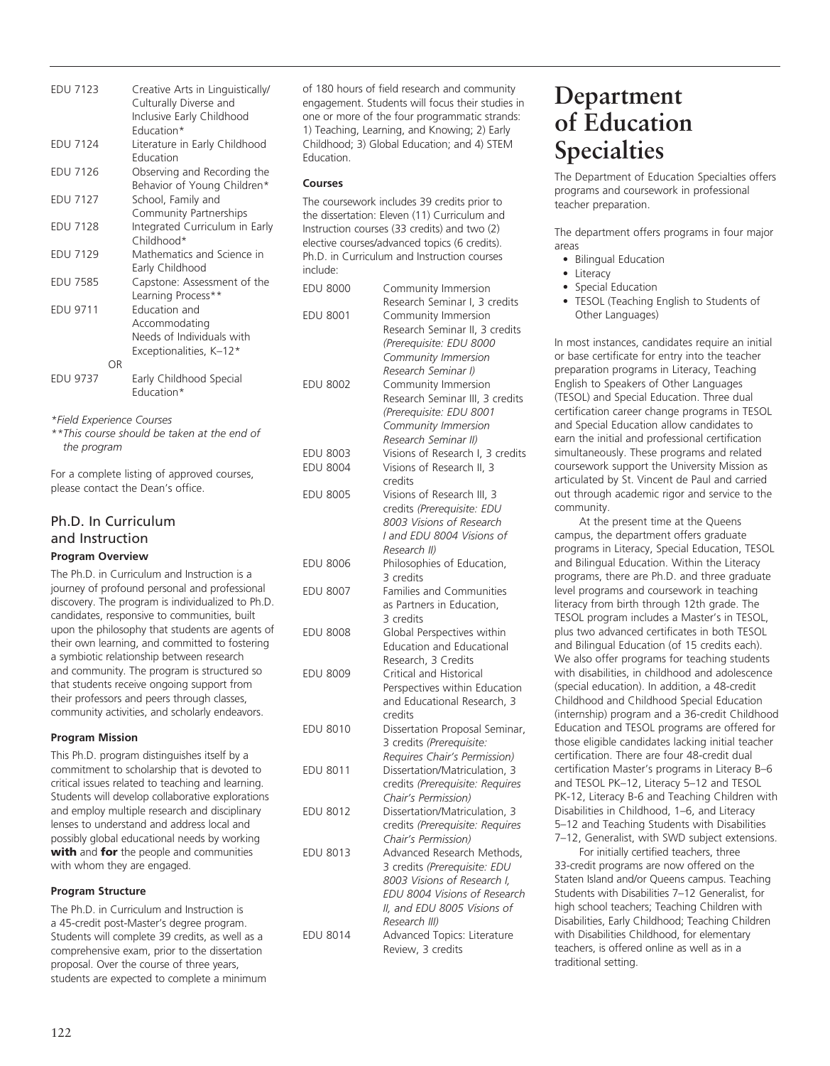| | |
|---|---|
| EDU 7123 | Creative Arts in Linguistically/ Culturally Diverse and Inclusive Early Childhood Education* |
| EDU 7124 | Literature in Early Childhood Education |
| EDU 7126 | Observing and Recording the Behavior of Young Children* |
| EDU 7127 | School, Family and Community Partnerships |
| EDU 7128 | Integrated Curriculum in Early Childhood* |
| EDU 7129 | Mathematics and Science in Early Childhood |
| EDU 7585 | Capstone: Assessment of the Learning Process** |
| EDU 9711 | Education and Accommodating Needs of Individuals with Exceptionalities, K–12* |
| OR | |
| EDU 9737 | Early Childhood Special Education* |

*Field Experience Courses

**This course should be taken at the end of the program

For a complete listing of approved courses, please contact the Dean's office.

## Ph.D. In Curriculum and Instruction

#### Program Overview

The Ph.D. in Curriculum and Instruction is a journey of profound personal and professional discovery. The program is individualized to Ph.D. candidates, responsive to communities, built upon the philosophy that students are agents of their own learning, and committed to fostering a symbiotic relationship between research and community. The program is structured so that students receive ongoing support from their professors and peers through classes, community activities, and scholarly endeavors.

#### Program Mission

This Ph.D. program distinguishes itself by a commitment to scholarship that is devoted to critical issues related to teaching and learning. Students will develop collaborative explorations and employ multiple research and disciplinary lenses to understand and address local and possibly global educational needs by working **with** and **for** the people and communities with whom they are engaged.

#### Program Structure

The Ph.D. in Curriculum and Instruction is a 45-credit post-Master's degree program. Students will complete 39 credits, as well as a comprehensive exam, prior to the dissertation proposal. Over the course of three years, students are expected to complete a minimum of 180 hours of field research and community engagement. Students will focus their studies in one or more of the four programmatic strands: 1) Teaching, Learning, and Knowing; 2) Early Childhood; 3) Global Education; and 4) STEM Education.

#### Courses

The coursework includes 39 credits prior to the dissertation: Eleven (11) Curriculum and Instruction courses (33 credits) and two (2) elective courses/advanced topics (6 credits). Ph.D. in Curriculum and Instruction courses include:

| | |
|---|---|
| EDU 8000 | Community Immersion Research Seminar I, 3 credits |
| EDU 8001 | Community Immersion Research Seminar II, 3 credits *(Prerequisite: EDU 8000 Community Immersion Research Seminar I)* |
| EDU 8002 | Community Immersion Research Seminar III, 3 credits *(Prerequisite: EDU 8001 Community Immersion Research Seminar II)* |
| EDU 8003 | Visions of Research I, 3 credits |
| EDU 8004 | Visions of Research II, 3 credits |
| EDU 8005 | Visions of Research III, 3 credits *(Prerequisite: EDU 8003 Visions of Research I and EDU 8004 Visions of Research II)* |
| EDU 8006 | Philosophies of Education, 3 credits |
| EDU 8007 | Families and Communities as Partners in Education, 3 credits |
| EDU 8008 | Global Perspectives within Education and Educational Research, 3 Credits |
| EDU 8009 | Critical and Historical Perspectives within Education and Educational Research, 3 credits |
| EDU 8010 | Dissertation Proposal Seminar, 3 credits *(Prerequisite: Requires Chair's Permission)* |
| EDU 8011 | Dissertation/Matriculation, 3 credits *(Prerequisite: Requires Chair's Permission)* |
| EDU 8012 | Dissertation/Matriculation, 3 credits *(Prerequisite: Requires Chair's Permission)* |
| EDU 8013 | Advanced Research Methods, 3 credits *(Prerequisite: EDU 8003 Visions of Research I, EDU 8004 Visions of Research II, and EDU 8005 Visions of Research III)* |
| EDU 8014 | Advanced Topics: Literature Review, 3 credits |

# Department of Education Specialties

The Department of Education Specialties offers programs and coursework in professional teacher preparation.

The department offers programs in four major areas

- Bilingual Education
- Literacy
- Special Education
- TESOL (Teaching English to Students of Other Languages)

In most instances, candidates require an initial or base certificate for entry into the teacher preparation programs in Literacy, Teaching English to Speakers of Other Languages (TESOL) and Special Education. Three dual certification career change programs in TESOL and Special Education allow candidates to earn the initial and professional certification simultaneously. These programs and related coursework support the University Mission as articulated by St. Vincent de Paul and carried out through academic rigor and service to the community.

At the present time at the Queens campus, the department offers graduate programs in Literacy, Special Education, TESOL and Bilingual Education. Within the Literacy programs, there are Ph.D. and three graduate level programs and coursework in teaching literacy from birth through 12th grade. The TESOL program includes a Master's in TESOL, plus two advanced certificates in both TESOL and Bilingual Education (of 15 credits each). We also offer programs for teaching students with disabilities, in childhood and adolescence (special education). In addition, a 48-credit Childhood and Childhood Special Education (internship) program and a 36-credit Childhood Education and TESOL programs are offered for those eligible candidates lacking initial teacher certification. There are four 48-credit dual certification Master's programs in Literacy B–6 and TESOL PK–12, Literacy 5–12 and TESOL PK-12, Literacy B-6 and Teaching Children with Disabilities in Childhood, 1–6, and Literacy 5–12 and Teaching Students with Disabilities 7–12, Generalist, with SWD subject extensions.

For initially certified teachers, three 33-credit programs are now offered on the Staten Island and/or Queens campus. Teaching Students with Disabilities 7–12 Generalist, for high school teachers; Teaching Children with Disabilities, Early Childhood; Teaching Children with Disabilities Childhood, for elementary teachers, is offered online as well as in a traditional setting.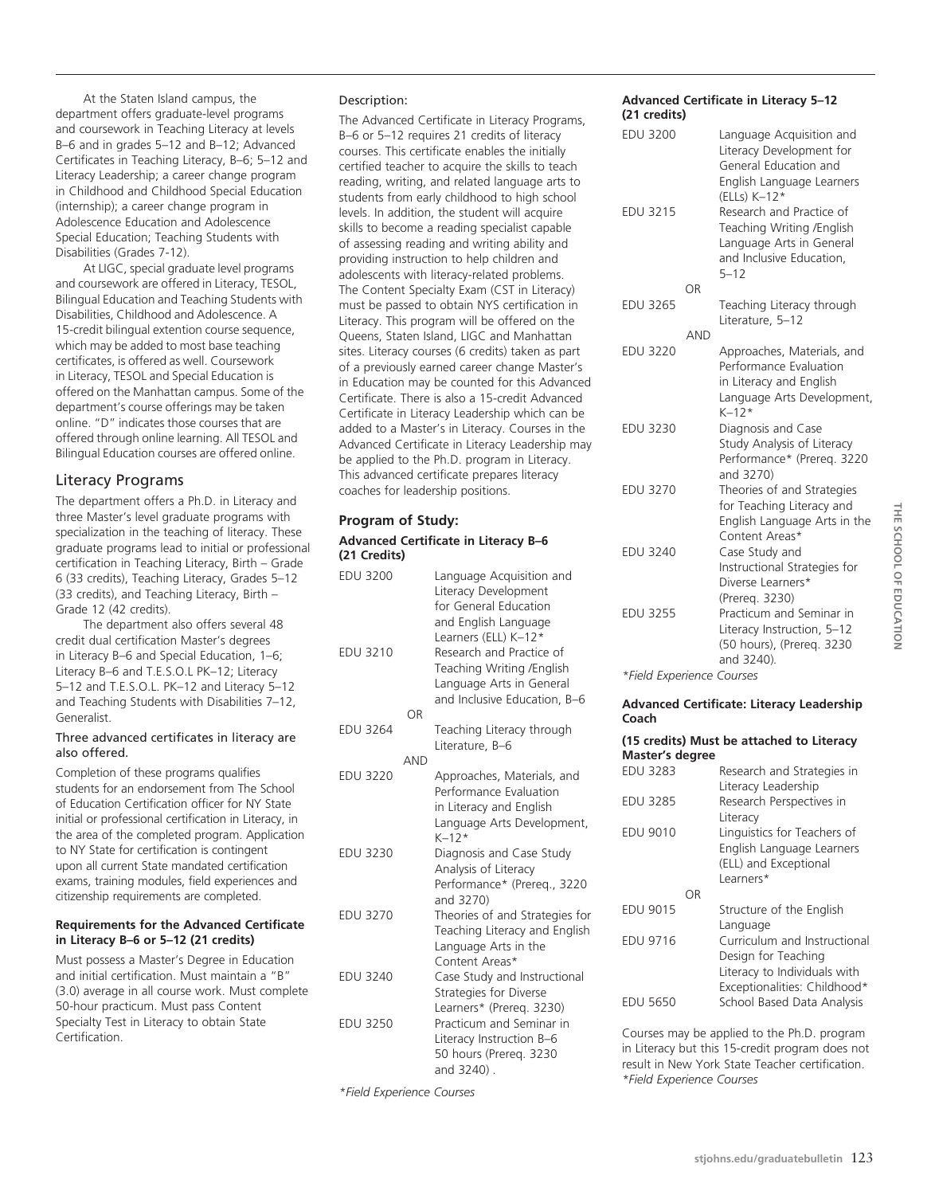At the Staten Island campus, the department offers graduate-level programs and coursework in Teaching Literacy at levels B–6 and in grades 5–12 and B–12; Advanced Certificates in Teaching Literacy, B–6; 5–12 and Literacy Leadership; a career change program in Childhood and Childhood Special Education (internship); a career change program in Adolescence Education and Adolescence Special Education; Teaching Students with Disabilities (Grades 7-12).

At LIGC, special graduate level programs and coursework are offered in Literacy, TESOL, Bilingual Education and Teaching Students with Disabilities, Childhood and Adolescence. A 15-credit bilingual extention course sequence, which may be added to most base teaching certificates, is offered as well. Coursework in Literacy, TESOL and Special Education is offered on the Manhattan campus. Some of the department's course offerings may be taken online. "D" indicates those courses that are offered through online learning. All TESOL and Bilingual Education courses are offered online.

## Literacy Programs

The department offers a Ph.D. in Literacy and three Master's level graduate programs with specialization in the teaching of literacy. These graduate programs lead to initial or professional certification in Teaching Literacy, Birth – Grade 6 (33 credits), Teaching Literacy, Grades 5–12 (33 credits), and Teaching Literacy, Birth – Grade 12 (42 credits).

The department also offers several 48 credit dual certification Master's degrees in Literacy B–6 and Special Education, 1–6; Literacy B–6 and T.E.S.O.L PK–12; Literacy 5–12 and T.E.S.O.L. PK–12 and Literacy 5–12 and Teaching Students with Disabilities 7–12, Generalist.

### Three advanced certificates in literacy are also offered.

Completion of these programs qualifies students for an endorsement from The School of Education Certification officer for NY State initial or professional certification in Literacy, in the area of the completed program. Application to NY State for certification is contingent upon all current State mandated certification exams, training modules, field experiences and citizenship requirements are completed.

**Requirements for the Advanced Certificate in Literacy B–6 or 5–12 (21 credits)**

Must possess a Master's Degree in Education and initial certification. Must maintain a "B" (3.0) average in all course work. Must complete 50-hour practicum. Must pass Content Specialty Test in Literacy to obtain State Certification.

Description:

The Advanced Certificate in Literacy Programs, B–6 or 5–12 requires 21 credits of literacy courses. This certificate enables the initially certified teacher to acquire the skills to teach reading, writing, and related language arts to students from early childhood to high school levels. In addition, the student will acquire skills to become a reading specialist capable of assessing reading and writing ability and providing instruction to help children and adolescents with literacy-related problems. The Content Specialty Exam (CST in Literacy) must be passed to obtain NYS certification in Literacy. This program will be offered on the Queens, Staten Island, LIGC and Manhattan sites. Literacy courses (6 credits) taken as part of a previously earned career change Master's in Education may be counted for this Advanced Certificate. There is also a 15-credit Advanced Certificate in Literacy Leadership which can be added to a Master's in Literacy. Courses in the Advanced Certificate in Literacy Leadership may be applied to the Ph.D. program in Literacy. This advanced certificate prepares literacy coaches for leadership positions.

### Program of Study:

**Advanced Certificate in Literacy B–6 (21 Credits)**

| | |
|---|---|
| EDU 3200 | Language Acquisition and Literacy Development for General Education and English Language Learners (ELL) K–12* |
| EDU 3210 | Research and Practice of Teaching Writing /English Language Arts in General and Inclusive Education, B–6 |
| OR | |
| EDU 3264 | Teaching Literacy through Literature, B–6 |
| AND | |
| EDU 3220 | Approaches, Materials, and Performance Evaluation in Literacy and English Language Arts Development, K–12* |
| EDU 3230 | Diagnosis and Case Study Analysis of Literacy Performance* (Prereq., 3220 and 3270) |
| EDU 3270 | Theories of and Strategies for Teaching Literacy and English Language Arts in the Content Areas* |
| EDU 3240 | Case Study and Instructional Strategies for Diverse Learners* (Prereq. 3230) |
| EDU 3250 | Practicum and Seminar in Literacy Instruction B–6 50 hours (Prereq. 3230 and 3240) . |

*Field Experience Courses*

**Advanced Certificate in Literacy 5–12 (21 credits)**

| | |
|---|---|
| EDU 3200 | Language Acquisition and Literacy Development for General Education and English Language Learners (ELLs) K–12* |
| EDU 3215 | Research and Practice of Teaching Writing /English Language Arts in General and Inclusive Education, 5–12 |
| OR | |
| EDU 3265 | Teaching Literacy through Literature, 5–12 |
| AND | |
| EDU 3220 | Approaches, Materials, and Performance Evaluation in Literacy and English Language Arts Development, K–12* |
| EDU 3230 | Diagnosis and Case Study Analysis of Literacy Performance* (Prereq. 3220 and 3270) |
| EDU 3270 | Theories of and Strategies for Teaching Literacy and English Language Arts in the Content Areas* |
| EDU 3240 | Case Study and Instructional Strategies for Diverse Learners* (Prereq. 3230) |
| EDU 3255 | Practicum and Seminar in Literacy Instruction, 5–12 (50 hours), (Prereq. 3230 and 3240). |

*Field Experience Courses*

**Advanced Certificate: Literacy Leadership Coach**

**(15 credits) Must be attached to Literacy Master's degree**

| | |
|---|---|
| EDU 3283 | Research and Strategies in Literacy Leadership |
| EDU 3285 | Research Perspectives in Literacy |
| EDU 9010 | Linguistics for Teachers of English Language Learners (ELL) and Exceptional Learners* |
| OR | |
| EDU 9015 | Structure of the English Language |
| EDU 9716 | Curriculum and Instructional Design for Teaching Literacy to Individuals with Exceptionalities: Childhood* |
| EDU 5650 | School Based Data Analysis |

Courses may be applied to the Ph.D. program in Literacy but this 15-credit program does not result in New York State Teacher certification.

*Field Experience Courses*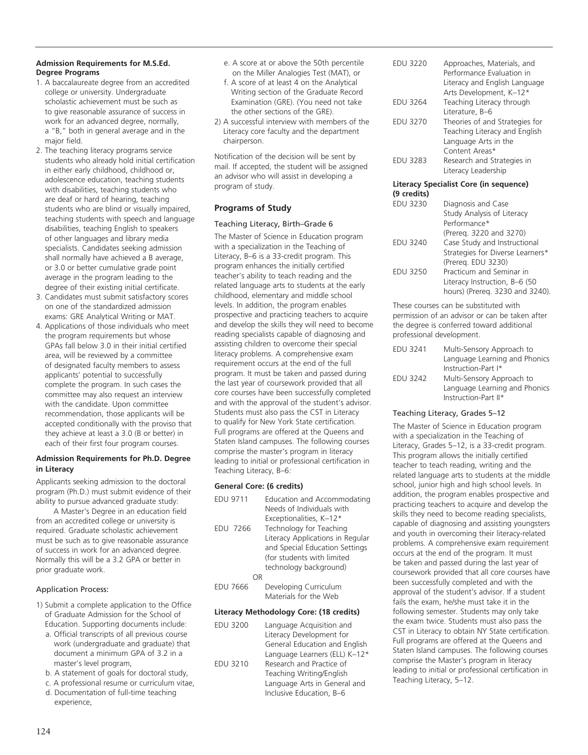**Admission Requirements for M.S.Ed. Degree Programs**

1. A baccalaureate degree from an accredited college or university. Undergraduate scholastic achievement must be such as to give reasonable assurance of success in work for an advanced degree, normally, a "B," both in general average and in the major field.
2. The teaching literacy programs service students who already hold initial certification in either early childhood, childhood or, adolescence education, teaching students with disabilities, teaching students who are deaf or hard of hearing, teaching students who are blind or visually impaired, teaching students with speech and language disabilities, teaching English to speakers of other languages and library media specialists. Candidates seeking admission shall normally have achieved a B average, or 3.0 or better cumulative grade point average in the program leading to the degree of their existing initial certificate.
3. Candidates must submit satisfactory scores on one of the standardized admission exams: GRE Analytical Writing or MAT.
4. Applications of those individuals who meet the program requirements but whose GPAs fall below 3.0 in their initial certified area, will be reviewed by a committee of designated faculty members to assess applicants' potential to successfully complete the program. In such cases the committee may also request an interview with the candidate. Upon committee recommendation, those applicants will be accepted conditionally with the proviso that they achieve at least a 3.0 (B or better) in each of their first four program courses.

**Admission Requirements for Ph.D. Degree in Literacy**

Applicants seeking admission to the doctoral program (Ph.D.) must submit evidence of their ability to pursue advanced graduate study:

A Master's Degree in an education field from an accredited college or university is required. Graduate scholastic achievement must be such as to give reasonable assurance of success in work for an advanced degree. Normally this will be a 3.2 GPA or better in prior graduate work.

Application Process:

1) Submit a complete application to the Office of Graduate Admission for the School of Education. Supporting documents include:
   a. Official transcripts of all previous course work (undergraduate and graduate) that document a minimum GPA of 3.2 in a master's level program,
   b. A statement of goals for doctoral study,
   c. A professional resume or curriculum vitae,
   d. Documentation of full-time teaching experience,
   e. A score at or above the 50th percentile on the Miller Analogies Test (MAT), or
   f. A score of at least 4 on the Analytical Writing section of the Graduate Record Examination (GRE). (You need not take the other sections of the GRE).
2) A successful interview with members of the Literacy core faculty and the department chairperson.

Notification of the decision will be sent by mail. If accepted, the student will be assigned an advisor who will assist in developing a program of study.

## Programs of Study

### Teaching Literacy, Birth–Grade 6

The Master of Science in Education program with a specialization in the Teaching of Literacy, B–6 is a 33-credit program. This program enhances the initially certified teacher's ability to teach reading and the related language arts to students at the early childhood, elementary and middle school levels. In addition, the program enables prospective and practicing teachers to acquire and develop the skills they will need to become reading specialists capable of diagnosing and assisting children to overcome their special literacy problems. A comprehensive exam requirement occurs at the end of the full program. It must be taken and passed during the last year of coursework provided that all core courses have been successfully completed and with the approval of the student's advisor. Students must also pass the CST in Literacy to qualify for New York State certification. Full programs are offered at the Queens and Staten Island campuses. The following courses comprise the master's program in literacy leading to initial or professional certification in Teaching Literacy, B–6:

**General Core: (6 credits)**

EDU 9711 Education and Accommodating Needs of Individuals with Exceptionalities, K–12*

EDU 7266 Technology for Teaching Literacy Applications in Regular and Special Education Settings (for students with limited technology background)

OR

EDU 7666 Developing Curriculum Materials for the Web

**Literacy Methodology Core: (18 credits)**

EDU 3200 Language Acquisition and Literacy Development for General Education and English Language Learners (ELL) K–12*

EDU 3210 Research and Practice of Teaching Writing/English Language Arts in General and Inclusive Education, B–6

EDU 3220 Approaches, Materials, and Performance Evaluation in Literacy and English Language Arts Development, K–12*

EDU 3264 Teaching Literacy through Literature, B–6

EDU 3270 Theories of and Strategies for Teaching Literacy and English Language Arts in the Content Areas*

EDU 3283 Research and Strategies in Literacy Leadership

**Literacy Specialist Core (in sequence) (9 credits)**

EDU 3230 Diagnosis and Case Study Analysis of Literacy Performance* (Prereq. 3220 and 3270)

EDU 3240 Case Study and Instructional Strategies for Diverse Learners* (Prereq. EDU 3230)

EDU 3250 Practicum and Seminar in Literacy Instruction, B–6 (50 hours) (Prereq. 3230 and 3240).

These courses can be substituted with permission of an advisor or can be taken after the degree is conferred toward additional professional development.

EDU 3241 Multi-Sensory Approach to Language Learning and Phonics Instruction-Part I*

EDU 3242 Multi-Sensory Approach to Language Learning and Phonics Instruction-Part II*

### Teaching Literacy, Grades 5–12

The Master of Science in Education program with a specialization in the Teaching of Literacy, Grades 5–12, is a 33-credit program. This program allows the initially certified teacher to teach reading, writing and the related language arts to students at the middle school, junior high and high school levels. In addition, the program enables prospective and practicing teachers to acquire and develop the skills they need to become reading specialists, capable of diagnosing and assisting youngsters and youth in overcoming their literacy-related problems. A comprehensive exam requirement occurs at the end of the program. It must be taken and passed during the last year of coursework provided that all core courses have been successfully completed and with the approval of the student's advisor. If a student fails the exam, he/she must take it in the following semester. Students may only take the exam twice. Students must also pass the CST in Literacy to obtain NY State certification. Full programs are offered at the Queens and Staten Island campuses. The following courses comprise the Master's program in literacy leading to initial or professional certification in Teaching Literacy, 5–12.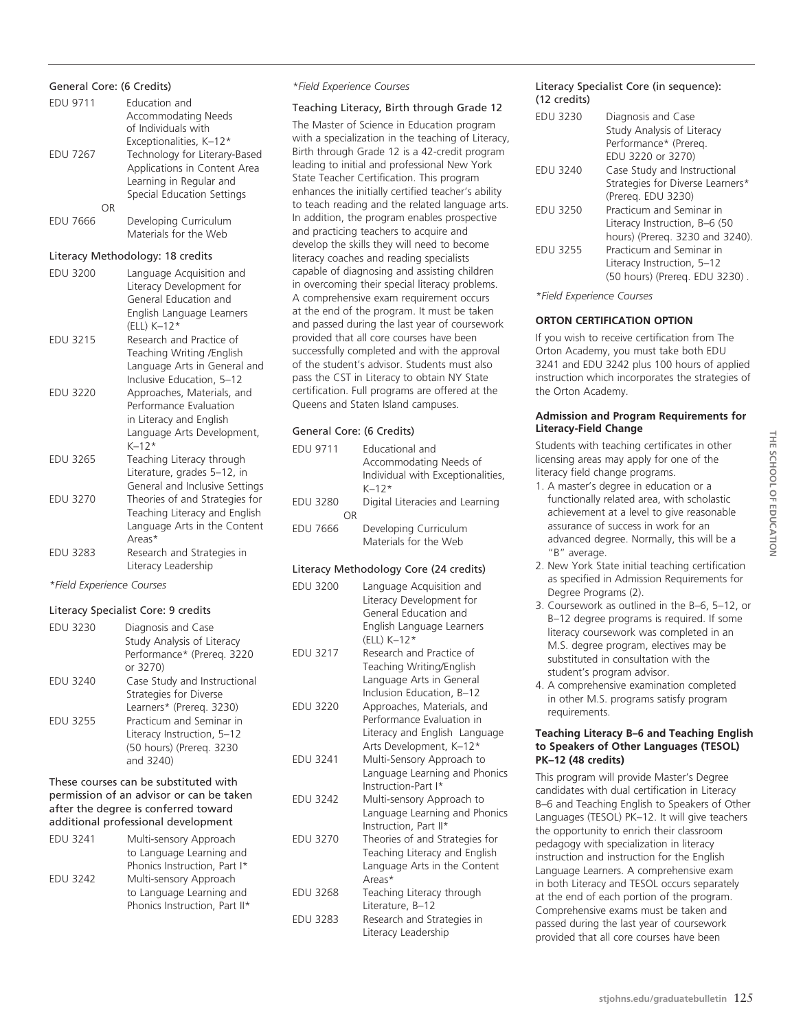#### General Core: (6 Credits)

| | |
|---|---|
| EDU 9711 | Education and Accommodating Needs of Individuals with Exceptionalities, K–12* |
| EDU 7267 | Technology for Literary-Based Applications in Content Area Learning in Regular and Special Education Settings |
| OR | |
| EDU 7666 | Developing Curriculum Materials for the Web |

#### Literacy Methodology: 18 credits

| | |
|---|---|
| EDU 3200 | Language Acquisition and Literacy Development for General Education and English Language Learners (ELL) K–12* |
| EDU 3215 | Research and Practice of Teaching Writing /English Language Arts in General and Inclusive Education, 5–12 |
| EDU 3220 | Approaches, Materials, and Performance Evaluation in Literacy and English Language Arts Development, K–12* |
| EDU 3265 | Teaching Literacy through Literature, grades 5–12, in General and Inclusive Settings |
| EDU 3270 | Theories of and Strategies for Teaching Literacy and English Language Arts in the Content Areas* |
| EDU 3283 | Research and Strategies in Literacy Leadership |

*Field Experience Courses

#### Literacy Specialist Core: 9 credits

| | |
|---|---|
| EDU 3230 | Diagnosis and Case Study Analysis of Literacy Performance* (Prereq. 3220 or 3270) |
| EDU 3240 | Case Study and Instructional Strategies for Diverse Learners* (Prereq. 3230) |
| EDU 3255 | Practicum and Seminar in Literacy Instruction, 5–12 (50 hours) (Prereq. 3230 and 3240) |

#### These courses can be substituted with permission of an advisor or can be taken after the degree is conferred toward additional professional development

| | |
|---|---|
| EDU 3241 | Multi-sensory Approach to Language Learning and Phonics Instruction, Part I* |
| EDU 3242 | Multi-sensory Approach to Language Learning and Phonics Instruction, Part II* |

*Field Experience Courses

### Teaching Literacy, Birth through Grade 12

The Master of Science in Education program with a specialization in the teaching of Literacy, Birth through Grade 12 is a 42-credit program leading to initial and professional New York State Teacher Certification. This program enhances the initially certified teacher's ability to teach reading and the related language arts. In addition, the program enables prospective and practicing teachers to acquire and develop the skills they will need to become literacy coaches and reading specialists capable of diagnosing and assisting children in overcoming their special literacy problems. A comprehensive exam requirement occurs at the end of the program. It must be taken and passed during the last year of coursework provided that all core courses have been successfully completed and with the approval of the student's advisor. Students must also pass the CST in Literacy to obtain NY State certification. Full programs are offered at the Queens and Staten Island campuses.

#### General Core: (6 Credits)

| | |
|---|---|
| EDU 9711 | Educational and Accommodating Needs of Individual with Exceptionalities, K–12* |
| EDU 3280 | Digital Literacies and Learning |
| OR | |
| EDU 7666 | Developing Curriculum Materials for the Web |

#### Literacy Methodology Core (24 credits)

| | |
|---|---|
| EDU 3200 | Language Acquisition and Literacy Development for General Education and English Language Learners (ELL) K–12* |
| EDU 3217 | Research and Practice of Teaching Writing/English Language Arts in General Inclusion Education, B–12 |
| EDU 3220 | Approaches, Materials, and Performance Evaluation in Literacy and English Language Arts Development, K–12* |
| EDU 3241 | Multi-Sensory Approach to Language Learning and Phonics Instruction-Part I* |
| EDU 3242 | Multi-sensory Approach to Language Learning and Phonics Instruction, Part II* |
| EDU 3270 | Theories of and Strategies for Teaching Literacy and English Language Arts in the Content Areas* |
| EDU 3268 | Teaching Literacy through Literature, B–12 |
| EDU 3283 | Research and Strategies in Literacy Leadership |

#### Literacy Specialist Core (in sequence): (12 credits)

| | |
|---|---|
| EDU 3230 | Diagnosis and Case Study Analysis of Literacy Performance* (Prereq. EDU 3220 or 3270) |
| EDU 3240 | Case Study and Instructional Strategies for Diverse Learners* (Prereq. EDU 3230) |
| EDU 3250 | Practicum and Seminar in Literacy Instruction, B–6 (50 hours) (Prereq. 3230 and 3240). |
| EDU 3255 | Practicum and Seminar in Literacy Instruction, 5–12 (50 hours) (Prereq. EDU 3230) . |

*Field Experience Courses

#### ORTON CERTIFICATION OPTION

If you wish to receive certification from The Orton Academy, you must take both EDU 3241 and EDU 3242 plus 100 hours of applied instruction which incorporates the strategies of the Orton Academy.

#### Admission and Program Requirements for Literacy-Field Change

Students with teaching certificates in other licensing areas may apply for one of the literacy field change programs.

1. A master's degree in education or a functionally related area, with scholastic achievement at a level to give reasonable assurance of success in work for an advanced degree. Normally, this will be a "B" average.
2. New York State initial teaching certification as specified in Admission Requirements for Degree Programs (2).
3. Coursework as outlined in the B–6, 5–12, or B–12 degree programs is required. If some literacy coursework was completed in an M.S. degree program, electives may be substituted in consultation with the student's program advisor.
4. A comprehensive examination completed in other M.S. programs satisfy program requirements.

#### Teaching Literacy B–6 and Teaching English to Speakers of Other Languages (TESOL) PK–12 (48 credits)

This program will provide Master's Degree candidates with dual certification in Literacy B–6 and Teaching English to Speakers of Other Languages (TESOL) PK–12. It will give teachers the opportunity to enrich their classroom pedagogy with specialization in literacy instruction and instruction for the English Language Learners. A comprehensive exam in both Literacy and TESOL occurs separately at the end of each portion of the program. Comprehensive exams must be taken and passed during the last year of coursework provided that all core courses have been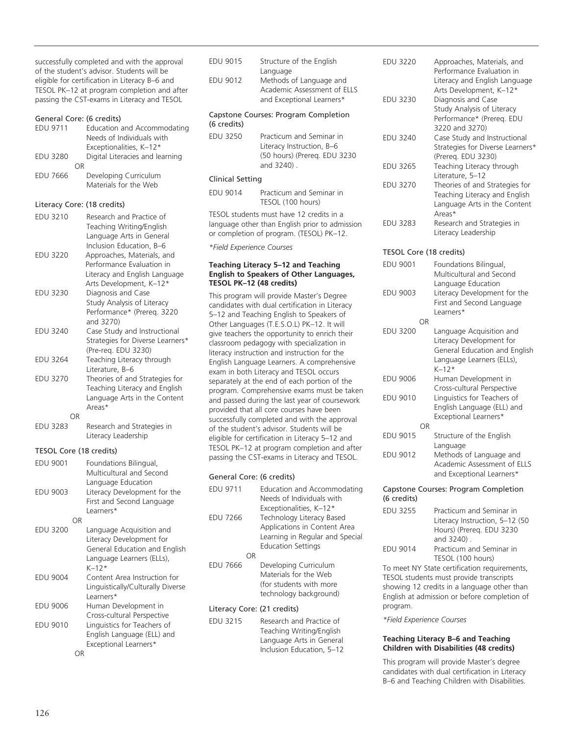successfully completed and with the approval of the student's advisor. Students will be eligible for certification in Literacy B–6 and TESOL PK–12 at program completion and after passing the CST-exams in Literacy and TESOL

General Core: (6 credits)

EDU 9711 Education and Accommodating Needs of Individuals with Exceptionalities, K–12*

EDU 3280 Digital Literacies and learning

OR

EDU 7666 Developing Curriculum Materials for the Web

Literacy Core: (18 credits)

EDU 3210 Research and Practice of Teaching Writing/English Language Arts in General Inclusion Education, B–6

EDU 3220 Approaches, Materials, and Performance Evaluation in Literacy and English Language Arts Development, K–12*

EDU 3230 Diagnosis and Case Study Analysis of Literacy Performance* (Prereq. 3220 and 3270)

EDU 3240 Case Study and Instructional Strategies for Diverse Learners* (Pre-req. EDU 3230)

EDU 3264 Teaching Literacy through Literature, B–6

EDU 3270 Theories of and Strategies for Teaching Literacy and English Language Arts in the Content Areas*

OR

EDU 3283 Research and Strategies in Literacy Leadership

TESOL Core (18 credits)

EDU 9001 Foundations Bilingual, Multicultural and Second Language Education

EDU 9003 Literacy Development for the First and Second Language Learners*

OR

EDU 3200 Language Acquisition and Literacy Development for General Education and English Language Learners (ELLs), K–12*

EDU 9004 Content Area Instruction for Linguistically/Culturally Diverse Learners*

EDU 9006 Human Development in Cross-cultural Perspective

EDU 9010 Linguistics for Teachers of English Language (ELL) and Exceptional Learners*

OR

EDU 9015 Structure of the English Language

EDU 9012 Methods of Language and Academic Assessment of ELLS and Exceptional Learners*

Capstone Courses: Program Completion (6 credits)

EDU 3250 Practicum and Seminar in Literacy Instruction, B–6 (50 hours) (Prereq. EDU 3230 and 3240) .

Clinical Setting

EDU 9014 Practicum and Seminar in TESOL (100 hours)

TESOL students must have 12 credits in a language other than English prior to admission or completion of program. (TESOL) PK–12.

*Field Experience Courses*

**Teaching Literacy 5–12 and Teaching English to Speakers of Other Languages, TESOL PK–12 (48 credits)**

This program will provide Master's Degree candidates with dual certification in Literacy 5–12 and Teaching English to Speakers of Other Languages (T.E.S.O.L) PK–12. It will give teachers the opportunity to enrich their classroom pedagogy with specialization in literacy instruction and instruction for the English Language Learners. A comprehensive exam in both Literacy and TESOL occurs separately at the end of each portion of the program. Comprehensive exams must be taken and passed during the last year of coursework provided that all core courses have been successfully completed and with the approval of the student's advisor. Students will be eligible for certification in Literacy 5–12 and TESOL PK–12 at program completion and after passing the CST-exams in Literacy and TESOL.

General Core: (6 credits)

EDU 9711 Education and Accommodating Needs of Individuals with Exceptionalities, K–12*

EDU 7266 Technology Literacy Based Applications in Content Area Learning in Regular and Special Education Settings

OR

EDU 7666 Developing Curriculum Materials for the Web (for students with more technology background)

Literacy Core: (21 credits)

EDU 3215 Research and Practice of Teaching Writing/English Language Arts in General Inclusion Education, 5–12

EDU 3220 Approaches, Materials, and Performance Evaluation in Literacy and English Language Arts Development, K–12*

EDU 3230 Diagnosis and Case Study Analysis of Literacy Performance* (Prereq. EDU 3220 and 3270)

EDU 3240 Case Study and Instructional Strategies for Diverse Learners* (Prereq. EDU 3230)

EDU 3265 Teaching Literacy through Literature, 5–12

EDU 3270 Theories of and Strategies for Teaching Literacy and English Language Arts in the Content Areas*

EDU 3283 Research and Strategies in Literacy Leadership

TESOL Core (18 credits)

EDU 9001 Foundations Bilingual, Multicultural and Second Language Education

EDU 9003 Literacy Development for the First and Second Language Learners*

OR

EDU 3200 Language Acquisition and Literacy Development for General Education and English Language Learners (ELLs), K–12*

EDU 9006 Human Development in Cross-cultural Perspective

EDU 9010 Linguistics for Teachers of English Language (ELL) and Exceptional Learners*

OR

EDU 9015 Structure of the English Language

EDU 9012 Methods of Language and Academic Assessment of ELLS and Exceptional Learners*

Capstone Courses: Program Completion (6 credits)

EDU 3255 Practicum and Seminar in Literacy Instruction, 5–12 (50 Hours) (Prereq. EDU 3230 and 3240) .

EDU 9014 Practicum and Seminar in TESOL (100 hours)

To meet NY State certification requirements, TESOL students must provide transcripts showing 12 credits in a language other than English at admission or before completion of program.

*Field Experience Courses*

**Teaching Literacy B–6 and Teaching Children with Disabilities (48 credits)**

This program will provide Master's Degree candidates with dual certification in Literacy B–6 and Teaching Children with Disabilities.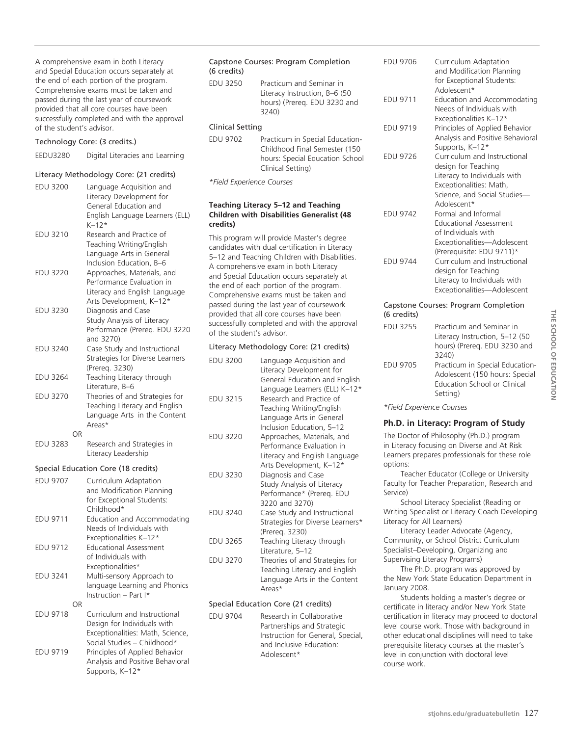A comprehensive exam in both Literacy and Special Education occurs separately at the end of each portion of the program. Comprehensive exams must be taken and passed during the last year of coursework provided that all core courses have been successfully completed and with the approval of the student's advisor.

Technology Core: (3 credits.)

| | |
|---|---|
| EEDU3280 | Digital Literacies and Learning |

Literacy Methodology Core: (21 credits)

| | |
|---|---|
| EDU 3200 | Language Acquisition and Literacy Development for General Education and English Language Learners (ELL) K–12* |
| EDU 3210 | Research and Practice of Teaching Writing/English Language Arts in General Inclusion Education, B–6 |
| EDU 3220 | Approaches, Materials, and Performance Evaluation in Literacy and English Language Arts Development, K–12* |
| EDU 3230 | Diagnosis and Case Study Analysis of Literacy Performance (Prereq. EDU 3220 and 3270) |
| EDU 3240 | Case Study and Instructional Strategies for Diverse Learners (Prereq. 3230) |
| EDU 3264 | Teaching Literacy through Literature, B–6 |
| EDU 3270 | Theories of and Strategies for Teaching Literacy and English Language Arts in the Content Areas* |
| OR | |
| EDU 3283 | Research and Strategies in Literacy Leadership |

Special Education Core (18 credits)

| | |
|---|---|
| EDU 9707 | Curriculum Adaptation and Modification Planning for Exceptional Students: Childhood* |
| EDU 9711 | Education and Accommodating Needs of Individuals with Exceptionalities K–12* |
| EDU 9712 | Educational Assessment of Individuals with Exceptionalities* |
| EDU 3241 | Multi-sensory Approach to language Learning and Phonics Instruction – Part I* |
| OR | |
| EDU 9718 | Curriculum and Instructional Design for Individuals with Exceptionalities: Math, Science, Social Studies – Childhood* |
| EDU 9719 | Principles of Applied Behavior Analysis and Positive Behavioral Supports, K–12* |

Capstone Courses: Program Completion (6 credits)

| | |
|---|---|
| EDU 3250 | Practicum and Seminar in Literacy Instruction, B–6 (50 hours) (Prereq. EDU 3230 and 3240) |

Clinical Setting

| | |
|---|---|
| EDU 9702 | Practicum in Special Education-Childhood Final Semester (150 hours: Special Education School Clinical Setting) |

*Field Experience Courses*

**Teaching Literacy 5–12 and Teaching Children with Disabilities Generalist (48 credits)**

This program will provide Master's degree candidates with dual certification in Literacy 5–12 and Teaching Children with Disabilities. A comprehensive exam in both Literacy and Special Education occurs separately at the end of each portion of the program. Comprehensive exams must be taken and passed during the last year of coursework provided that all core courses have been successfully completed and with the approval of the student's advisor.

Literacy Methodology Core: (21 credits)

| | |
|---|---|
| EDU 3200 | Language Acquisition and Literacy Development for General Education and English Language Learners (ELL) K–12* |
| EDU 3215 | Research and Practice of Teaching Writing/English Language Arts in General Inclusion Education, 5–12 |
| EDU 3220 | Approaches, Materials, and Performance Evaluation in Literacy and English Language Arts Development, K–12* |
| EDU 3230 | Diagnosis and Case Study Analysis of Literacy Performance* (Prereq. EDU 3220 and 3270) |
| EDU 3240 | Case Study and Instructional Strategies for Diverse Learners* (Prereq. 3230) |
| EDU 3265 | Teaching Literacy through Literature, 5–12 |
| EDU 3270 | Theories of and Strategies for Teaching Literacy and English Language Arts in the Content Areas* |

Special Education Core (21 credits)

| | |
|---|---|
| EDU 9704 | Research in Collaborative Partnerships and Strategic Instruction for General, Special, and Inclusive Education: Adolescent* |
| EDU 9706 | Curriculum Adaptation and Modification Planning for Exceptional Students: Adolescent* |
| EDU 9711 | Education and Accommodating Needs of Individuals with Exceptionalities K–12* |
| EDU 9719 | Principles of Applied Behavior Analysis and Positive Behavioral Supports, K–12* |
| EDU 9726 | Curriculum and Instructional design for Teaching Literacy to Individuals with Exceptionalities: Math, Science, and Social Studies—Adolescent* |
| EDU 9742 | Formal and Informal Educational Assessment of Individuals with Exceptionalities—Adolescent (Prerequisite: EDU 9711)* |
| EDU 9744 | Curriculum and Instructional design for Teaching Literacy to Individuals with Exceptionalities—Adolescent |

Capstone Courses: Program Completion (6 credits)

| | |
|---|---|
| EDU 3255 | Practicum and Seminar in Literacy Instruction, 5–12 (50 hours) (Prereq. EDU 3230 and 3240) |
| EDU 9705 | Practicum in Special Education-Adolescent (150 hours: Special Education School or Clinical Setting) |

*Field Experience Courses*

### Ph.D. in Literacy: Program of Study

The Doctor of Philosophy (Ph.D.) program in Literacy focusing on Diverse and At Risk Learners prepares professionals for these role options:

Teacher Educator (College or University Faculty for Teacher Preparation, Research and Service)

School Literacy Specialist (Reading or Writing Specialist or Literacy Coach Developing Literacy for All Learners)

Literacy Leader Advocate (Agency, Community, or School District Curriculum Specialist–Developing, Organizing and Supervising Literacy Programs)

The Ph.D. program was approved by the New York State Education Department in January 2008.

Students holding a master's degree or certificate in literacy and/or New York State certification in literacy may proceed to doctoral level course work. Those with background in other educational disciplines will need to take prerequisite literacy courses at the master's level in conjunction with doctoral level course work.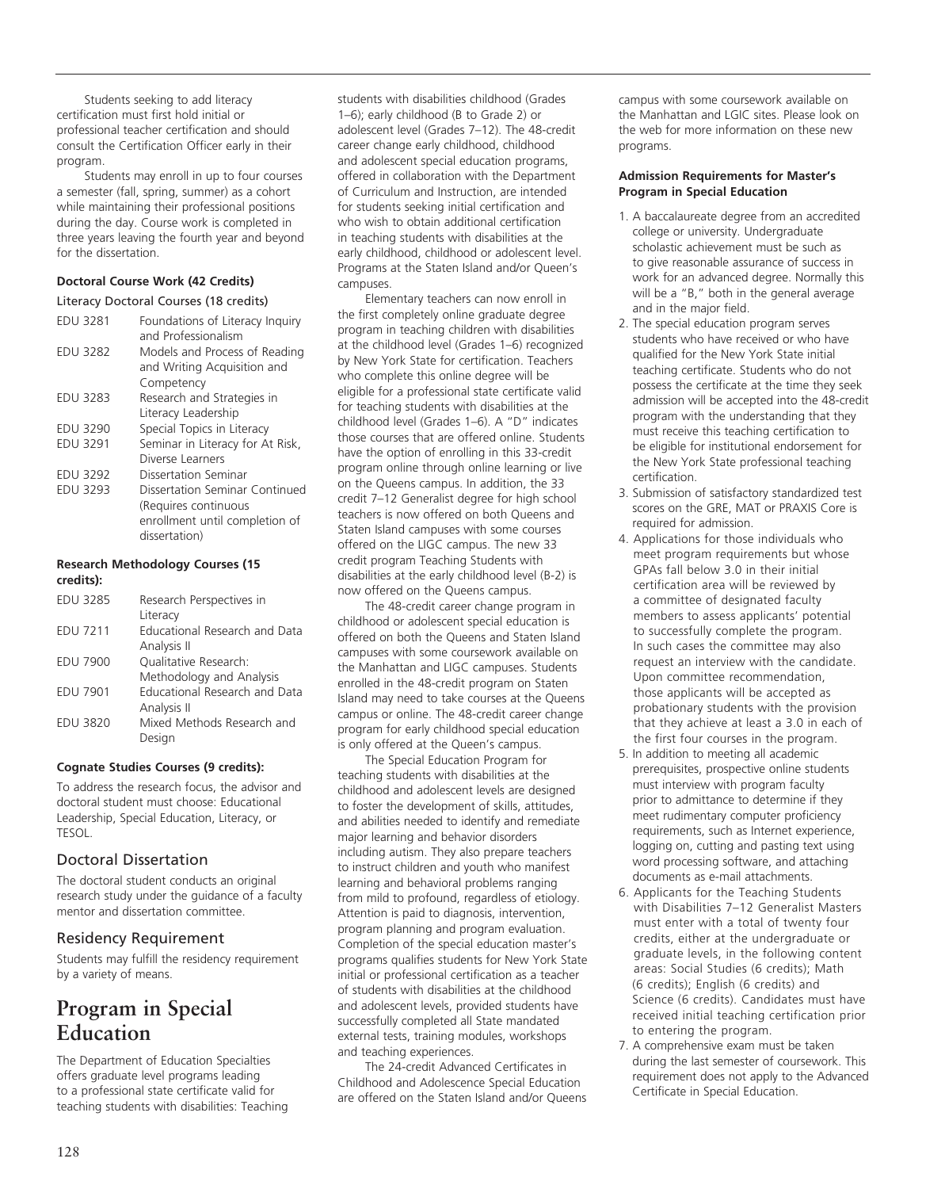Students seeking to add literacy certification must first hold initial or professional teacher certification and should consult the Certification Officer early in their program.

Students may enroll in up to four courses a semester (fall, spring, summer) as a cohort while maintaining their professional positions during the day. Course work is completed in three years leaving the fourth year and beyond for the dissertation.

**Doctoral Course Work (42 Credits)**

Literacy Doctoral Courses (18 credits)

| | |
|---|---|
| EDU 3281 | Foundations of Literacy Inquiry and Professionalism |
| EDU 3282 | Models and Process of Reading and Writing Acquisition and Competency |
| EDU 3283 | Research and Strategies in Literacy Leadership |
| EDU 3290 | Special Topics in Literacy |
| EDU 3291 | Seminar in Literacy for At Risk, Diverse Learners |
| EDU 3292 | Dissertation Seminar |
| EDU 3293 | Dissertation Seminar Continued (Requires continuous enrollment until completion of dissertation) |

**Research Methodology Courses (15 credits):**

| | |
|---|---|
| EDU 3285 | Research Perspectives in Literacy |
| EDU 7211 | Educational Research and Data Analysis II |
| EDU 7900 | Qualitative Research: Methodology and Analysis |
| EDU 7901 | Educational Research and Data Analysis II |
| EDU 3820 | Mixed Methods Research and Design |

**Cognate Studies Courses (9 credits):**

To address the research focus, the advisor and doctoral student must choose: Educational Leadership, Special Education, Literacy, or TESOL.

## Doctoral Dissertation

The doctoral student conducts an original research study under the guidance of a faculty mentor and dissertation committee.

## Residency Requirement

Students may fulfill the residency requirement by a variety of means.

# Program in Special Education

The Department of Education Specialties offers graduate level programs leading to a professional state certificate valid for teaching students with disabilities: Teaching students with disabilities childhood (Grades 1–6); early childhood (B to Grade 2) or adolescent level (Grades 7–12). The 48-credit career change early childhood, childhood and adolescent special education programs, offered in collaboration with the Department of Curriculum and Instruction, are intended for students seeking initial certification and who wish to obtain additional certification in teaching students with disabilities at the early childhood, childhood or adolescent level. Programs at the Staten Island and/or Queen's campuses.

Elementary teachers can now enroll in the first completely online graduate degree program in teaching children with disabilities at the childhood level (Grades 1–6) recognized by New York State for certification. Teachers who complete this online degree will be eligible for a professional state certificate valid for teaching students with disabilities at the childhood level (Grades 1–6). A "D" indicates those courses that are offered online. Students have the option of enrolling in this 33-credit program online through online learning or live on the Queens campus. In addition, the 33 credit 7–12 Generalist degree for high school teachers is now offered on both Queens and Staten Island campuses with some courses offered on the LIGC campus. The new 33 credit program Teaching Students with disabilities at the early childhood level (B-2) is now offered on the Queens campus.

The 48-credit career change program in childhood or adolescent special education is offered on both the Queens and Staten Island campuses with some coursework available on the Manhattan and LIGC campuses. Students enrolled in the 48-credit program on Staten Island may need to take courses at the Queens campus or online. The 48-credit career change program for early childhood special education is only offered at the Queen's campus.

The Special Education Program for teaching students with disabilities at the childhood and adolescent levels are designed to foster the development of skills, attitudes, and abilities needed to identify and remediate major learning and behavior disorders including autism. They also prepare teachers to instruct children and youth who manifest learning and behavioral problems ranging from mild to profound, regardless of etiology. Attention is paid to diagnosis, intervention, program planning and program evaluation. Completion of the special education master's programs qualifies students for New York State initial or professional certification as a teacher of students with disabilities at the childhood and adolescent levels, provided students have successfully completed all State mandated external tests, training modules, workshops and teaching experiences.

The 24-credit Advanced Certificates in Childhood and Adolescence Special Education are offered on the Staten Island and/or Queens campus with some coursework available on the Manhattan and LGIC sites. Please look on the web for more information on these new programs.

**Admission Requirements for Master's Program in Special Education**

1. A baccalaureate degree from an accredited college or university. Undergraduate scholastic achievement must be such as to give reasonable assurance of success in work for an advanced degree. Normally this will be a "B," both in the general average and in the major field.
2. The special education program serves students who have received or who have qualified for the New York State initial teaching certificate. Students who do not possess the certificate at the time they seek admission will be accepted into the 48-credit program with the understanding that they must receive this teaching certification to be eligible for institutional endorsement for the New York State professional teaching certification.
3. Submission of satisfactory standardized test scores on the GRE, MAT or PRAXIS Core is required for admission.
4. Applications for those individuals who meet program requirements but whose GPAs fall below 3.0 in their initial certification area will be reviewed by a committee of designated faculty members to assess applicants' potential to successfully complete the program. In such cases the committee may also request an interview with the candidate. Upon committee recommendation, those applicants will be accepted as probationary students with the provision that they achieve at least a 3.0 in each of the first four courses in the program.
5. In addition to meeting all academic prerequisites, prospective online students must interview with program faculty prior to admittance to determine if they meet rudimentary computer proficiency requirements, such as Internet experience, logging on, cutting and pasting text using word processing software, and attaching documents as e-mail attachments.
6. Applicants for the Teaching Students with Disabilities 7–12 Generalist Masters must enter with a total of twenty four credits, either at the undergraduate or graduate levels, in the following content areas: Social Studies (6 credits); Math (6 credits); English (6 credits) and Science (6 credits). Candidates must have received initial teaching certification prior to entering the program.
7. A comprehensive exam must be taken during the last semester of coursework. This requirement does not apply to the Advanced Certificate in Special Education.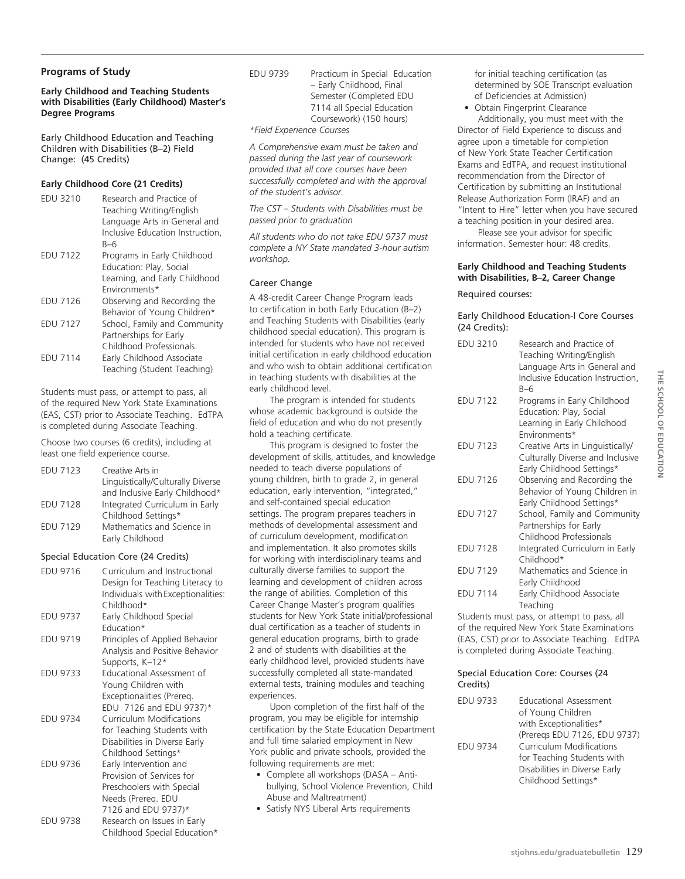## Programs of Study

### Early Childhood and Teaching Students with Disabilities (Early Childhood) Master's Degree Programs

Early Childhood Education and Teaching Children with Disabilities (B–2) Field Change: (45 Credits)

#### Early Childhood Core (21 Credits)

| | |
|---|---|
| EDU 3210 | Research and Practice of Teaching Writing/English Language Arts in General and Inclusive Education Instruction, B–6 |
| EDU 7122 | Programs in Early Childhood Education: Play, Social Learning, and Early Childhood Environments* |
| EDU 7126 | Observing and Recording the Behavior of Young Children* |
| EDU 7127 | School, Family and Community Partnerships for Early Childhood Professionals. |
| EDU 7114 | Early Childhood Associate Teaching (Student Teaching) |

Students must pass, or attempt to pass, all of the required New York State Examinations (EAS, CST) prior to Associate Teaching. EdTPA is completed during Associate Teaching.

Choose two courses (6 credits), including at least one field experience course.

| | |
|---|---|
| EDU 7123 | Creative Arts in Linguistically/Culturally Diverse and Inclusive Early Childhood* |
| EDU 7128 | Integrated Curriculum in Early Childhood Settings* |
| EDU 7129 | Mathematics and Science in Early Childhood |

#### Special Education Core (24 Credits)

| | |
|---|---|
| EDU 9716 | Curriculum and Instructional Design for Teaching Literacy to Individuals with Exceptionalities: Childhood* |
| EDU 9737 | Early Childhood Special Education* |
| EDU 9719 | Principles of Applied Behavior Analysis and Positive Behavior Supports, K–12* |
| EDU 9733 | Educational Assessment of Young Children with Exceptionalities (Prereq. EDU 7126 and EDU 9737)* |
| EDU 9734 | Curriculum Modifications for Teaching Students with Disabilities in Diverse Early Childhood Settings* |
| EDU 9736 | Early Intervention and Provision of Services for Preschoolers with Special Needs (Prereq. EDU 7126 and EDU 9737)* |
| EDU 9738 | Research on Issues in Early Childhood Special Education* |
| EDU 9739 | Practicum in Special Education – Early Childhood, Final Semester (Completed EDU 7114 all Special Education Coursework) (150 hours) |

*\*Field Experience Courses*

*A Comprehensive exam must be taken and passed during the last year of coursework provided that all core courses have been successfully completed and with the approval of the student's advisor.*

*The CST – Students with Disabilities must be passed prior to graduation*

*All students who do not take EDU 9737 must complete a NY State mandated 3-hour autism workshop.*

#### Career Change

A 48-credit Career Change Program leads to certification in both Early Education (B–2) and Teaching Students with Disabilities (early childhood special education). This program is intended for students who have not received initial certification in early childhood education and who wish to obtain additional certification in teaching students with disabilities at the early childhood level.

The program is intended for students whose academic background is outside the field of education and who do not presently hold a teaching certificate.

This program is designed to foster the development of skills, attitudes, and knowledge needed to teach diverse populations of young children, birth to grade 2, in general education, early intervention, "integrated," and self-contained special education settings. The program prepares teachers in methods of developmental assessment and of curriculum development, modification and implementation. It also promotes skills for working with interdisciplinary teams and culturally diverse families to support the learning and development of children across the range of abilities. Completion of this Career Change Master's program qualifies students for New York State initial/professional dual certification as a teacher of students in general education programs, birth to grade 2 and of students with disabilities at the early childhood level, provided students have successfully completed all state-mandated external tests, training modules and teaching experiences.

Upon completion of the first half of the program, you may be eligible for internship certification by the State Education Department and full time salaried employment in New York public and private schools, provided the following requirements are met:

- Complete all workshops (DASA – Anti-bullying, School Violence Prevention, Child Abuse and Maltreatment)
- Satisfy NYS Liberal Arts requirements for initial teaching certification (as determined by SOE Transcript evaluation of Deficiencies at Admission)
- Obtain Fingerprint Clearance

Additionally, you must meet with the Director of Field Experience to discuss and agree upon a timetable for completion of New York State Teacher Certification Exams and EdTPA, and request institutional recommendation from the Director of Certification by submitting an Institutional Release Authorization Form (IRAF) and an "Intent to Hire" letter when you have secured a teaching position in your desired area.

Please see your advisor for specific information. Semester hour: 48 credits.

### Early Childhood and Teaching Students with Disabilities, B–2, Career Change

Required courses:

#### Early Childhood Education-l Core Courses (24 Credits):

| | |
|---|---|
| EDU 3210 | Research and Practice of Teaching Writing/English Language Arts in General and Inclusive Education Instruction, B–6 |
| EDU 7122 | Programs in Early Childhood Education: Play, Social Learning in Early Childhood Environments* |
| EDU 7123 | Creative Arts in Linguistically/ Culturally Diverse and Inclusive Early Childhood Settings* |
| EDU 7126 | Observing and Recording the Behavior of Young Children in Early Childhood Settings* |
| EDU 7127 | School, Family and Community Partnerships for Early Childhood Professionals |
| EDU 7128 | Integrated Curriculum in Early Childhood* |
| EDU 7129 | Mathematics and Science in Early Childhood |
| EDU 7114 | Early Childhood Associate Teaching |

Students must pass, or attempt to pass, all of the required New York State Examinations (EAS, CST) prior to Associate Teaching. EdTPA is completed during Associate Teaching.

#### Special Education Core: Courses (24 Credits)

| | |
|---|---|
| EDU 9733 | Educational Assessment of Young Children with Exceptionalities* (Prereqs EDU 7126, EDU 9737) |
| EDU 9734 | Curriculum Modifications for Teaching Students with Disabilities in Diverse Early Childhood Settings* |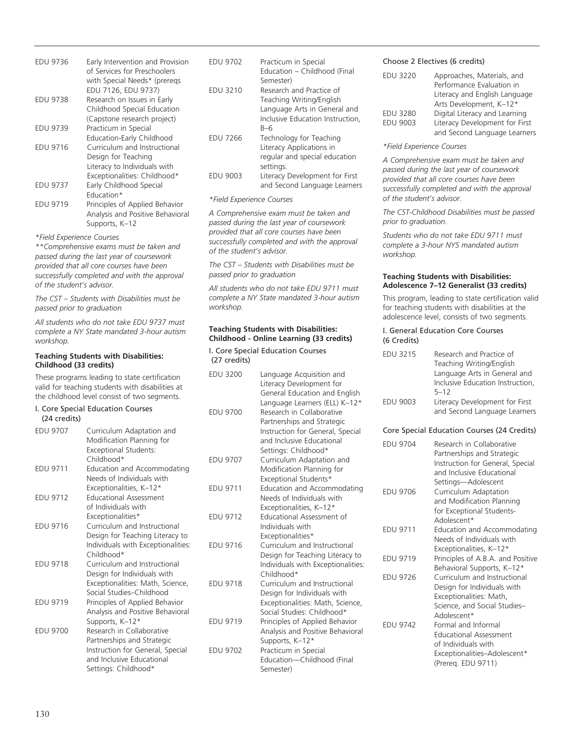| | |
|---|---|
| EDU 9736 | Early Intervention and Provision of Services for Preschoolers with Special Needs* (prereqs EDU 7126, EDU 9737) |
| EDU 9738 | Research on Issues in Early Childhood Special Education (Capstone research project) |
| EDU 9739 | Practicum in Special Education-Early Childhood |
| EDU 9716 | Curriculum and Instructional Design for Teaching Literacy to Individuals with Exceptionalities: Childhood* |
| EDU 9737 | Early Childhood Special Education* |
| EDU 9719 | Principles of Applied Behavior Analysis and Positive Behavioral Supports, K–12 |

*\*Field Experience Courses*

*\*\*Comprehensive exams must be taken and passed during the last year of coursework provided that all core courses have been successfully completed and with the approval of the student's advisor.*

*The CST – Students with Disabilities must be passed prior to graduation*

*All students who do not take EDU 9737 must complete a NY State mandated 3-hour autism workshop.*

**Teaching Students with Disabilities: Childhood (33 credits)**

These programs leading to state certification valid for teaching students with disabilities at the childhood level consist of two segments.

I. Core Special Education Courses (24 credits)

| | |
|---|---|
| EDU 9707 | Curriculum Adaptation and Modification Planning for Exceptional Students: Childhood* |
| EDU 9711 | Education and Accommodating Needs of Individuals with Exceptionalities, K–12* |
| EDU 9712 | Educational Assessment of Individuals with Exceptionalities* |
| EDU 9716 | Curriculum and Instructional Design for Teaching Literacy to Individuals with Exceptionalities: Childhood* |
| EDU 9718 | Curriculum and Instructional Design for Individuals with Exceptionalities: Math, Science, Social Studies–Childhood |
| EDU 9719 | Principles of Applied Behavior Analysis and Positive Behavioral Supports, K–12* |
| EDU 9700 | Research in Collaborative Partnerships and Strategic Instruction for General, Special and Inclusive Educational Settings: Childhood* |
| EDU 9702 | Practicum in Special Education – Childhood (Final Semester) |
| EDU 3210 | Research and Practice of Teaching Writing/English Language Arts in General and Inclusive Education Instruction, B–6 |
| EDU 7266 | Technology for Teaching Literacy Applications in regular and special education settings. |
| EDU 9003 | Literacy Development for First and Second Language Learners |

*\*Field Experience Courses*

*A Comprehensive exam must be taken and passed during the last year of coursework provided that all core courses have been successfully completed and with the approval of the student's advisor.*

*The CST – Students with Disabilities must be passed prior to graduation*

*All students who do not take EDU 9711 must complete a NY State mandated 3-hour autism workshop.*

**Teaching Students with Disabilities: Childhood - Online Learning (33 credits)**

I. Core Special Education Courses (27 credits)

| | |
|---|---|
| EDU 3200 | Language Acquisition and Literacy Development for General Education and English Language Learners (ELL) K–12* |
| EDU 9700 | Research in Collaborative Partnerships and Strategic Instruction for General, Special and Inclusive Educational Settings: Childhood* |
| EDU 9707 | Curriculum Adaptation and Modification Planning for Exceptional Students* |
| EDU 9711 | Education and Accommodating Needs of Individuals with Exceptionalities, K–12* |
| EDU 9712 | Educational Assessment of Individuals with Exceptionalities* |
| EDU 9716 | Curriculum and Instructional Design for Teaching Literacy to Individuals with Exceptionalities: Childhood* |
| EDU 9718 | Curriculum and Instructional Design for Individuals with Exceptionalities: Math, Science, Social Studies: Childhood* |
| EDU 9719 | Principles of Applied Behavior Analysis and Positive Behavioral Supports, K–12* |
| EDU 9702 | Practicum in Special Education—Childhood (Final Semester) |

Choose 2 Electives (6 credits)

| | |
|---|---|
| EDU 3220 | Approaches, Materials, and Performance Evaluation in Literacy and English Language Arts Development, K–12* |
| EDU 3280 | Digital Literacy and Learning |
| EDU 9003 | Literacy Development for First and Second Language Learners |

*\*Field Experience Courses*

*A Comprehensive exam must be taken and passed during the last year of coursework provided that all core courses have been successfully completed and with the approval of the student's advisor.*

*The CST-Childhood Disabilities must be passed prior to graduation.*

*Students who do not take EDU 9711 must complete a 3-hour NYS mandated autism workshop.*

**Teaching Students with Disabilities: Adolescence 7–12 Generalist (33 credits)**

This program, leading to state certification valid for teaching students with disabilities at the adolescence level, consists of two segments.

I. General Education Core Courses (6 Credits)

| | |
|---|---|
| EDU 3215 | Research and Practice of Teaching Writing/English Language Arts in General and Inclusive Education Instruction, 5–12 |
| EDU 9003 | Literacy Development for First and Second Language Learners |

Core Special Education Courses (24 Credits)

| | |
|---|---|
| EDU 9704 | Research in Collaborative Partnerships and Strategic Instruction for General, Special and Inclusive Educational Settings—Adolescent |
| EDU 9706 | Curriculum Adaptation and Modification Planning for Exceptional Students-Adolescent* |
| EDU 9711 | Education and Accommodating Needs of Individuals with Exceptionalities, K–12* |
| EDU 9719 | Principles of A.B.A. and Positive Behavioral Supports, K–12* |
| EDU 9726 | Curriculum and Instructional Design for Individuals with Exceptionalities: Math, Science, and Social Studies–Adolescent* |
| EDU 9742 | Formal and Informal Educational Assessment of Individuals with Exceptionalities–Adolescent* (Prereq. EDU 9711) |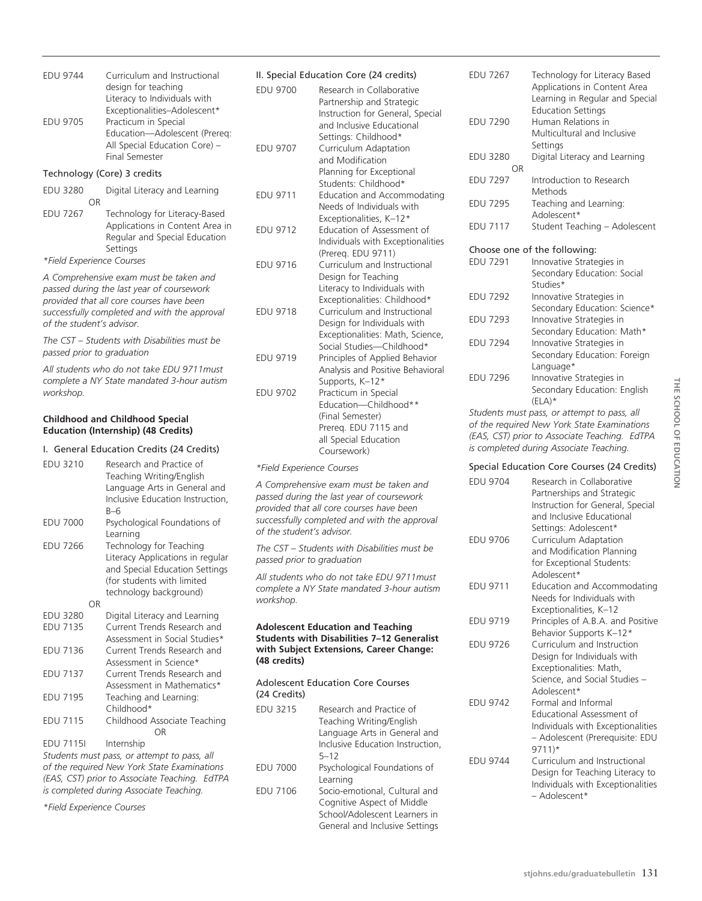| | |
|---|---|
| EDU 9744 | Curriculum and Instructional design for teaching Literacy to Individuals with Exceptionalities–Adolescent* |
| EDU 9705 | Practicum in Special Education—Adolescent (Prereq: All Special Education Core) – Final Semester |

Technology (Core) 3 credits

| | |
|---|---|
| EDU 3280 | Digital Literacy and Learning |
| OR | |
| EDU 7267 | Technology for Literacy-Based Applications in Content Area in Regular and Special Education Settings |

*Field Experience Courses

*A Comprehensive exam must be taken and passed during the last year of coursework provided that all core courses have been successfully completed and with the approval of the student's advisor.*

*The CST – Students with Disabilities must be passed prior to graduation*

*All students who do not take EDU 9711must complete a NY State mandated 3-hour autism workshop.*

**Childhood and Childhood Special Education (Internship) (48 Credits)**

I. General Education Credits (24 Credits)

| | |
|---|---|
| EDU 3210 | Research and Practice of Teaching Writing/English Language Arts in General and Inclusive Education Instruction, B–6 |
| EDU 7000 | Psychological Foundations of Learning |
| EDU 7266 | Technology for Teaching Literacy Applications in regular and Special Education Settings (for students with limited technology background) |
| OR | |
| EDU 3280 | Digital Literacy and Learning |
| EDU 7135 | Current Trends Research and Assessment in Social Studies* |
| EDU 7136 | Current Trends Research and Assessment in Science* |
| EDU 7137 | Current Trends Research and Assessment in Mathematics* |
| EDU 7195 | Teaching and Learning: Childhood* |
| EDU 7115 | Childhood Associate Teaching |
| | OR |
| EDU 7115I | Internship |

*Students must pass, or attempt to pass, all of the required New York State Examinations (EAS, CST) prior to Associate Teaching. EdTPA is completed during Associate Teaching.*

*Field Experience Courses

II. Special Education Core (24 credits)

| | |
|---|---|
| EDU 9700 | Research in Collaborative Partnership and Strategic Instruction for General, Special and Inclusive Educational Settings: Childhood* |
| EDU 9707 | Curriculum Adaptation and Modification Planning for Exceptional Students: Childhood* |
| EDU 9711 | Education and Accommodating Needs of Individuals with Exceptionalities, K–12* |
| EDU 9712 | Education of Assessment of Individuals with Exceptionalities (Prereq. EDU 9711) |
| EDU 9716 | Curriculum and Instructional Design for Teaching Literacy to Individuals with Exceptionalities: Childhood* |
| EDU 9718 | Curriculum and Instructional Design for Individuals with Exceptionalities: Math, Science, Social Studies—Childhood* |
| EDU 9719 | Principles of Applied Behavior Analysis and Positive Behavioral Supports, K–12* |
| EDU 9702 | Practicum in Special Education—Childhood** (Final Semester) Prereq. EDU 7115 and all Special Education Coursework) |

*Field Experience Courses

*A Comprehensive exam must be taken and passed during the last year of coursework provided that all core courses have been successfully completed and with the approval of the student's advisor.*

*The CST – Students with Disabilities must be passed prior to graduation*

*All students who do not take EDU 9711must complete a NY State mandated 3-hour autism workshop.*

**Adolescent Education and Teaching Students with Disabilities 7–12 Generalist with Subject Extensions, Career Change: (48 credits)**

Adolescent Education Core Courses (24 Credits)

| | |
|---|---|
| EDU 3215 | Research and Practice of Teaching Writing/English Language Arts in General and Inclusive Education Instruction, 5–12 |
| EDU 7000 | Psychological Foundations of Learning |
| EDU 7106 | Socio-emotional, Cultural and Cognitive Aspect of Middle School/Adolescent Learners in General and Inclusive Settings |
| EDU 7267 | Technology for Literacy Based Applications in Content Area Learning in Regular and Special Education Settings |
| EDU 7290 | Human Relations in Multicultural and Inclusive Settings |
| EDU 3280 | Digital Literacy and Learning |
| OR | |
| EDU 7297 | Introduction to Research Methods |
| EDU 7295 | Teaching and Learning: Adolescent* |
| EDU 7117 | Student Teaching – Adolescent |

Choose one of the following:

| | |
|---|---|
| EDU 7291 | Innovative Strategies in Secondary Education: Social Studies* |
| EDU 7292 | Innovative Strategies in Secondary Education: Science* |
| EDU 7293 | Innovative Strategies in Secondary Education: Math* |
| EDU 7294 | Innovative Strategies in Secondary Education: Foreign Language* |
| EDU 7296 | Innovative Strategies in Secondary Education: English (ELA)* |

*Students must pass, or attempt to pass, all of the required New York State Examinations (EAS, CST) prior to Associate Teaching. EdTPA is completed during Associate Teaching.*

Special Education Core Courses (24 Credits)

| | |
|---|---|
| EDU 9704 | Research in Collaborative Partnerships and Strategic Instruction for General, Special and Inclusive Educational Settings: Adolescent* |
| EDU 9706 | Curriculum Adaptation and Modification Planning for Exceptional Students: Adolescent* |
| EDU 9711 | Education and Accommodating Needs for Individuals with Exceptionalities, K–12 |
| EDU 9719 | Principles of A.B.A. and Positive Behavior Supports K–12* |
| EDU 9726 | Curriculum and Instruction Design for Individuals with Exceptionalities: Math, Science, and Social Studies – Adolescent* |
| EDU 9742 | Formal and Informal Educational Assessment of Individuals with Exceptionalities – Adolescent (Prerequisite: EDU 9711)* |
| EDU 9744 | Curriculum and Instructional Design for Teaching Literacy to Individuals with Exceptionalities – Adolescent* |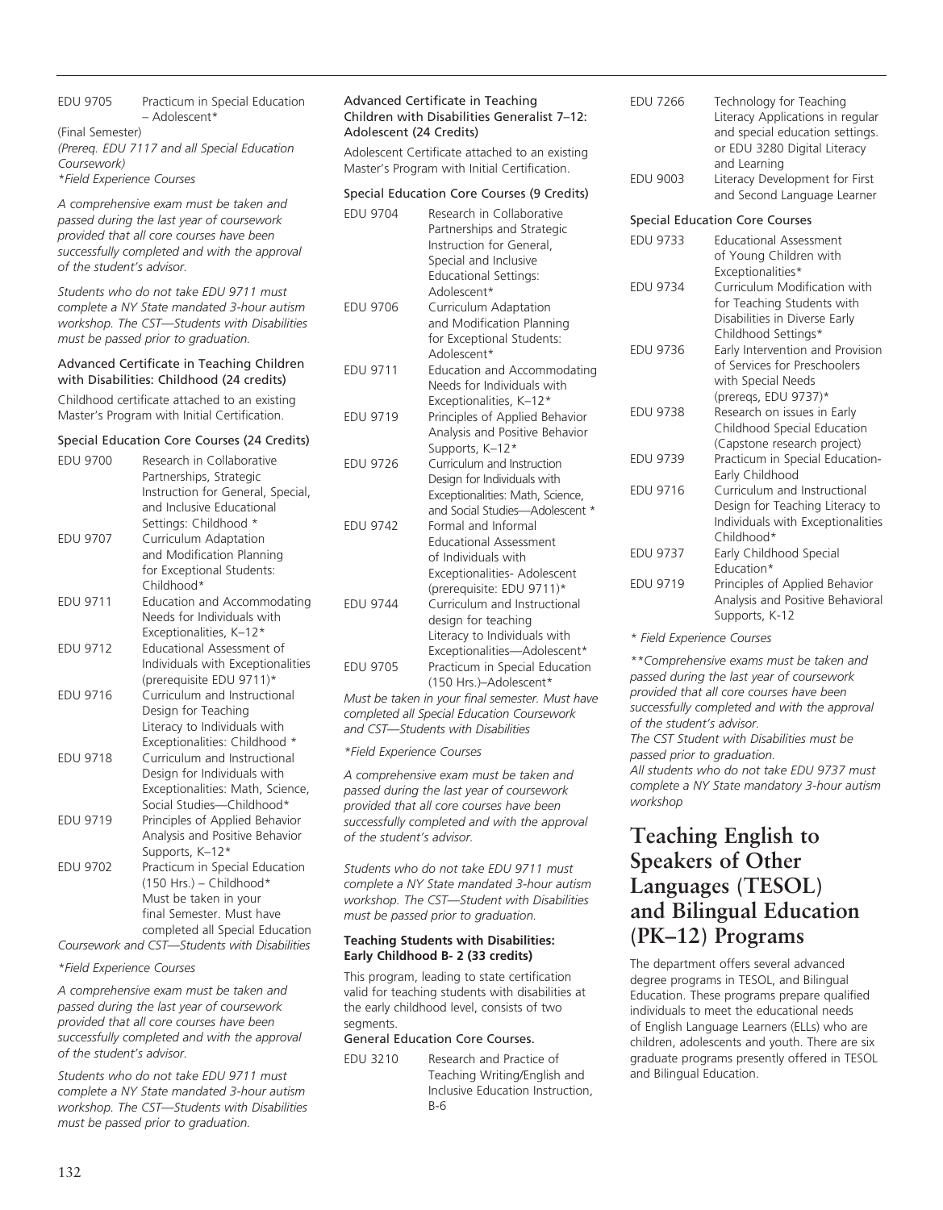| | |
|---|---|
| EDU 9705 | Practicum in Special Education – Adolescent* |

(Final Semester)
*(Prereq. EDU 7117 and all Special Education Coursework)*
*\*Field Experience Courses*

*A comprehensive exam must be taken and passed during the last year of coursework provided that all core courses have been successfully completed and with the approval of the student's advisor.*

*Students who do not take EDU 9711 must complete a NY State mandated 3-hour autism workshop. The CST—Students with Disabilities must be passed prior to graduation.*

### Advanced Certificate in Teaching Children with Disabilities: Childhood (24 credits)

Childhood certificate attached to an existing Master's Program with Initial Certification.

#### Special Education Core Courses (24 Credits)

| | |
|---|---|
| EDU 9700 | Research in Collaborative Partnerships, Strategic Instruction for General, Special, and Inclusive Educational Settings: Childhood * |
| EDU 9707 | Curriculum Adaptation and Modification Planning for Exceptional Students: Childhood* |
| EDU 9711 | Education and Accommodating Needs for Individuals with Exceptionalities, K–12* |
| EDU 9712 | Educational Assessment of Individuals with Exceptionalities (prerequisite EDU 9711)* |
| EDU 9716 | Curriculum and Instructional Design for Teaching Literacy to Individuals with Exceptionalities: Childhood * |
| EDU 9718 | Curriculum and Instructional Design for Individuals with Exceptionalities: Math, Science, Social Studies—Childhood* |
| EDU 9719 | Principles of Applied Behavior Analysis and Positive Behavior Supports, K–12* |
| EDU 9702 | Practicum in Special Education (150 Hrs.) – Childhood* Must be taken in your final Semester. Must have completed all Special Education Coursework and CST—Students with Disabilities |

*\*Field Experience Courses*

*A comprehensive exam must be taken and passed during the last year of coursework provided that all core courses have been successfully completed and with the approval of the student's advisor.*

*Students who do not take EDU 9711 must complete a NY State mandated 3-hour autism workshop. The CST—Students with Disabilities must be passed prior to graduation.*

### Advanced Certificate in Teaching Children with Disabilities Generalist 7–12: Adolescent (24 Credits)

Adolescent Certificate attached to an existing Master's Program with Initial Certification.

#### Special Education Core Courses (9 Credits)

| | |
|---|---|
| EDU 9704 | Research in Collaborative Partnerships and Strategic Instruction for General, Special and Inclusive Educational Settings: Adolescent* |
| EDU 9706 | Curriculum Adaptation and Modification Planning for Exceptional Students: Adolescent* |
| EDU 9711 | Education and Accommodating Needs for Individuals with Exceptionalities, K–12* |
| EDU 9719 | Principles of Applied Behavior Analysis and Positive Behavior Supports, K–12* |
| EDU 9726 | Curriculum and Instruction Design for Individuals with Exceptionalities: Math, Science, and Social Studies—Adolescent * |
| EDU 9742 | Formal and Informal Educational Assessment of Individuals with Exceptionalities- Adolescent (prerequisite: EDU 9711)* |
| EDU 9744 | Curriculum and Instructional design for teaching Literacy to Individuals with Exceptionalities—Adolescent* |
| EDU 9705 | Practicum in Special Education (150 Hrs.)–Adolescent* |

*Must be taken in your final semester. Must have completed all Special Education Coursework and CST—Students with Disabilities*

*\*Field Experience Courses*

*A comprehensive exam must be taken and passed during the last year of coursework provided that all core courses have been successfully completed and with the approval of the student's advisor.*

*Students who do not take EDU 9711 must complete a NY State mandated 3-hour autism workshop. The CST—Student with Disabilities must be passed prior to graduation.*

#### Teaching Students with Disabilities: Early Childhood B- 2 (33 credits)

This program, leading to state certification valid for teaching students with disabilities at the early childhood level, consists of two segments.

#### General Education Core Courses.

| | |
|---|---|
| EDU 3210 | Research and Practice of Teaching Writing/English and Inclusive Education Instruction, B-6 |
| EDU 7266 | Technology for Teaching Literacy Applications in regular and special education settings. or EDU 3280 Digital Literacy and Learning |
| EDU 9003 | Literacy Development for First and Second Language Learner |

#### Special Education Core Courses

| | |
|---|---|
| EDU 9733 | Educational Assessment of Young Children with Exceptionalities* |
| EDU 9734 | Curriculum Modification with for Teaching Students with Disabilities in Diverse Early Childhood Settings* |
| EDU 9736 | Early Intervention and Provision of Services for Preschoolers with Special Needs (prereqs, EDU 9737)* |
| EDU 9738 | Research on issues in Early Childhood Special Education (Capstone research project) |
| EDU 9739 | Practicum in Special Education-Early Childhood |
| EDU 9716 | Curriculum and Instructional Design for Teaching Literacy to Individuals with Exceptionalities Childhood* |
| EDU 9737 | Early Childhood Special Education* |
| EDU 9719 | Principles of Applied Behavior Analysis and Positive Behavioral Supports, K-12 |

*\* Field Experience Courses*

*\*\*Comprehensive exams must be taken and passed during the last year of coursework provided that all core courses have been successfully completed and with the approval of the student's advisor.*
*The CST Student with Disabilities must be passed prior to graduation.*
*All students who do not take EDU 9737 must complete a NY State mandatory 3-hour autism workshop*

## Teaching English to Speakers of Other Languages (TESOL) and Bilingual Education (PK–12) Programs

The department offers several advanced degree programs in TESOL, and Bilingual Education. These programs prepare qualified individuals to meet the educational needs of English Language Learners (ELLs) who are children, adolescents and youth. There are six graduate programs presently offered in TESOL and Bilingual Education.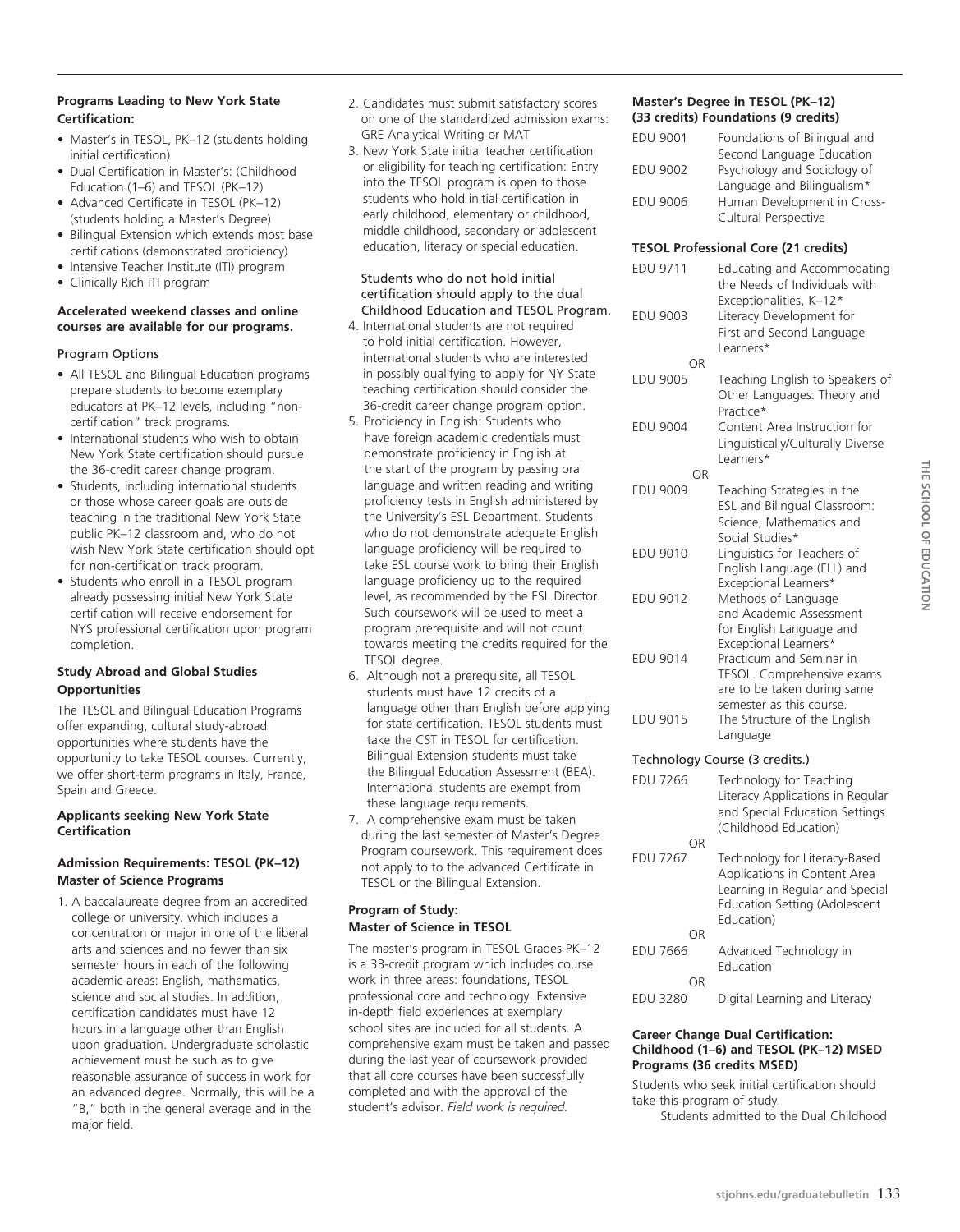**Programs Leading to New York State Certification:**

- Master's in TESOL, PK–12 (students holding initial certification)
- Dual Certification in Master's: (Childhood Education (1–6) and TESOL (PK–12)
- Advanced Certificate in TESOL (PK–12) (students holding a Master's Degree)
- Bilingual Extension which extends most base certifications (demonstrated proficiency)
- Intensive Teacher Institute (ITI) program
- Clinically Rich ITI program

**Accelerated weekend classes and online courses are available for our programs.**

Program Options

- All TESOL and Bilingual Education programs prepare students to become exemplary educators at PK–12 levels, including "non-certification" track programs.
- International students who wish to obtain New York State certification should pursue the 36-credit career change program.
- Students, including international students or those whose career goals are outside teaching in the traditional New York State public PK–12 classroom and, who do not wish New York State certification should opt for non-certification track program.
- Students who enroll in a TESOL program already possessing initial New York State certification will receive endorsement for NYS professional certification upon program completion.

**Study Abroad and Global Studies Opportunities**

The TESOL and Bilingual Education Programs offer expanding, cultural study-abroad opportunities where students have the opportunity to take TESOL courses. Currently, we offer short-term programs in Italy, France, Spain and Greece.

**Applicants seeking New York State Certification**

**Admission Requirements: TESOL (PK–12) Master of Science Programs**

1. A baccalaureate degree from an accredited college or university, which includes a concentration or major in one of the liberal arts and sciences and no fewer than six semester hours in each of the following academic areas: English, mathematics, science and social studies. In addition, certification candidates must have 12 hours in a language other than English upon graduation. Undergraduate scholastic achievement must be such as to give reasonable assurance of success in work for an advanced degree. Normally, this will be a "B," both in the general average and in the major field.
2. Candidates must submit satisfactory scores on one of the standardized admission exams: GRE Analytical Writing or MAT
3. New York State initial teacher certification or eligibility for teaching certification: Entry into the TESOL program is open to those students who hold initial certification in early childhood, elementary or childhood, middle childhood, secondary or adolescent education, literacy or special education.

   Students who do not hold initial certification should apply to the dual Childhood Education and TESOL Program.
4. International students are not required to hold initial certification. However, international students who are interested in possibly qualifying to apply for NY State teaching certification should consider the 36-credit career change program option.
5. Proficiency in English: Students who have foreign academic credentials must demonstrate proficiency in English at the start of the program by passing oral language and written reading and writing proficiency tests in English administered by the University's ESL Department. Students who do not demonstrate adequate English language proficiency will be required to take ESL course work to bring their English language proficiency up to the required level, as recommended by the ESL Director. Such coursework will be used to meet a program prerequisite and will not count towards meeting the credits required for the TESOL degree.
6. Although not a prerequisite, all TESOL students must have 12 credits of a language other than English before applying for state certification. TESOL students must take the CST in TESOL for certification. Bilingual Extension students must take the Bilingual Education Assessment (BEA). International students are exempt from these language requirements.
7. A comprehensive exam must be taken during the last semester of Master's Degree Program coursework. This requirement does not apply to to the advanced Certificate in TESOL or the Bilingual Extension.

**Program of Study: Master of Science in TESOL**

The master's program in TESOL Grades PK–12 is a 33-credit program which includes course work in three areas: foundations, TESOL professional core and technology. Extensive in-depth field experiences at exemplary school sites are included for all students. A comprehensive exam must be taken and passed during the last year of coursework provided that all core courses have been successfully completed and with the approval of the student's advisor. *Field work is required.*

**Master's Degree in TESOL (PK–12) (33 credits) Foundations (9 credits)**

| | |
|---|---|
| EDU 9001 | Foundations of Bilingual and Second Language Education |
| EDU 9002 | Psychology and Sociology of Language and Bilingualism* |
| EDU 9006 | Human Development in Cross-Cultural Perspective |

**TESOL Professional Core (21 credits)**

| | |
|---|---|
| EDU 9711 | Educating and Accommodating the Needs of Individuals with Exceptionalities, K–12* |
| EDU 9003 | Literacy Development for First and Second Language Learners* |
| OR | |
| EDU 9005 | Teaching English to Speakers of Other Languages: Theory and Practice* |
| EDU 9004 | Content Area Instruction for Linguistically/Culturally Diverse Learners* |
| OR | |
| EDU 9009 | Teaching Strategies in the ESL and Bilingual Classroom: Science, Mathematics and Social Studies* |
| EDU 9010 | Linguistics for Teachers of English Language (ELL) and Exceptional Learners* |
| EDU 9012 | Methods of Language and Academic Assessment for English Language and Exceptional Learners* |
| EDU 9014 | Practicum and Seminar in TESOL. Comprehensive exams are to be taken during same semester as this course. |
| EDU 9015 | The Structure of the English Language |

Technology Course (3 credits.)

| | |
|---|---|
| EDU 7266 | Technology for Teaching Literacy Applications in Regular and Special Education Settings (Childhood Education) |
| OR | |
| EDU 7267 | Technology for Literacy-Based Applications in Content Area Learning in Regular and Special Education Setting (Adolescent Education) |
| OR | |
| EDU 7666 | Advanced Technology in Education |
| OR | |
| EDU 3280 | Digital Learning and Literacy |

**Career Change Dual Certification: Childhood (1–6) and TESOL (PK–12) MSED Programs (36 credits MSED)**

Students who seek initial certification should take this program of study.

Students admitted to the Dual Childhood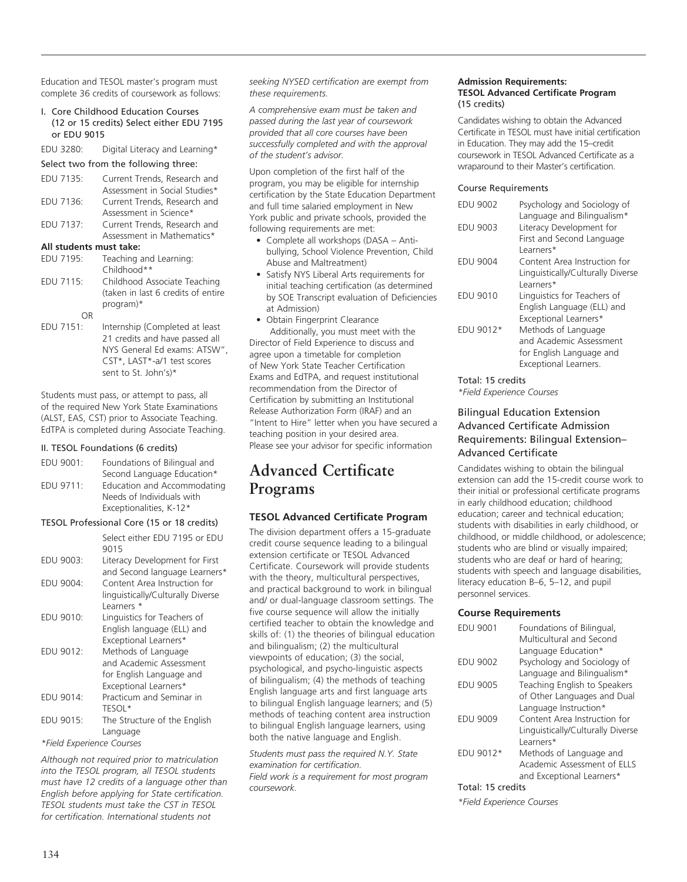Education and TESOL master's program must complete 36 credits of coursework as follows:

I. Core Childhood Education Courses (12 or 15 credits) Select either EDU 7195 or EDU 9015

| | |
|---|---|
| EDU 3280: | Digital Literacy and Learning* |

Select two from the following three:

| | |
|---|---|
| EDU 7135: | Current Trends, Research and Assessment in Social Studies* |
| EDU 7136: | Current Trends, Research and Assessment in Science* |
| EDU 7137: | Current Trends, Research and Assessment in Mathematics* |

**All students must take:**

| | |
|---|---|
| EDU 7195: | Teaching and Learning: Childhood** |
| EDU 7115: | Childhood Associate Teaching (taken in last 6 credits of entire program)* |
| OR | |
| EDU 7151: | Internship {Completed at least 21 credits and have passed all NYS General Ed exams: ATSW", CST*, LAST*-a/1 test scores sent to St. John's)* |

Students must pass, or attempt to pass, all of the required New York State Examinations (ALST, EAS, CST) prior to Associate Teaching. EdTPA is completed during Associate Teaching.

II. TESOL Foundations (6 credits)

| | |
|---|---|
| EDU 9001: | Foundations of Bilingual and Second Language Education* |
| EDU 9711: | Education and Accommodating Needs of Individuals with Exceptionalities, K-12* |

TESOL Professional Core (15 or 18 credits)

| | |
|---|---|
| | Select either EDU 7195 or EDU 9015 |
| EDU 9003: | Literacy Development for First and Second language Learners* |
| EDU 9004: | Content Area Instruction for linguistically/Culturally Diverse Learners * |
| EDU 9010: | Linguistics for Teachers of English language (ELL) and Exceptional Learners* |
| EDU 9012: | Methods of Language and Academic Assessment for English Language and Exceptional Learners* |
| EDU 9014: | Practicum and Seminar in TESOL* |
| EDU 9015: | The Structure of the English Language |

*Field Experience Courses*

*Although not required prior to matriculation into the TESOL program, all TESOL students must have 12 credits of a language other than English before applying for State certification. TESOL students must take the CST in TESOL for certification. International students not seeking NYSED certification are exempt from these requirements.*

*A comprehensive exam must be taken and passed during the last year of coursework provided that all core courses have been successfully completed and with the approval of the student's advisor.*

Upon completion of the first half of the program, you may be eligible for internship certification by the State Education Department and full time salaried employment in New York public and private schools, provided the following requirements are met:

- Complete all workshops (DASA – Anti-bullying, School Violence Prevention, Child Abuse and Maltreatment)
- Satisfy NYS Liberal Arts requirements for initial teaching certification (as determined by SOE Transcript evaluation of Deficiencies at Admission)
- Obtain Fingerprint Clearance

Additionally, you must meet with the Director of Field Experience to discuss and agree upon a timetable for completion of New York State Teacher Certification Exams and EdTPA, and request institutional recommendation from the Director of Certification by submitting an Institutional Release Authorization Form (IRAF) and an "Intent to Hire" letter when you have secured a teaching position in your desired area. Please see your advisor for specific information

# Advanced Certificate Programs

### TESOL Advanced Certificate Program

The division department offers a 15-graduate credit course sequence leading to a bilingual extension certificate or TESOL Advanced Certificate. Coursework will provide students with the theory, multicultural perspectives, and practical background to work in bilingual and/ or dual-language classroom settings. The five course sequence will allow the initially certified teacher to obtain the knowledge and skills of: (1) the theories of bilingual education and bilingualism; (2) the multicultural viewpoints of education; (3) the social, psychological, and psycho-linguistic aspects of bilingualism; (4) the methods of teaching English language arts and first language arts to bilingual English language learners; and (5) methods of teaching content area instruction to bilingual English language learners, using both the native language and English.

*Students must pass the required N.Y. State examination for certification.*
*Field work is a requirement for most program coursework.*

**Admission Requirements: TESOL Advanced Certificate Program** (15 credits)

Candidates wishing to obtain the Advanced Certificate in TESOL must have initial certification in Education. They may add the 15–credit coursework in TESOL Advanced Certificate as a wraparound to their Master's certification.

Course Requirements

| | |
|---|---|
| EDU 9002 | Psychology and Sociology of Language and Bilingualism* |
| EDU 9003 | Literacy Development for First and Second Language Learners* |
| EDU 9004 | Content Area Instruction for Linguistically/Culturally Diverse Learners* |
| EDU 9010 | Linguistics for Teachers of English Language (ELL) and Exceptional Learners* |
| EDU 9012* | Methods of Language and Academic Assessment for English Language and Exceptional Learners. |

Total: 15 credits
*Field Experience Courses*

### Bilingual Education Extension Advanced Certificate Admission Requirements: Bilingual Extension–Advanced Certificate

Candidates wishing to obtain the bilingual extension can add the 15-credit course work to their initial or professional certificate programs in early childhood education; childhood education; career and technical education; students with disabilities in early childhood, or childhood, or middle childhood, or adolescence; students who are blind or visually impaired; students who are deaf or hard of hearing; students with speech and language disabilities, literacy education B–6, 5–12, and pupil personnel services.

### Course Requirements

| | |
|---|---|
| EDU 9001 | Foundations of Bilingual, Multicultural and Second Language Education* |
| EDU 9002 | Psychology and Sociology of Language and Bilingualism* |
| EDU 9005 | Teaching English to Speakers of Other Languages and Dual Language Instruction* |
| EDU 9009 | Content Area Instruction for Linguistically/Culturally Diverse Learners* |
| EDU 9012* | Methods of Language and Academic Assessment of ELLS and Exceptional Learners* |

Total: 15 credits

*Field Experience Courses*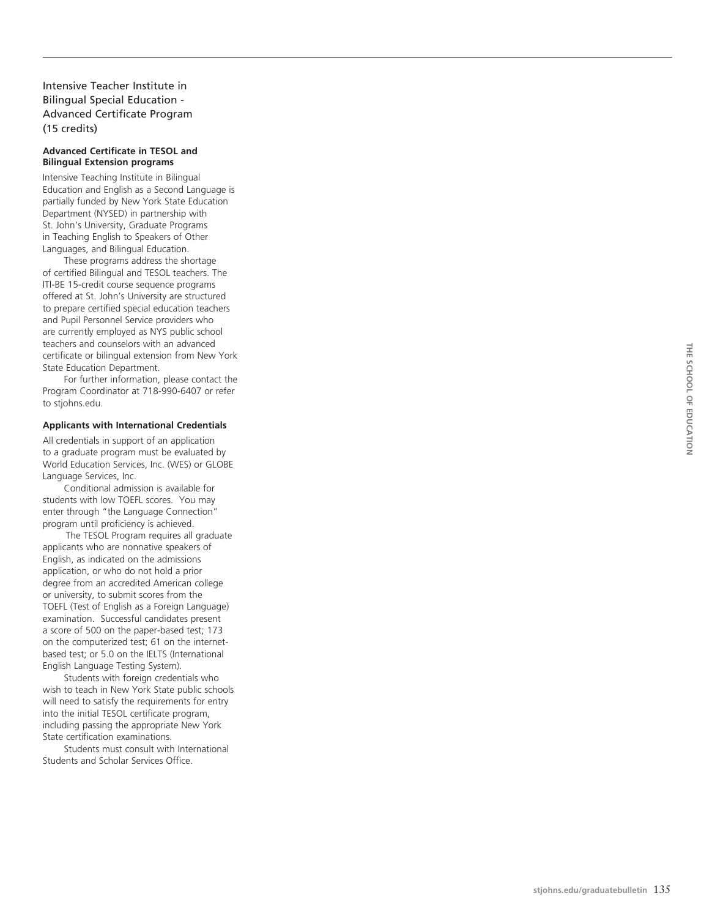## Intensive Teacher Institute in Bilingual Special Education - Advanced Certificate Program (15 credits)

**Advanced Certificate in TESOL and Bilingual Extension programs**

Intensive Teaching Institute in Bilingual Education and English as a Second Language is partially funded by New York State Education Department (NYSED) in partnership with St. John's University, Graduate Programs in Teaching English to Speakers of Other Languages, and Bilingual Education.

These programs address the shortage of certified Bilingual and TESOL teachers. The ITI-BE 15-credit course sequence programs offered at St. John's University are structured to prepare certified special education teachers and Pupil Personnel Service providers who are currently employed as NYS public school teachers and counselors with an advanced certificate or bilingual extension from New York State Education Department.

For further information, please contact the Program Coordinator at 718-990-6407 or refer to stjohns.edu.

**Applicants with International Credentials**

All credentials in support of an application to a graduate program must be evaluated by World Education Services, Inc. (WES) or GLOBE Language Services, Inc.

Conditional admission is available for students with low TOEFL scores. You may enter through "the Language Connection" program until proficiency is achieved.

The TESOL Program requires all graduate applicants who are nonnative speakers of English, as indicated on the admissions application, or who do not hold a prior degree from an accredited American college or university, to submit scores from the TOEFL (Test of English as a Foreign Language) examination. Successful candidates present a score of 500 on the paper-based test; 173 on the computerized test; 61 on the internet-based test; or 5.0 on the IELTS (International English Language Testing System).

Students with foreign credentials who wish to teach in New York State public schools will need to satisfy the requirements for entry into the initial TESOL certificate program, including passing the appropriate New York State certification examinations.

Students must consult with International Students and Scholar Services Office.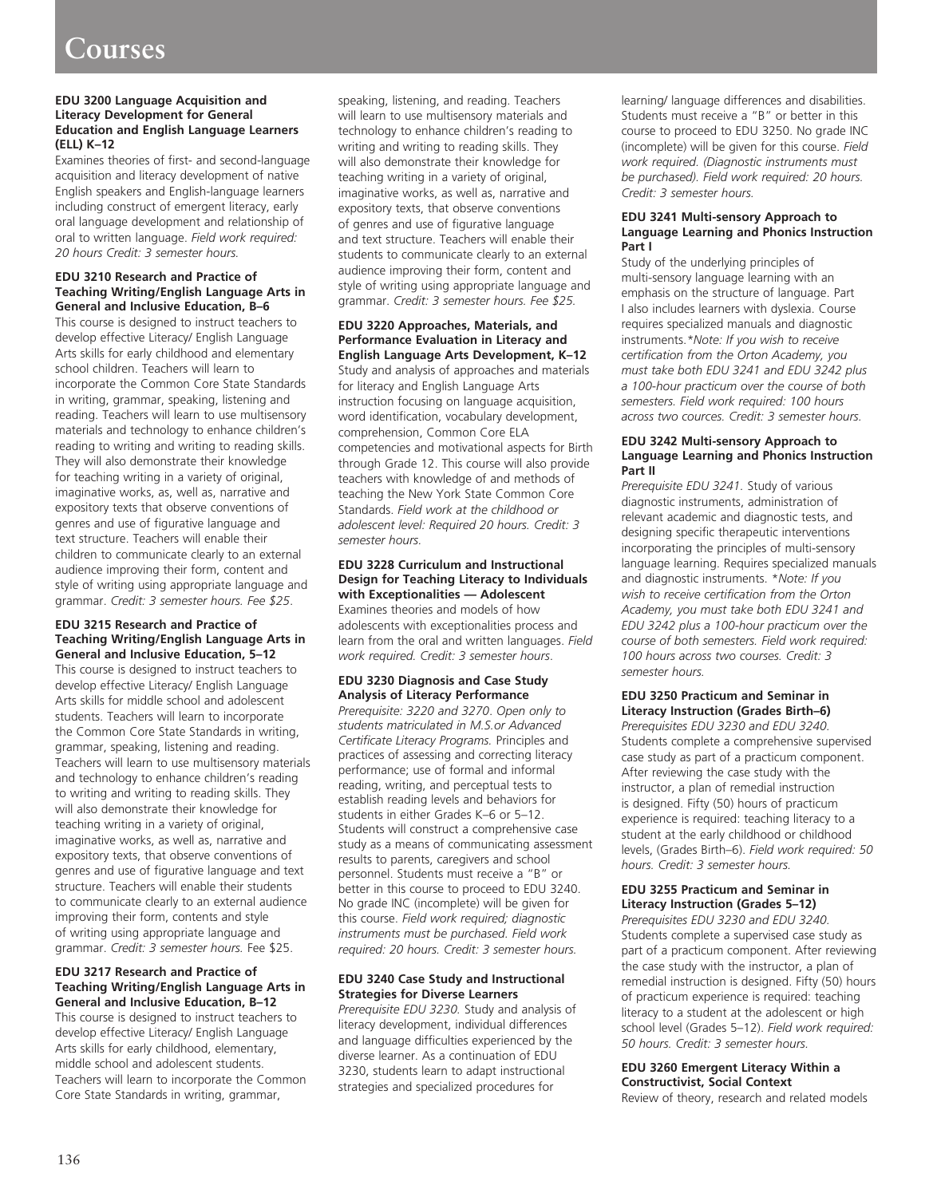# Courses

**EDU 3200 Language Acquisition and Literacy Development for General Education and English Language Learners (ELL) K–12**

Examines theories of first- and second-language acquisition and literacy development of native English speakers and English-language learners including construct of emergent literacy, early oral language development and relationship of oral to written language. *Field work required: 20 hours Credit: 3 semester hours.*

**EDU 3210 Research and Practice of Teaching Writing/English Language Arts in General and Inclusive Education, B–6**

This course is designed to instruct teachers to develop effective Literacy/ English Language Arts skills for early childhood and elementary school children. Teachers will learn to incorporate the Common Core State Standards in writing, grammar, speaking, listening and reading. Teachers will learn to use multisensory materials and technology to enhance children's reading to writing and writing to reading skills. They will also demonstrate their knowledge for teaching writing in a variety of original, imaginative works, as, as well as, narrative and expository texts that observe conventions of genres and use of figurative language and text structure. Teachers will enable their children to communicate clearly to an external audience improving their form, content and style of writing using appropriate language and grammar. *Credit: 3 semester hours. Fee $25.*

**EDU 3215 Research and Practice of Teaching Writing/English Language Arts in General and Inclusive Education, 5–12**

This course is designed to instruct teachers to develop effective Literacy/ English Language Arts skills for middle school and adolescent students. Teachers will learn to incorporate the Common Core State Standards in writing, grammar, speaking, listening and reading. Teachers will learn to use multisensory materials and technology to enhance children's reading to writing and writing to reading skills. They will also demonstrate their knowledge for teaching writing in a variety of original, imaginative works, as well as, narrative and expository texts, that observe conventions of genres and use of figurative language and text structure. Teachers will enable their students to communicate clearly to an external audience improving their form, contents and style of writing using appropriate language and grammar. *Credit: 3 semester hours.* Fee $25.

**EDU 3217 Research and Practice of Teaching Writing/English Language Arts in General and Inclusive Education, B–12**

This course is designed to instruct teachers to develop effective Literacy/ English Language Arts skills for early childhood, elementary, middle school and adolescent students. Teachers will learn to incorporate the Common Core State Standards in writing, grammar, speaking, listening, and reading. Teachers will learn to use multisensory materials and technology to enhance children's reading to writing and writing to reading skills. They will also demonstrate their knowledge for teaching writing in a variety of original, imaginative works, as well as, narrative and expository texts, that observe conventions of genres and use of figurative language and text structure. Teachers will enable their students to communicate clearly to an external audience improving their form, content and style of writing using appropriate language and grammar. *Credit: 3 semester hours. Fee $25.*

**EDU 3220 Approaches, Materials, and Performance Evaluation in Literacy and English Language Arts Development, K–12**

Study and analysis of approaches and materials for literacy and English Language Arts instruction focusing on language acquisition, word identification, vocabulary development, comprehension, Common Core ELA competencies and motivational aspects for Birth through Grade 12. This course will also provide teachers with knowledge of and methods of teaching the New York State Common Core Standards. *Field work at the childhood or adolescent level: Required 20 hours. Credit: 3 semester hours.*

**EDU 3228 Curriculum and Instructional Design for Teaching Literacy to Individuals with Exceptionalities — Adolescent**

Examines theories and models of how adolescents with exceptionalities process and learn from the oral and written languages. *Field work required. Credit: 3 semester hours.*

**EDU 3230 Diagnosis and Case Study Analysis of Literacy Performance**

*Prerequisite: 3220 and 3270. Open only to students matriculated in M.S.or Advanced Certificate Literacy Programs.* Principles and practices of assessing and correcting literacy performance; use of formal and informal reading, writing, and perceptual tests to establish reading levels and behaviors for students in either Grades K–6 or 5–12. Students will construct a comprehensive case study as a means of communicating assessment results to parents, caregivers and school personnel. Students must receive a "B" or better in this course to proceed to EDU 3240. No grade INC (incomplete) will be given for this course. *Field work required; diagnostic instruments must be purchased. Field work required: 20 hours. Credit: 3 semester hours.*

**EDU 3240 Case Study and Instructional Strategies for Diverse Learners**

*Prerequisite EDU 3230.* Study and analysis of literacy development, individual differences and language difficulties experienced by the diverse learner. As a continuation of EDU 3230, students learn to adapt instructional strategies and specialized procedures for learning/ language differences and disabilities. Students must receive a "B" or better in this course to proceed to EDU 3250. No grade INC (incomplete) will be given for this course. *Field work required. (Diagnostic instruments must be purchased). Field work required: 20 hours. Credit: 3 semester hours.*

**EDU 3241 Multi-sensory Approach to Language Learning and Phonics Instruction Part I**

Study of the underlying principles of multi-sensory language learning with an emphasis on the structure of language. Part I also includes learners with dyslexia. Course requires specialized manuals and diagnostic instruments.*\*Note: If you wish to receive certification from the Orton Academy, you must take both EDU 3241 and EDU 3242 plus a 100-hour practicum over the course of both semesters. Field work required: 100 hours across two cources. Credit: 3 semester hours.*

**EDU 3242 Multi-sensory Approach to Language Learning and Phonics Instruction Part II**

*Prerequisite EDU 3241.* Study of various diagnostic instruments, administration of relevant academic and diagnostic tests, and designing specific therapeutic interventions incorporating the principles of multi-sensory language learning. Requires specialized manuals and diagnostic instruments. *\*Note: If you wish to receive certification from the Orton Academy, you must take both EDU 3241 and EDU 3242 plus a 100-hour practicum over the course of both semesters. Field work required: 100 hours across two courses. Credit: 3 semester hours.*

**EDU 3250 Practicum and Seminar in Literacy Instruction (Grades Birth–6)**

*Prerequisites EDU 3230 and EDU 3240.* Students complete a comprehensive supervised case study as part of a practicum component. After reviewing the case study with the instructor, a plan of remedial instruction is designed. Fifty (50) hours of practicum experience is required: teaching literacy to a student at the early childhood or childhood levels, (Grades Birth–6). *Field work required: 50 hours. Credit: 3 semester hours.*

**EDU 3255 Practicum and Seminar in Literacy Instruction (Grades 5–12)**

*Prerequisites EDU 3230 and EDU 3240.* Students complete a supervised case study as part of a practicum component. After reviewing the case study with the instructor, a plan of remedial instruction is designed. Fifty (50) hours of practicum experience is required: teaching literacy to a student at the adolescent or high school level (Grades 5–12). *Field work required: 50 hours. Credit: 3 semester hours.*

**EDU 3260 Emergent Literacy Within a Constructivist, Social Context**

Review of theory, research and related models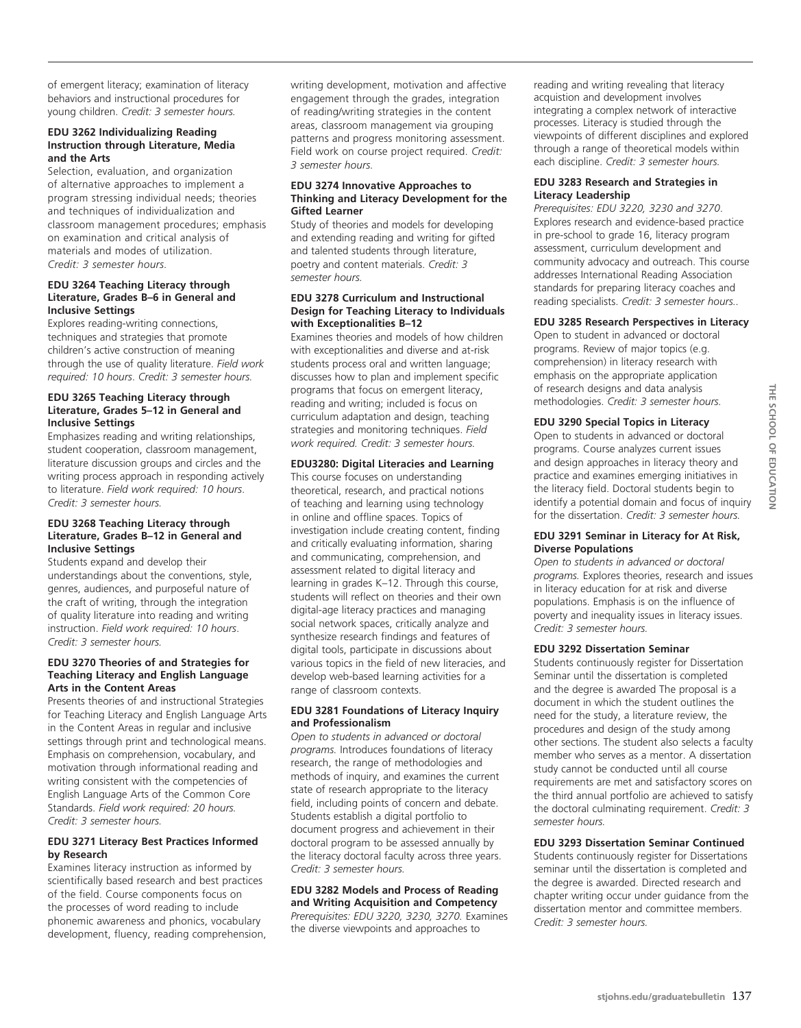of emergent literacy; examination of literacy behaviors and instructional procedures for young children. *Credit: 3 semester hours.*

**EDU 3262 Individualizing Reading Instruction through Literature, Media and the Arts**

Selection, evaluation, and organization of alternative approaches to implement a program stressing individual needs; theories and techniques of individualization and classroom management procedures; emphasis on examination and critical analysis of materials and modes of utilization. *Credit: 3 semester hours.*

**EDU 3264 Teaching Literacy through Literature, Grades B–6 in General and Inclusive Settings**

Explores reading-writing connections, techniques and strategies that promote children's active construction of meaning through the use of quality literature. *Field work required: 10 hours. Credit: 3 semester hours.*

**EDU 3265 Teaching Literacy through Literature, Grades 5–12 in General and Inclusive Settings**

Emphasizes reading and writing relationships, student cooperation, classroom management, literature discussion groups and circles and the writing process approach in responding actively to literature. *Field work required: 10 hours. Credit: 3 semester hours.*

**EDU 3268 Teaching Literacy through Literature, Grades B–12 in General and Inclusive Settings**

Students expand and develop their understandings about the conventions, style, genres, audiences, and purposeful nature of the craft of writing, through the integration of quality literature into reading and writing instruction. *Field work required: 10 hours. Credit: 3 semester hours.*

**EDU 3270 Theories of and Strategies for Teaching Literacy and English Language Arts in the Content Areas**

Presents theories of and instructional Strategies for Teaching Literacy and English Language Arts in the Content Areas in regular and inclusive settings through print and technological means. Emphasis on comprehension, vocabulary, and motivation through informational reading and writing consistent with the competencies of English Language Arts of the Common Core Standards. *Field work required: 20 hours. Credit: 3 semester hours.*

**EDU 3271 Literacy Best Practices Informed by Research**

Examines literacy instruction as informed by scientifically based research and best practices of the field. Course components focus on the processes of word reading to include phonemic awareness and phonics, vocabulary development, fluency, reading comprehension, writing development, motivation and affective engagement through the grades, integration of reading/writing strategies in the content areas, classroom management via grouping patterns and progress monitoring assessment. Field work on course project required. *Credit: 3 semester hours.*

**EDU 3274 Innovative Approaches to Thinking and Literacy Development for the Gifted Learner**

Study of theories and models for developing and extending reading and writing for gifted and talented students through literature, poetry and content materials. *Credit: 3 semester hours.*

**EDU 3278 Curriculum and Instructional Design for Teaching Literacy to Individuals with Exceptionalities B–12**

Examines theories and models of how children with exceptionalities and diverse and at-risk students process oral and written language; discusses how to plan and implement specific programs that focus on emergent literacy, reading and writing; included is focus on curriculum adaptation and design, teaching strategies and monitoring techniques. *Field work required. Credit: 3 semester hours.*

**EDU3280: Digital Literacies and Learning**

This course focuses on understanding theoretical, research, and practical notions of teaching and learning using technology in online and offline spaces. Topics of investigation include creating content, finding and critically evaluating information, sharing and communicating, comprehension, and assessment related to digital literacy and learning in grades K–12. Through this course, students will reflect on theories and their own digital-age literacy practices and managing social network spaces, critically analyze and synthesize research findings and features of digital tools, participate in discussions about various topics in the field of new literacies, and develop web-based learning activities for a range of classroom contexts.

**EDU 3281 Foundations of Literacy Inquiry and Professionalism**

*Open to students in advanced or doctoral programs.* Introduces foundations of literacy research, the range of methodologies and methods of inquiry, and examines the current state of research appropriate to the literacy field, including points of concern and debate. Students establish a digital portfolio to document progress and achievement in their doctoral program to be assessed annually by the literacy doctoral faculty across three years. *Credit: 3 semester hours.*

**EDU 3282 Models and Process of Reading and Writing Acquisition and Competency**

*Prerequisites: EDU 3220, 3230, 3270.* Examines the diverse viewpoints and approaches to reading and writing revealing that literacy acquistion and development involves integrating a complex network of interactive processes. Literacy is studied through the viewpoints of different disciplines and explored through a range of theoretical models within each discipline. *Credit: 3 semester hours.*

**EDU 3283 Research and Strategies in Literacy Leadership**

*Prerequisites: EDU 3220, 3230 and 3270.* Explores research and evidence-based practice in pre-school to grade 16, literacy program assessment, curriculum development and community advocacy and outreach. This course addresses International Reading Association standards for preparing literacy coaches and reading specialists. *Credit: 3 semester hours..*

**EDU 3285 Research Perspectives in Literacy**

Open to student in advanced or doctoral programs. Review of major topics (e.g. comprehension) in literacy research with emphasis on the appropriate application of research designs and data analysis methodologies. *Credit: 3 semester hours.*

**EDU 3290 Special Topics in Literacy**

Open to students in advanced or doctoral programs. Course analyzes current issues and design approaches in literacy theory and practice and examines emerging initiatives in the literacy field. Doctoral students begin to identify a potential domain and focus of inquiry for the dissertation. *Credit: 3 semester hours.*

**EDU 3291 Seminar in Literacy for At Risk, Diverse Populations**

*Open to students in advanced or doctoral programs.* Explores theories, research and issues in literacy education for at risk and diverse populations. Emphasis is on the influence of poverty and inequality issues in literacy issues. *Credit: 3 semester hours.*

**EDU 3292 Dissertation Seminar**

Students continuously register for Dissertation Seminar until the dissertation is completed and the degree is awarded The proposal is a document in which the student outlines the need for the study, a literature review, the procedures and design of the study among other sections. The student also selects a faculty member who serves as a mentor. A dissertation study cannot be conducted until all course requirements are met and satisfactory scores on the third annual portfolio are achieved to satisfy the doctoral culminating requirement. *Credit: 3 semester hours.*

**EDU 3293 Dissertation Seminar Continued**

Students continuously register for Dissertations seminar until the dissertation is completed and the degree is awarded. Directed research and chapter writing occur under guidance from the dissertation mentor and committee members. *Credit: 3 semester hours.*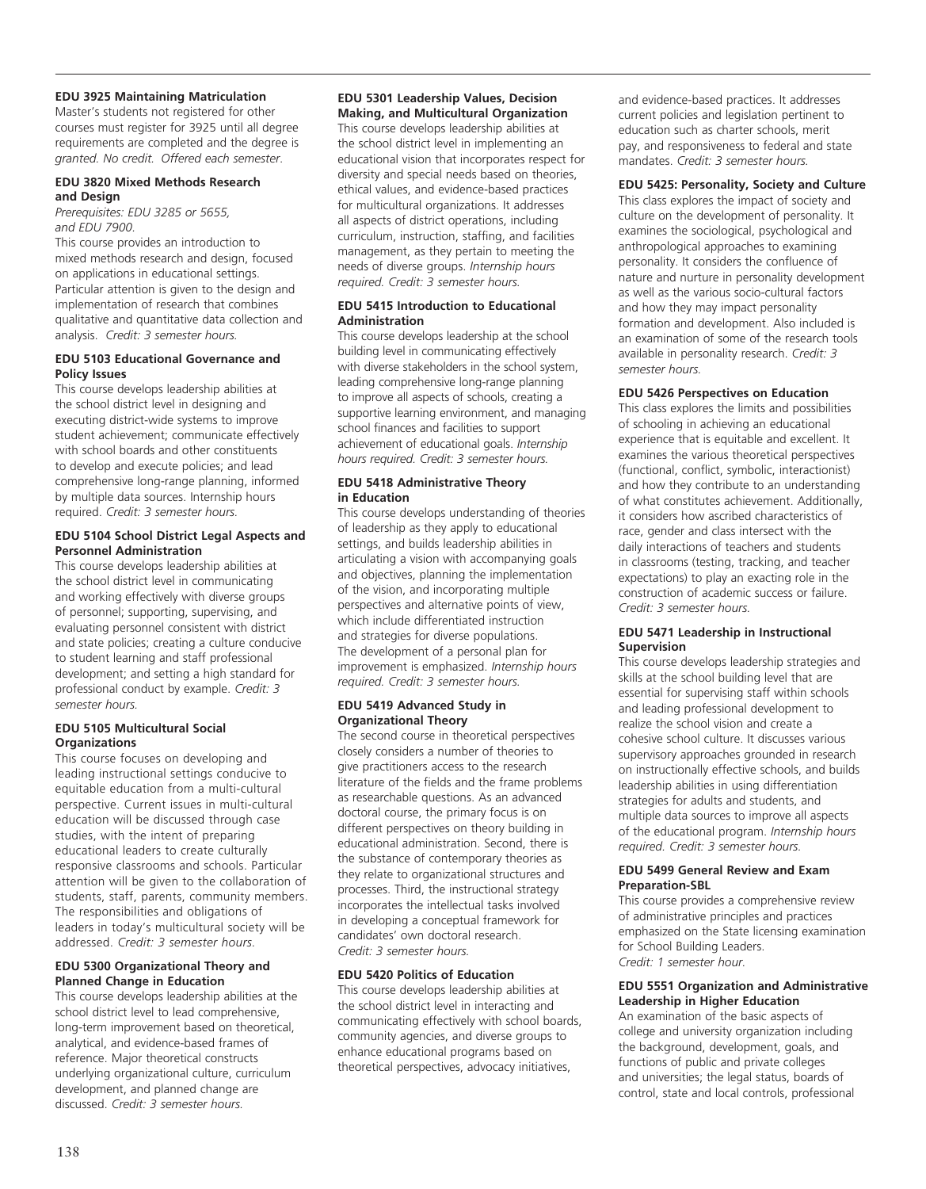**EDU 3925 Maintaining Matriculation**
Master's students not registered for other courses must register for 3925 until all degree requirements are completed and the degree is *granted. No credit. Offered each semester.*

**EDU 3820 Mixed Methods Research and Design**
*Prerequisites: EDU 3285 or 5655, and EDU 7900.*
This course provides an introduction to mixed methods research and design, focused on applications in educational settings. Particular attention is given to the design and implementation of research that combines qualitative and quantitative data collection and analysis. *Credit: 3 semester hours.*

**EDU 5103 Educational Governance and Policy Issues**
This course develops leadership abilities at the school district level in designing and executing district-wide systems to improve student achievement; communicate effectively with school boards and other constituents to develop and execute policies; and lead comprehensive long-range planning, informed by multiple data sources. Internship hours required. *Credit: 3 semester hours.*

**EDU 5104 School District Legal Aspects and Personnel Administration**
This course develops leadership abilities at the school district level in communicating and working effectively with diverse groups of personnel; supporting, supervising, and evaluating personnel consistent with district and state policies; creating a culture conducive to student learning and staff professional development; and setting a high standard for professional conduct by example. *Credit: 3 semester hours.*

**EDU 5105 Multicultural Social Organizations**
This course focuses on developing and leading instructional settings conducive to equitable education from a multi-cultural perspective. Current issues in multi-cultural education will be discussed through case studies, with the intent of preparing educational leaders to create culturally responsive classrooms and schools. Particular attention will be given to the collaboration of students, staff, parents, community members. The responsibilities and obligations of leaders in today's multicultural society will be addressed. *Credit: 3 semester hours.*

**EDU 5300 Organizational Theory and Planned Change in Education**
This course develops leadership abilities at the school district level to lead comprehensive, long-term improvement based on theoretical, analytical, and evidence-based frames of reference. Major theoretical constructs underlying organizational culture, curriculum development, and planned change are discussed. *Credit: 3 semester hours.*

**EDU 5301 Leadership Values, Decision Making, and Multicultural Organization**
This course develops leadership abilities at the school district level in implementing an educational vision that incorporates respect for diversity and special needs based on theories, ethical values, and evidence-based practices for multicultural organizations. It addresses all aspects of district operations, including curriculum, instruction, staffing, and facilities management, as they pertain to meeting the needs of diverse groups. *Internship hours required. Credit: 3 semester hours.*

**EDU 5415 Introduction to Educational Administration**
This course develops leadership at the school building level in communicating effectively with diverse stakeholders in the school system, leading comprehensive long-range planning to improve all aspects of schools, creating a supportive learning environment, and managing school finances and facilities to support achievement of educational goals. *Internship hours required. Credit: 3 semester hours.*

**EDU 5418 Administrative Theory in Education**
This course develops understanding of theories of leadership as they apply to educational settings, and builds leadership abilities in articulating a vision with accompanying goals and objectives, planning the implementation of the vision, and incorporating multiple perspectives and alternative points of view, which include differentiated instruction and strategies for diverse populations. The development of a personal plan for improvement is emphasized. *Internship hours required. Credit: 3 semester hours.*

**EDU 5419 Advanced Study in Organizational Theory**
The second course in theoretical perspectives closely considers a number of theories to give practitioners access to the research literature of the fields and the frame problems as researchable questions. As an advanced doctoral course, the primary focus is on different perspectives on theory building in educational administration. Second, there is the substance of contemporary theories as they relate to organizational structures and processes. Third, the instructional strategy incorporates the intellectual tasks involved in developing a conceptual framework for candidates' own doctoral research. *Credit: 3 semester hours.*

**EDU 5420 Politics of Education**
This course develops leadership abilities at the school district level in interacting and communicating effectively with school boards, community agencies, and diverse groups to enhance educational programs based on theoretical perspectives, advocacy initiatives, and evidence-based practices. It addresses current policies and legislation pertinent to education such as charter schools, merit pay, and responsiveness to federal and state mandates. *Credit: 3 semester hours.*

**EDU 5425: Personality, Society and Culture**
This class explores the impact of society and culture on the development of personality. It examines the sociological, psychological and anthropological approaches to examining personality. It considers the confluence of nature and nurture in personality development as well as the various socio-cultural factors and how they may impact personality formation and development. Also included is an examination of some of the research tools available in personality research. *Credit: 3 semester hours.*

**EDU 5426 Perspectives on Education**
This class explores the limits and possibilities of schooling in achieving an educational experience that is equitable and excellent. It examines the various theoretical perspectives (functional, conflict, symbolic, interactionist) and how they contribute to an understanding of what constitutes achievement. Additionally, it considers how ascribed characteristics of race, gender and class intersect with the daily interactions of teachers and students in classrooms (testing, tracking, and teacher expectations) to play an exacting role in the construction of academic success or failure. *Credit: 3 semester hours.*

**EDU 5471 Leadership in Instructional Supervision**
This course develops leadership strategies and skills at the school building level that are essential for supervising staff within schools and leading professional development to realize the school vision and create a cohesive school culture. It discusses various supervisory approaches grounded in research on instructionally effective schools, and builds leadership abilities in using differentiation strategies for adults and students, and multiple data sources to improve all aspects of the educational program. *Internship hours required. Credit: 3 semester hours.*

**EDU 5499 General Review and Exam Preparation-SBL**
This course provides a comprehensive review of administrative principles and practices emphasized on the State licensing examination for School Building Leaders.
*Credit: 1 semester hour.*

**EDU 5551 Organization and Administrative Leadership in Higher Education**
An examination of the basic aspects of college and university organization including the background, development, goals, and functions of public and private colleges and universities; the legal status, boards of control, state and local controls, professional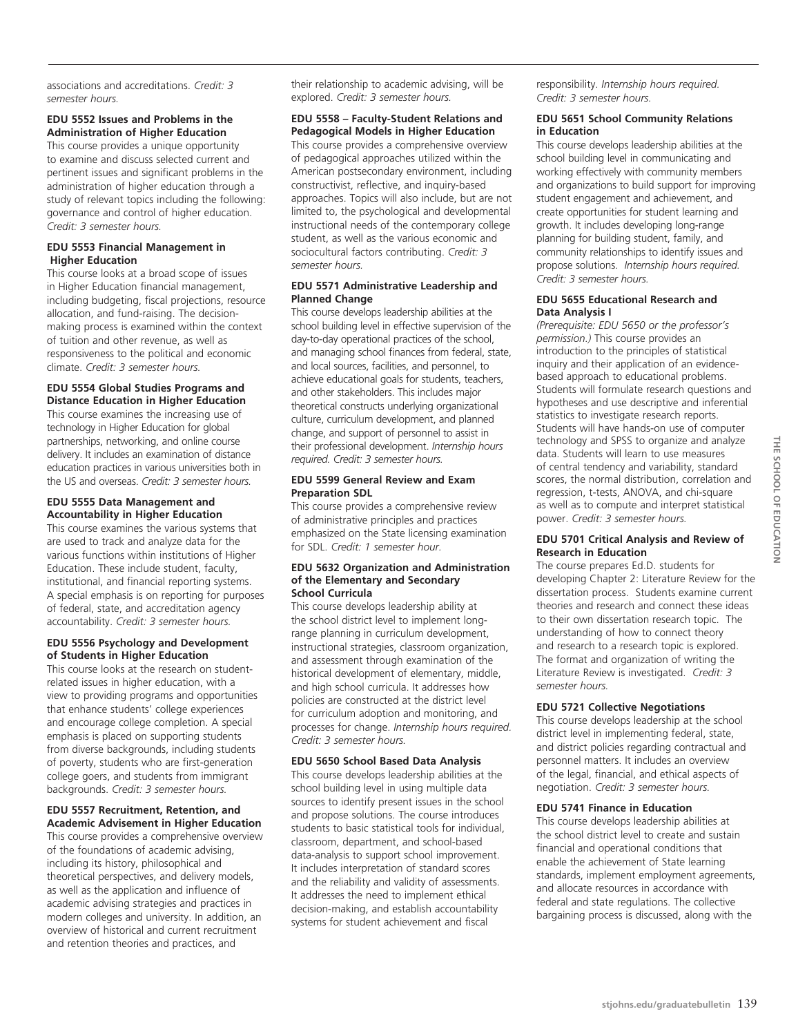associations and accreditations. *Credit: 3 semester hours.*

**EDU 5552 Issues and Problems in the Administration of Higher Education**
This course provides a unique opportunity to examine and discuss selected current and pertinent issues and significant problems in the administration of higher education through a study of relevant topics including the following: governance and control of higher education. *Credit: 3 semester hours.*

**EDU 5553 Financial Management in Higher Education**
This course looks at a broad scope of issues in Higher Education financial management, including budgeting, fiscal projections, resource allocation, and fund-raising. The decision-making process is examined within the context of tuition and other revenue, as well as responsiveness to the political and economic climate. *Credit: 3 semester hours.*

**EDU 5554 Global Studies Programs and Distance Education in Higher Education**
This course examines the increasing use of technology in Higher Education for global partnerships, networking, and online course delivery. It includes an examination of distance education practices in various universities both in the US and overseas. *Credit: 3 semester hours.*

**EDU 5555 Data Management and Accountability in Higher Education**
This course examines the various systems that are used to track and analyze data for the various functions within institutions of Higher Education. These include student, faculty, institutional, and financial reporting systems. A special emphasis is on reporting for purposes of federal, state, and accreditation agency accountability. *Credit: 3 semester hours.*

**EDU 5556 Psychology and Development of Students in Higher Education**
This course looks at the research on student-related issues in higher education, with a view to providing programs and opportunities that enhance students' college experiences and encourage college completion. A special emphasis is placed on supporting students from diverse backgrounds, including students of poverty, students who are first-generation college goers, and students from immigrant backgrounds. *Credit: 3 semester hours.*

**EDU 5557 Recruitment, Retention, and Academic Advisement in Higher Education**
This course provides a comprehensive overview of the foundations of academic advising, including its history, philosophical and theoretical perspectives, and delivery models, as well as the application and influence of academic advising strategies and practices in modern colleges and university. In addition, an overview of historical and current recruitment and retention theories and practices, and their relationship to academic advising, will be explored. *Credit: 3 semester hours.*

**EDU 5558 – Faculty-Student Relations and Pedagogical Models in Higher Education**
This course provides a comprehensive overview of pedagogical approaches utilized within the American postsecondary environment, including constructivist, reflective, and inquiry-based approaches. Topics will also include, but are not limited to, the psychological and developmental instructional needs of the contemporary college student, as well as the various economic and sociocultural factors contributing. *Credit: 3 semester hours.*

**EDU 5571 Administrative Leadership and Planned Change**
This course develops leadership abilities at the school building level in effective supervision of the day-to-day operational practices of the school, and managing school finances from federal, state, and local sources, facilities, and personnel, to achieve educational goals for students, teachers, and other stakeholders. This includes major theoretical constructs underlying organizational culture, curriculum development, and planned change, and support of personnel to assist in their professional development. *Internship hours required. Credit: 3 semester hours.*

**EDU 5599 General Review and Exam Preparation SDL**
This course provides a comprehensive review of administrative principles and practices emphasized on the State licensing examination for SDL. *Credit: 1 semester hour.*

**EDU 5632 Organization and Administration of the Elementary and Secondary School Curricula**
This course develops leadership ability at the school district level to implement long-range planning in curriculum development, instructional strategies, classroom organization, and assessment through examination of the historical development of elementary, middle, and high school curricula. It addresses how policies are constructed at the district level for curriculum adoption and monitoring, and processes for change. *Internship hours required. Credit: 3 semester hours.*

**EDU 5650 School Based Data Analysis**
This course develops leadership abilities at the school building level in using multiple data sources to identify present issues in the school and propose solutions. The course introduces students to basic statistical tools for individual, classroom, department, and school-based data-analysis to support school improvement. It includes interpretation of standard scores and the reliability and validity of assessments. It addresses the need to implement ethical decision-making, and establish accountability systems for student achievement and fiscal responsibility. *Internship hours required. Credit: 3 semester hours.*

**EDU 5651 School Community Relations in Education**
This course develops leadership abilities at the school building level in communicating and working effectively with community members and organizations to build support for improving student engagement and achievement, and create opportunities for student learning and growth. It includes developing long-range planning for building student, family, and community relationships to identify issues and propose solutions. *Internship hours required. Credit: 3 semester hours.*

**EDU 5655 Educational Research and Data Analysis I**
*(Prerequisite: EDU 5650 or the professor's permission.)* This course provides an introduction to the principles of statistical inquiry and their application of an evidence-based approach to educational problems. Students will formulate research questions and hypotheses and use descriptive and inferential statistics to investigate research reports. Students will have hands-on use of computer technology and SPSS to organize and analyze data. Students will learn to use measures of central tendency and variability, standard scores, the normal distribution, correlation and regression, t-tests, ANOVA, and chi-square as well as to compute and interpret statistical power. *Credit: 3 semester hours.*

**EDU 5701 Critical Analysis and Review of Research in Education**
The course prepares Ed.D. students for developing Chapter 2: Literature Review for the dissertation process. Students examine current theories and research and connect these ideas to their own dissertation research topic. The understanding of how to connect theory and research to a research topic is explored. The format and organization of writing the Literature Review is investigated. *Credit: 3 semester hours.*

**EDU 5721 Collective Negotiations**
This course develops leadership at the school district level in implementing federal, state, and district policies regarding contractual and personnel matters. It includes an overview of the legal, financial, and ethical aspects of negotiation. *Credit: 3 semester hours.*

**EDU 5741 Finance in Education**
This course develops leadership abilities at the school district level to create and sustain financial and operational conditions that enable the achievement of State learning standards, implement employment agreements, and allocate resources in accordance with federal and state regulations. The collective bargaining process is discussed, along with the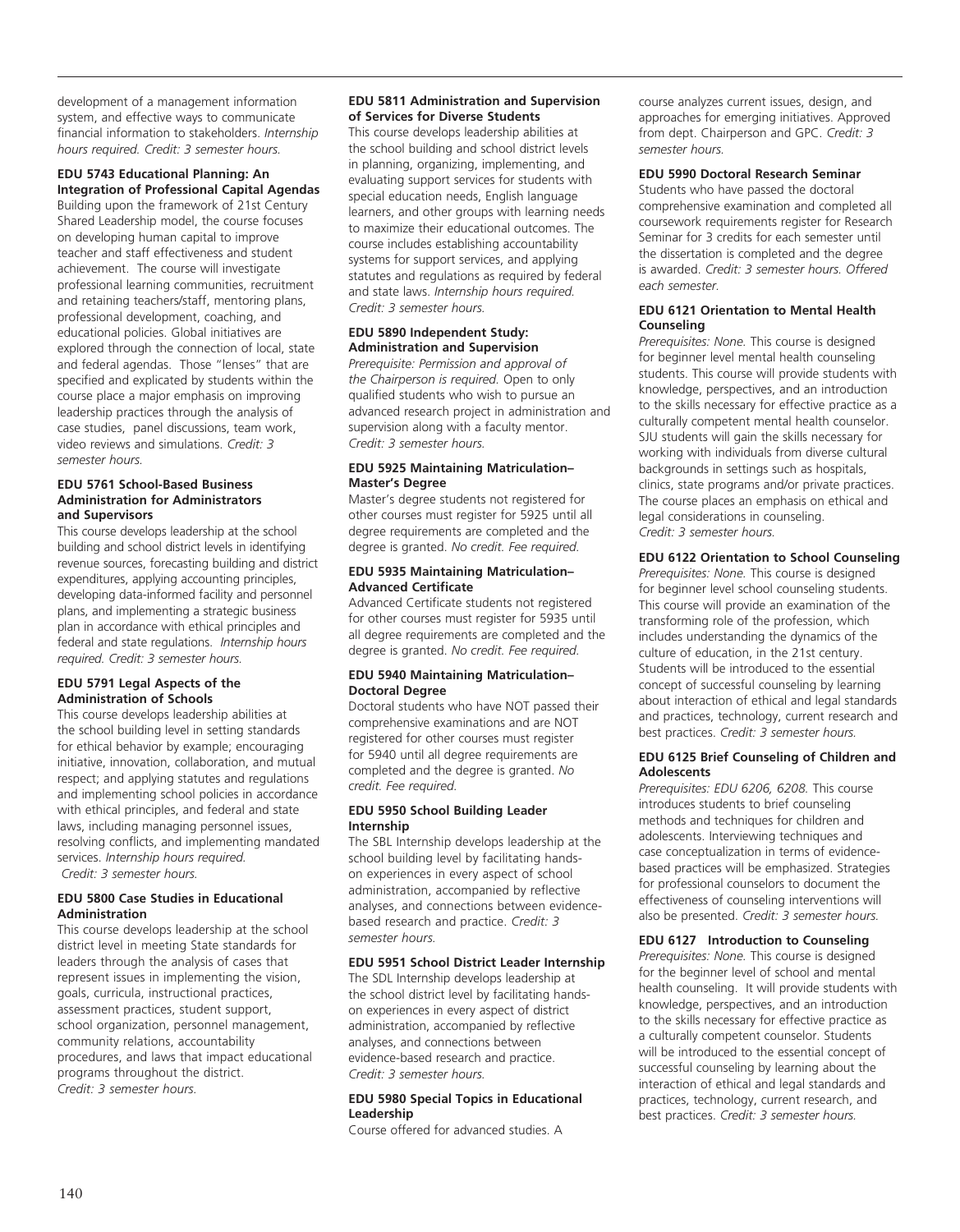development of a management information system, and effective ways to communicate financial information to stakeholders. *Internship hours required. Credit: 3 semester hours.*

**EDU 5743 Educational Planning: An Integration of Professional Capital Agendas**
Building upon the framework of 21st Century Shared Leadership model, the course focuses on developing human capital to improve teacher and staff effectiveness and student achievement. The course will investigate professional learning communities, recruitment and retaining teachers/staff, mentoring plans, professional development, coaching, and educational policies. Global initiatives are explored through the connection of local, state and federal agendas. Those "lenses" that are specified and explicated by students within the course place a major emphasis on improving leadership practices through the analysis of case studies, panel discussions, team work, video reviews and simulations. *Credit: 3 semester hours.*

**EDU 5761 School-Based Business Administration for Administrators and Supervisors**
This course develops leadership at the school building and school district levels in identifying revenue sources, forecasting building and district expenditures, applying accounting principles, developing data-informed facility and personnel plans, and implementing a strategic business plan in accordance with ethical principles and federal and state regulations. *Internship hours required. Credit: 3 semester hours.*

**EDU 5791 Legal Aspects of the Administration of Schools**
This course develops leadership abilities at the school building level in setting standards for ethical behavior by example; encouraging initiative, innovation, collaboration, and mutual respect; and applying statutes and regulations and implementing school policies in accordance with ethical principles, and federal and state laws, including managing personnel issues, resolving conflicts, and implementing mandated services. *Internship hours required. Credit: 3 semester hours.*

**EDU 5800 Case Studies in Educational Administration**
This course develops leadership at the school district level in meeting State standards for leaders through the analysis of cases that represent issues in implementing the vision, goals, curricula, instructional practices, assessment practices, student support, school organization, personnel management, community relations, accountability procedures, and laws that impact educational programs throughout the district. *Credit: 3 semester hours.*

**EDU 5811 Administration and Supervision of Services for Diverse Students**
This course develops leadership abilities at the school building and school district levels in planning, organizing, implementing, and evaluating support services for students with special education needs, English language learners, and other groups with learning needs to maximize their educational outcomes. The course includes establishing accountability systems for support services, and applying statutes and regulations as required by federal and state laws. *Internship hours required. Credit: 3 semester hours.*

**EDU 5890 Independent Study: Administration and Supervision**
*Prerequisite: Permission and approval of the Chairperson is required.* Open to only qualified students who wish to pursue an advanced research project in administration and supervision along with a faculty mentor. *Credit: 3 semester hours.*

**EDU 5925 Maintaining Matriculation– Master's Degree**
Master's degree students not registered for other courses must register for 5925 until all degree requirements are completed and the degree is granted. *No credit. Fee required.*

**EDU 5935 Maintaining Matriculation– Advanced Certificate**
Advanced Certificate students not registered for other courses must register for 5935 until all degree requirements are completed and the degree is granted. *No credit. Fee required.*

**EDU 5940 Maintaining Matriculation– Doctoral Degree**
Doctoral students who have NOT passed their comprehensive examinations and are NOT registered for other courses must register for 5940 until all degree requirements are completed and the degree is granted. *No credit. Fee required.*

**EDU 5950 School Building Leader Internship**
The SBL Internship develops leadership at the school building level by facilitating hands-on experiences in every aspect of school administration, accompanied by reflective analyses, and connections between evidence-based research and practice. *Credit: 3 semester hours.*

**EDU 5951 School District Leader Internship**
The SDL Internship develops leadership at the school district level by facilitating hands-on experiences in every aspect of district administration, accompanied by reflective analyses, and connections between evidence-based research and practice. *Credit: 3 semester hours.*

**EDU 5980 Special Topics in Educational Leadership**
Course offered for advanced studies. A course analyzes current issues, design, and approaches for emerging initiatives. Approved from dept. Chairperson and GPC. *Credit: 3 semester hours.*

**EDU 5990 Doctoral Research Seminar**
Students who have passed the doctoral comprehensive examination and completed all coursework requirements register for Research Seminar for 3 credits for each semester until the dissertation is completed and the degree is awarded. *Credit: 3 semester hours. Offered each semester.*

**EDU 6121 Orientation to Mental Health Counseling**
*Prerequisites: None.* This course is designed for beginner level mental health counseling students. This course will provide students with knowledge, perspectives, and an introduction to the skills necessary for effective practice as a culturally competent mental health counselor. SJU students will gain the skills necessary for working with individuals from diverse cultural backgrounds in settings such as hospitals, clinics, state programs and/or private practices. The course places an emphasis on ethical and legal considerations in counseling. *Credit: 3 semester hours.*

**EDU 6122 Orientation to School Counseling**
*Prerequisites: None.* This course is designed for beginner level school counseling students. This course will provide an examination of the transforming role of the profession, which includes understanding the dynamics of the culture of education, in the 21st century. Students will be introduced to the essential concept of successful counseling by learning about interaction of ethical and legal standards and practices, technology, current research and best practices. *Credit: 3 semester hours.*

**EDU 6125 Brief Counseling of Children and Adolescents**
*Prerequisites: EDU 6206, 6208.* This course introduces students to brief counseling methods and techniques for children and adolescents. Interviewing techniques and case conceptualization in terms of evidence-based practices will be emphasized. Strategies for professional counselors to document the effectiveness of counseling interventions will also be presented. *Credit: 3 semester hours.*

**EDU 6127 Introduction to Counseling**
*Prerequisites: None.* This course is designed for the beginner level of school and mental health counseling. It will provide students with knowledge, perspectives, and an introduction to the skills necessary for effective practice as a culturally competent counselor. Students will be introduced to the essential concept of successful counseling by learning about the interaction of ethical and legal standards and practices, technology, current research, and best practices. *Credit: 3 semester hours.*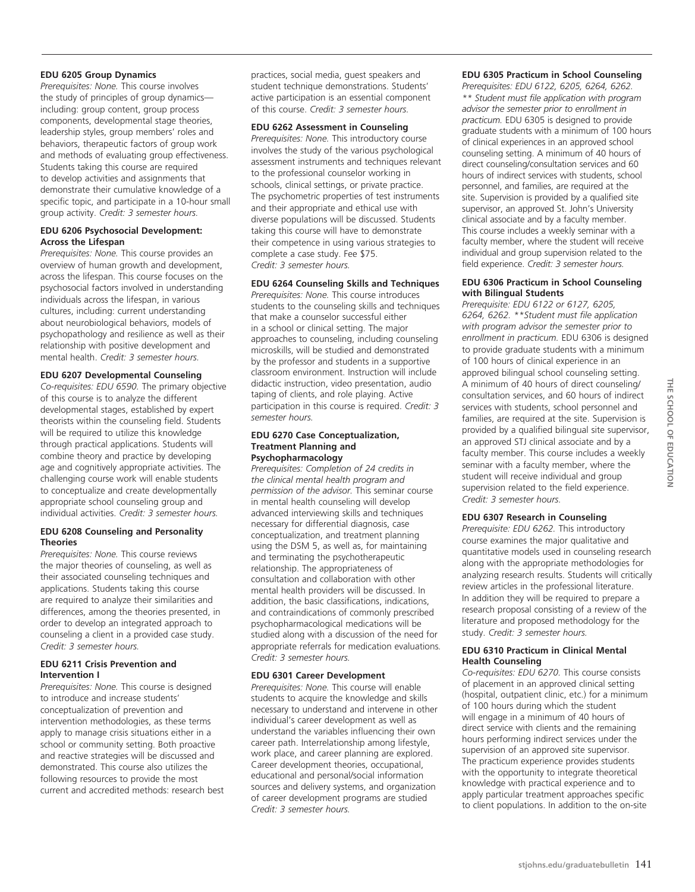#### EDU 6205 Group Dynamics

*Prerequisites: None.* This course involves the study of principles of group dynamics—including: group content, group process components, developmental stage theories, leadership styles, group members' roles and behaviors, therapeutic factors of group work and methods of evaluating group effectiveness. Students taking this course are required to develop activities and assignments that demonstrate their cumulative knowledge of a specific topic, and participate in a 10-hour small group activity. *Credit: 3 semester hours.*

#### EDU 6206 Psychosocial Development: Across the Lifespan

*Prerequisites: None.* This course provides an overview of human growth and development, across the lifespan. This course focuses on the psychosocial factors involved in understanding individuals across the lifespan, in various cultures, including: current understanding about neurobiological behaviors, models of psychopathology and resilience as well as their relationship with positive development and mental health. *Credit: 3 semester hours.*

#### EDU 6207 Developmental Counseling

*Co-requisites: EDU 6590.* The primary objective of this course is to analyze the different developmental stages, established by expert theorists within the counseling field. Students will be required to utilize this knowledge through practical applications. Students will combine theory and practice by developing age and cognitively appropriate activities. The challenging course work will enable students to conceptualize and create developmentally appropriate school counseling group and individual activities. *Credit: 3 semester hours.*

#### EDU 6208 Counseling and Personality Theories

*Prerequisites: None.* This course reviews the major theories of counseling, as well as their associated counseling techniques and applications. Students taking this course are required to analyze their similarities and differences, among the theories presented, in order to develop an integrated approach to counseling a client in a provided case study. *Credit: 3 semester hours.*

#### EDU 6211 Crisis Prevention and Intervention I

*Prerequisites: None.* This course is designed to introduce and increase students' conceptualization of prevention and intervention methodologies, as these terms apply to manage crisis situations either in a school or community setting. Both proactive and reactive strategies will be discussed and demonstrated. This course also utilizes the following resources to provide the most current and accredited methods: research best practices, social media, guest speakers and student technique demonstrations. Students' active participation is an essential component of this course. *Credit: 3 semester hours.*

#### EDU 6262 Assessment in Counseling

*Prerequisites: None.* This introductory course involves the study of the various psychological assessment instruments and techniques relevant to the professional counselor working in schools, clinical settings, or private practice. The psychometric properties of test instruments and their appropriate and ethical use with diverse populations will be discussed. Students taking this course will have to demonstrate their competence in using various strategies to complete a case study. Fee $75.
*Credit: 3 semester hours.*

#### EDU 6264 Counseling Skills and Techniques

*Prerequisites: None.* This course introduces students to the counseling skills and techniques that make a counselor successful either in a school or clinical setting. The major approaches to counseling, including counseling microskills, will be studied and demonstrated by the professor and students in a supportive classroom environment. Instruction will include didactic instruction, video presentation, audio taping of clients, and role playing. Active participation in this course is required. *Credit: 3 semester hours.*

#### EDU 6270 Case Conceptualization, Treatment Planning and Psychopharmacology

*Prerequisites: Completion of 24 credits in the clinical mental health program and permission of the advisor.* This seminar course in mental health counseling will develop advanced interviewing skills and techniques necessary for differential diagnosis, case conceptualization, and treatment planning using the DSM 5, as well as, for maintaining and terminating the psychotherapeutic relationship. The appropriateness of consultation and collaboration with other mental health providers will be discussed. In addition, the basic classifications, indications, and contraindications of commonly prescribed psychopharmacological medications will be studied along with a discussion of the need for appropriate referrals for medication evaluations. *Credit: 3 semester hours.*

#### EDU 6301 Career Development

*Prerequisites: None.* This course will enable students to acquire the knowledge and skills necessary to understand and intervene in other individual's career development as well as understand the variables influencing their own career path. Interrelationship among lifestyle, work place, and career planning are explored. Career development theories, occupational, educational and personal/social information sources and delivery systems, and organization of career development programs are studied *Credit: 3 semester hours.*

#### EDU 6305 Practicum in School Counseling

*Prerequisites: EDU 6122, 6205, 6264, 6262. ** Student must file application with program advisor the semester prior to enrollment in practicum.* EDU 6305 is designed to provide graduate students with a minimum of 100 hours of clinical experiences in an approved school counseling setting. A minimum of 40 hours of direct counseling/consultation services and 60 hours of indirect services with students, school personnel, and families, are required at the site. Supervision is provided by a qualified site supervisor, an approved St. John's University clinical associate and by a faculty member. This course includes a weekly seminar with a faculty member, where the student will receive individual and group supervision related to the field experience. *Credit: 3 semester hours.*

#### EDU 6306 Practicum in School Counseling with Bilingual Students

*Prerequisite: EDU 6122 or 6127, 6205, 6264, 6262. **Student must file application with program advisor the semester prior to enrollment in practicum.* EDU 6306 is designed to provide graduate students with a minimum of 100 hours of clinical experience in an approved bilingual school counseling setting. A minimum of 40 hours of direct counseling/consultation services, and 60 hours of indirect services with students, school personnel and families, are required at the site. Supervision is provided by a qualified bilingual site supervisor, an approved STJ clinical associate and by a faculty member. This course includes a weekly seminar with a faculty member, where the student will receive individual and group supervision related to the field experience. *Credit: 3 semester hours.*

#### EDU 6307 Research in Counseling

*Prerequisite: EDU 6262.* This introductory course examines the major qualitative and quantitative models used in counseling research along with the appropriate methodologies for analyzing research results. Students will critically review articles in the professional literature. In addition they will be required to prepare a research proposal consisting of a review of the literature and proposed methodology for the study. *Credit: 3 semester hours.*

#### EDU 6310 Practicum in Clinical Mental Health Counseling

*Co-requisites: EDU 6270.* This course consists of placement in an approved clinical setting (hospital, outpatient clinic, etc.) for a minimum of 100 hours during which the student will engage in a minimum of 40 hours of direct service with clients and the remaining hours performing indirect services under the supervision of an approved site supervisor. The practicum experience provides students with the opportunity to integrate theoretical knowledge with practical experience and to apply particular treatment approaches specific to client populations. In addition to the on-site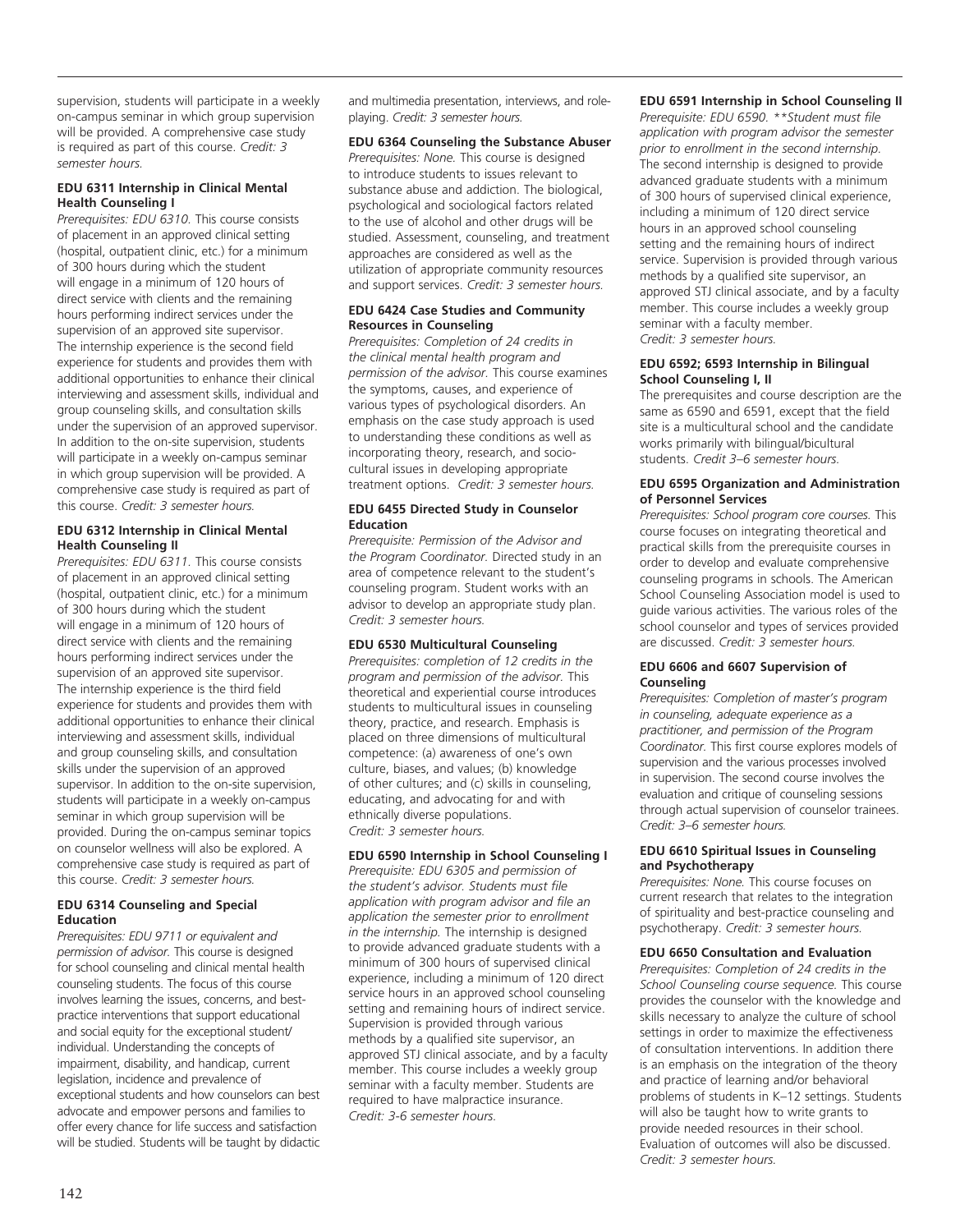supervision, students will participate in a weekly on-campus seminar in which group supervision will be provided. A comprehensive case study is required as part of this course. *Credit: 3 semester hours.*

### EDU 6311 Internship in Clinical Mental Health Counseling I

*Prerequisites: EDU 6310.* This course consists of placement in an approved clinical setting (hospital, outpatient clinic, etc.) for a minimum of 300 hours during which the student will engage in a minimum of 120 hours of direct service with clients and the remaining hours performing indirect services under the supervision of an approved site supervisor. The internship experience is the second field experience for students and provides them with additional opportunities to enhance their clinical interviewing and assessment skills, individual and group counseling skills, and consultation skills under the supervision of an approved supervisor. In addition to the on-site supervision, students will participate in a weekly on-campus seminar in which group supervision will be provided. A comprehensive case study is required as part of this course. *Credit: 3 semester hours.*

### EDU 6312 Internship in Clinical Mental Health Counseling II

*Prerequisites: EDU 6311.* This course consists of placement in an approved clinical setting (hospital, outpatient clinic, etc.) for a minimum of 300 hours during which the student will engage in a minimum of 120 hours of direct service with clients and the remaining hours performing indirect services under the supervision of an approved site supervisor. The internship experience is the third field experience for students and provides them with additional opportunities to enhance their clinical interviewing and assessment skills, individual and group counseling skills, and consultation skills under the supervision of an approved supervisor. In addition to the on-site supervision, students will participate in a weekly on-campus seminar in which group supervision will be provided. During the on-campus seminar topics on counselor wellness will also be explored. A comprehensive case study is required as part of this course. *Credit: 3 semester hours.*

### EDU 6314 Counseling and Special Education

*Prerequisites: EDU 9711 or equivalent and permission of advisor.* This course is designed for school counseling and clinical mental health counseling students. The focus of this course involves learning the issues, concerns, and best-practice interventions that support educational and social equity for the exceptional student/individual. Understanding the concepts of impairment, disability, and handicap, current legislation, incidence and prevalence of exceptional students and how counselors can best advocate and empower persons and families to offer every chance for life success and satisfaction will be studied. Students will be taught by didactic and multimedia presentation, interviews, and role-playing. *Credit: 3 semester hours.*

### EDU 6364 Counseling the Substance Abuser

*Prerequisites: None.* This course is designed to introduce students to issues relevant to substance abuse and addiction. The biological, psychological and sociological factors related to the use of alcohol and other drugs will be studied. Assessment, counseling, and treatment approaches are considered as well as the utilization of appropriate community resources and support services. *Credit: 3 semester hours.*

### EDU 6424 Case Studies and Community Resources in Counseling

*Prerequisites: Completion of 24 credits in the clinical mental health program and permission of the advisor.* This course examines the symptoms, causes, and experience of various types of psychological disorders. An emphasis on the case study approach is used to understanding these conditions as well as incorporating theory, research, and socio-cultural issues in developing appropriate treatment options. *Credit: 3 semester hours.*

### EDU 6455 Directed Study in Counselor Education

*Prerequisite: Permission of the Advisor and the Program Coordinator.* Directed study in an area of competence relevant to the student's counseling program. Student works with an advisor to develop an appropriate study plan. *Credit: 3 semester hours.*

### EDU 6530 Multicultural Counseling

*Prerequisites: completion of 12 credits in the program and permission of the advisor.* This theoretical and experiential course introduces students to multicultural issues in counseling theory, practice, and research. Emphasis is placed on three dimensions of multicultural competence: (a) awareness of one's own culture, biases, and values; (b) knowledge of other cultures; and (c) skills in counseling, educating, and advocating for and with ethnically diverse populations. *Credit: 3 semester hours.*

### EDU 6590 Internship in School Counseling I

*Prerequisite: EDU 6305 and permission of the student's advisor. Students must file application with program advisor and file an application the semester prior to enrollment in the internship.* The internship is designed to provide advanced graduate students with a minimum of 300 hours of supervised clinical experience, including a minimum of 120 direct service hours in an approved school counseling setting and remaining hours of indirect service. Supervision is provided through various methods by a qualified site supervisor, an approved STJ clinical associate, and by a faculty member. This course includes a weekly group seminar with a faculty member. Students are required to have malpractice insurance. *Credit: 3-6 semester hours.*

### EDU 6591 Internship in School Counseling II

*Prerequisite: EDU 6590. **Student must file application with program advisor the semester prior to enrollment in the second internship.* The second internship is designed to provide advanced graduate students with a minimum of 300 hours of supervised clinical experience, including a minimum of 120 direct service hours in an approved school counseling setting and the remaining hours of indirect service. Supervision is provided through various methods by a qualified site supervisor, an approved STJ clinical associate, and by a faculty member. This course includes a weekly group seminar with a faculty member. *Credit: 3 semester hours.*

### EDU 6592; 6593 Internship in Bilingual School Counseling I, II

The prerequisites and course description are the same as 6590 and 6591, except that the field site is a multicultural school and the candidate works primarily with bilingual/bicultural students. *Credit 3–6 semester hours.*

### EDU 6595 Organization and Administration of Personnel Services

*Prerequisites: School program core courses.* This course focuses on integrating theoretical and practical skills from the prerequisite courses in order to develop and evaluate comprehensive counseling programs in schools. The American School Counseling Association model is used to guide various activities. The various roles of the school counselor and types of services provided are discussed. *Credit: 3 semester hours.*

### EDU 6606 and 6607 Supervision of Counseling

*Prerequisites: Completion of master's program in counseling, adequate experience as a practitioner, and permission of the Program Coordinator.* This first course explores models of supervision and the various processes involved in supervision. The second course involves the evaluation and critique of counseling sessions through actual supervision of counselor trainees. *Credit: 3–6 semester hours.*

### EDU 6610 Spiritual Issues in Counseling and Psychotherapy

*Prerequisites: None.* This course focuses on current research that relates to the integration of spirituality and best-practice counseling and psychotherapy. *Credit: 3 semester hours.*

### EDU 6650 Consultation and Evaluation

*Prerequisites: Completion of 24 credits in the School Counseling course sequence.* This course provides the counselor with the knowledge and skills necessary to analyze the culture of school settings in order to maximize the effectiveness of consultation interventions. In addition there is an emphasis on the integration of the theory and practice of learning and/or behavioral problems of students in K–12 settings. Students will also be taught how to write grants to provide needed resources in their school. Evaluation of outcomes will also be discussed. *Credit: 3 semester hours.*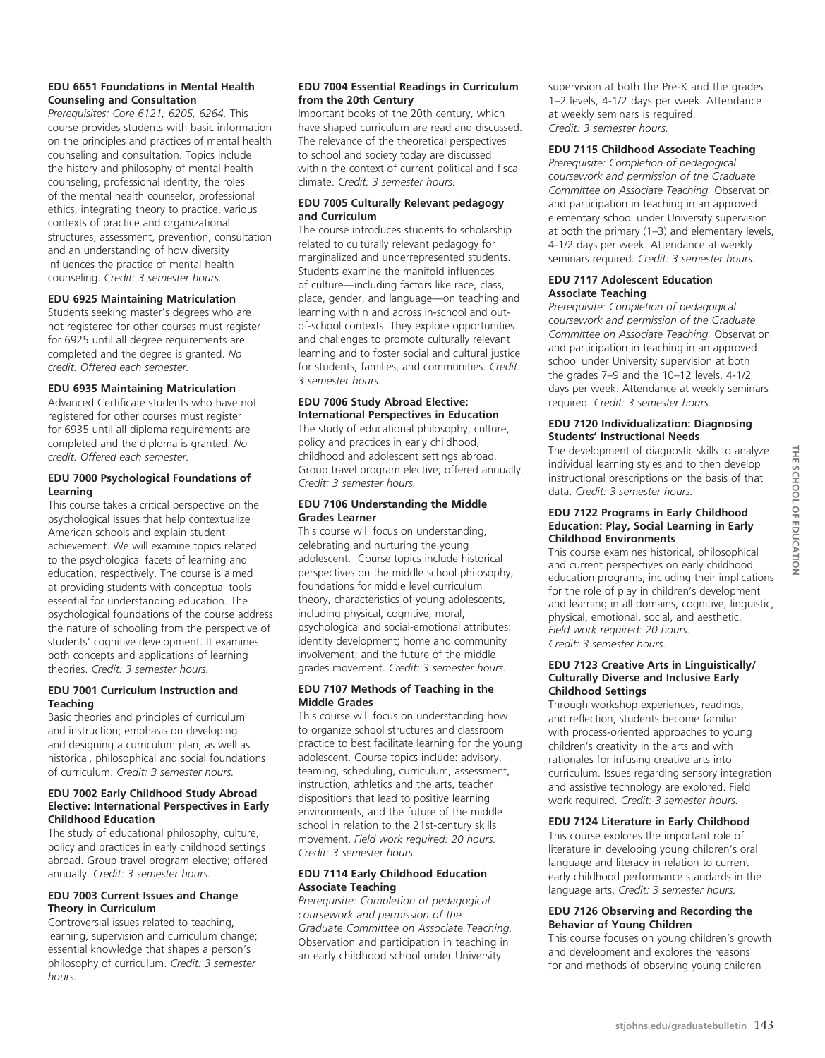**EDU 6651 Foundations in Mental Health Counseling and Consultation**
*Prerequisites: Core 6121, 6205, 6264.* This course provides students with basic information on the principles and practices of mental health counseling and consultation. Topics include the history and philosophy of mental health counseling, professional identity, the roles of the mental health counselor, professional ethics, integrating theory to practice, various contexts of practice and organizational structures, assessment, prevention, consultation and an understanding of how diversity influences the practice of mental health counseling. *Credit: 3 semester hours.*

**EDU 6925 Maintaining Matriculation**
Students seeking master's degrees who are not registered for other courses must register for 6925 until all degree requirements are completed and the degree is granted. *No credit. Offered each semester.*

**EDU 6935 Maintaining Matriculation**
Advanced Certificate students who have not registered for other courses must register for 6935 until all diploma requirements are completed and the diploma is granted. *No credit. Offered each semester.*

**EDU 7000 Psychological Foundations of Learning**
This course takes a critical perspective on the psychological issues that help contextualize American schools and explain student achievement. We will examine topics related to the psychological facets of learning and education, respectively. The course is aimed at providing students with conceptual tools essential for understanding education. The psychological foundations of the course address the nature of schooling from the perspective of students' cognitive development. It examines both concepts and applications of learning theories. *Credit: 3 semester hours.*

**EDU 7001 Curriculum Instruction and Teaching**
Basic theories and principles of curriculum and instruction; emphasis on developing and designing a curriculum plan, as well as historical, philosophical and social foundations of curriculum. *Credit: 3 semester hours.*

**EDU 7002 Early Childhood Study Abroad Elective: International Perspectives in Early Childhood Education**
The study of educational philosophy, culture, policy and practices in early childhood settings abroad. Group travel program elective; offered annually. *Credit: 3 semester hours.*

**EDU 7003 Current Issues and Change Theory in Curriculum**
Controversial issues related to teaching, learning, supervision and curriculum change; essential knowledge that shapes a person's philosophy of curriculum. *Credit: 3 semester hours.*

**EDU 7004 Essential Readings in Curriculum from the 20th Century**
Important books of the 20th century, which have shaped curriculum are read and discussed. The relevance of the theoretical perspectives to school and society today are discussed within the context of current political and fiscal climate. *Credit: 3 semester hours.*

**EDU 7005 Culturally Relevant pedagogy and Curriculum**
The course introduces students to scholarship related to culturally relevant pedagogy for marginalized and underrepresented students. Students examine the manifold influences of culture—including factors like race, class, place, gender, and language—on teaching and learning within and across in-school and out-of-school contexts. They explore opportunities and challenges to promote culturally relevant learning and to foster social and cultural justice for students, families, and communities. *Credit: 3 semester hours.*

**EDU 7006 Study Abroad Elective: International Perspectives in Education**
The study of educational philosophy, culture, policy and practices in early childhood, childhood and adolescent settings abroad. Group travel program elective; offered annually. *Credit: 3 semester hours.*

**EDU 7106 Understanding the Middle Grades Learner**
This course will focus on understanding, celebrating and nurturing the young adolescent. Course topics include historical perspectives on the middle school philosophy, foundations for middle level curriculum theory, characteristics of young adolescents, including physical, cognitive, moral, psychological and social-emotional attributes: identity development; home and community involvement; and the future of the middle grades movement. *Credit: 3 semester hours.*

**EDU 7107 Methods of Teaching in the Middle Grades**
This course will focus on understanding how to organize school structures and classroom practice to best facilitate learning for the young adolescent. Course topics include: advisory, teaming, scheduling, curriculum, assessment, instruction, athletics and the arts, teacher dispositions that lead to positive learning environments, and the future of the middle school in relation to the 21st-century skills movement. *Field work required: 20 hours. Credit: 3 semester hours.*

**EDU 7114 Early Childhood Education Associate Teaching**
*Prerequisite: Completion of pedagogical coursework and permission of the Graduate Committee on Associate Teaching.* Observation and participation in teaching in an early childhood school under University supervision at both the Pre-K and the grades 1–2 levels, 4-1/2 days per week. Attendance at weekly seminars is required. *Credit: 3 semester hours.*

**EDU 7115 Childhood Associate Teaching**
*Prerequisite: Completion of pedagogical coursework and permission of the Graduate Committee on Associate Teaching.* Observation and participation in teaching in an approved elementary school under University supervision at both the primary (1–3) and elementary levels, 4-1/2 days per week. Attendance at weekly seminars required. *Credit: 3 semester hours.*

**EDU 7117 Adolescent Education Associate Teaching**
*Prerequisite: Completion of pedagogical coursework and permission of the Graduate Committee on Associate Teaching.* Observation and participation in teaching in an approved school under University supervision at both the grades 7–9 and the 10–12 levels, 4-1/2 days per week. Attendance at weekly seminars required. *Credit: 3 semester hours.*

**EDU 7120 Individualization: Diagnosing Students' Instructional Needs**
The development of diagnostic skills to analyze individual learning styles and to then develop instructional prescriptions on the basis of that data. *Credit: 3 semester hours.*

**EDU 7122 Programs in Early Childhood Education: Play, Social Learning in Early Childhood Environments**
This course examines historical, philosophical and current perspectives on early childhood education programs, including their implications for the role of play in children's development and learning in all domains, cognitive, linguistic, physical, emotional, social, and aesthetic. *Field work required: 20 hours. Credit: 3 semester hours.*

**EDU 7123 Creative Arts in Linguistically/Culturally Diverse and Inclusive Early Childhood Settings**
Through workshop experiences, readings, and reflection, students become familiar with process-oriented approaches to young children's creativity in the arts and with rationales for infusing creative arts into curriculum. Issues regarding sensory integration and assistive technology are explored. Field work required. *Credit: 3 semester hours.*

**EDU 7124 Literature in Early Childhood**
This course explores the important role of literature in developing young children's oral language and literacy in relation to current early childhood performance standards in the language arts. *Credit: 3 semester hours.*

**EDU 7126 Observing and Recording the Behavior of Young Children**
This course focuses on young children's growth and development and explores the reasons for and methods of observing young children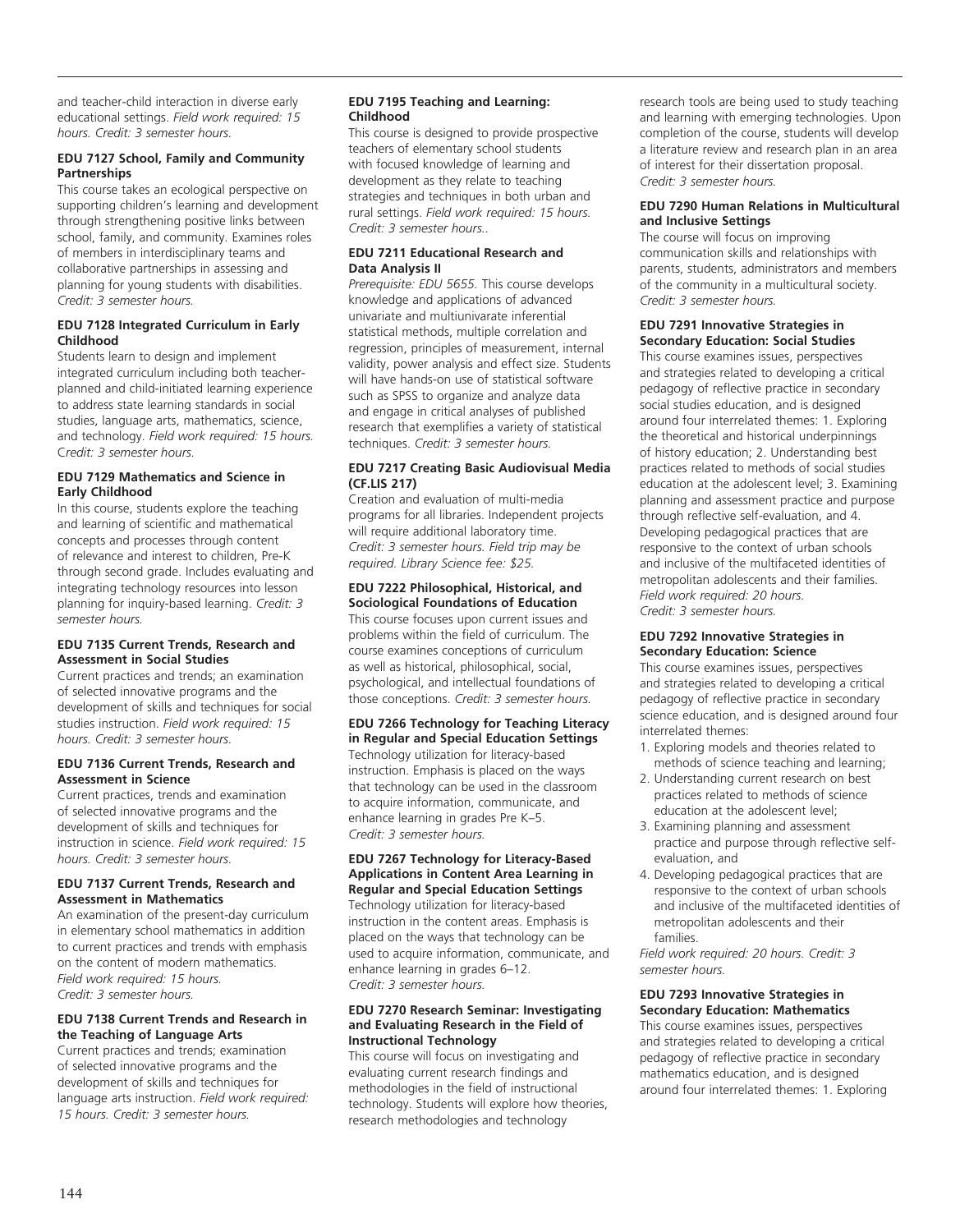and teacher-child interaction in diverse early educational settings. *Field work required: 15 hours. Credit: 3 semester hours.*

**EDU 7127 School, Family and Community Partnerships**

This course takes an ecological perspective on supporting children's learning and development through strengthening positive links between school, family, and community. Examines roles of members in interdisciplinary teams and collaborative partnerships in assessing and planning for young students with disabilities. *Credit: 3 semester hours.*

**EDU 7128 Integrated Curriculum in Early Childhood**

Students learn to design and implement integrated curriculum including both teacher-planned and child-initiated learning experience to address state learning standards in social studies, language arts, mathematics, science, and technology. *Field work required: 15 hours. Credit: 3 semester hours.*

**EDU 7129 Mathematics and Science in Early Childhood**

In this course, students explore the teaching and learning of scientific and mathematical concepts and processes through content of relevance and interest to children, Pre-K through second grade. Includes evaluating and integrating technology resources into lesson planning for inquiry-based learning. *Credit: 3 semester hours.*

**EDU 7135 Current Trends, Research and Assessment in Social Studies**

Current practices and trends; an examination of selected innovative programs and the development of skills and techniques for social studies instruction. *Field work required: 15 hours. Credit: 3 semester hours.*

**EDU 7136 Current Trends, Research and Assessment in Science**

Current practices, trends and examination of selected innovative programs and the development of skills and techniques for instruction in science. *Field work required: 15 hours. Credit: 3 semester hours.*

**EDU 7137 Current Trends, Research and Assessment in Mathematics**

An examination of the present-day curriculum in elementary school mathematics in addition to current practices and trends with emphasis on the content of modern mathematics. *Field work required: 15 hours. Credit: 3 semester hours.*

**EDU 7138 Current Trends and Research in the Teaching of Language Arts**

Current practices and trends; examination of selected innovative programs and the development of skills and techniques for language arts instruction. *Field work required: 15 hours. Credit: 3 semester hours.*

**EDU 7195 Teaching and Learning: Childhood**

This course is designed to provide prospective teachers of elementary school students with focused knowledge of learning and development as they relate to teaching strategies and techniques in both urban and rural settings. *Field work required: 15 hours. Credit: 3 semester hours..*

**EDU 7211 Educational Research and Data Analysis II**

*Prerequisite: EDU 5655.* This course develops knowledge and applications of advanced univariate and multiunivarate inferential statistical methods, multiple correlation and regression, principles of measurement, internal validity, power analysis and effect size. Students will have hands-on use of statistical software such as SPSS to organize and analyze data and engage in critical analyses of published research that exemplifies a variety of statistical techniques. *Credit: 3 semester hours.*

**EDU 7217 Creating Basic Audiovisual Media (CF.LIS 217)**

Creation and evaluation of multi-media programs for all libraries. Independent projects will require additional laboratory time. *Credit: 3 semester hours. Field trip may be required. Library Science fee: $25.*

**EDU 7222 Philosophical, Historical, and Sociological Foundations of Education**

This course focuses upon current issues and problems within the field of curriculum. The course examines conceptions of curriculum as well as historical, philosophical, social, psychological, and intellectual foundations of those conceptions. *Credit: 3 semester hours.*

**EDU 7266 Technology for Teaching Literacy in Regular and Special Education Settings**

Technology utilization for literacy-based instruction. Emphasis is placed on the ways that technology can be used in the classroom to acquire information, communicate, and enhance learning in grades Pre K–5. *Credit: 3 semester hours.*

**EDU 7267 Technology for Literacy-Based Applications in Content Area Learning in Regular and Special Education Settings**

Technology utilization for literacy-based instruction in the content areas. Emphasis is placed on the ways that technology can be used to acquire information, communicate, and enhance learning in grades 6–12. *Credit: 3 semester hours.*

**EDU 7270 Research Seminar: Investigating and Evaluating Research in the Field of Instructional Technology**

This course will focus on investigating and evaluating current research findings and methodologies in the field of instructional technology. Students will explore how theories, research methodologies and technology research tools are being used to study teaching and learning with emerging technologies. Upon completion of the course, students will develop a literature review and research plan in an area of interest for their dissertation proposal. *Credit: 3 semester hours.*

**EDU 7290 Human Relations in Multicultural and Inclusive Settings**

The course will focus on improving communication skills and relationships with parents, students, administrators and members of the community in a multicultural society. *Credit: 3 semester hours.*

**EDU 7291 Innovative Strategies in Secondary Education: Social Studies**

This course examines issues, perspectives and strategies related to developing a critical pedagogy of reflective practice in secondary social studies education, and is designed around four interrelated themes: 1. Exploring the theoretical and historical underpinnings of history education; 2. Understanding best practices related to methods of social studies education at the adolescent level; 3. Examining planning and assessment practice and purpose through reflective self-evaluation, and 4. Developing pedagogical practices that are responsive to the context of urban schools and inclusive of the multifaceted identities of metropolitan adolescents and their families. *Field work required: 20 hours. Credit: 3 semester hours.*

**EDU 7292 Innovative Strategies in Secondary Education: Science**

This course examines issues, perspectives and strategies related to developing a critical pedagogy of reflective practice in secondary science education, and is designed around four interrelated themes:

1. Exploring models and theories related to methods of science teaching and learning;
2. Understanding current research on best practices related to methods of science education at the adolescent level;
3. Examining planning and assessment practice and purpose through reflective self-evaluation, and
4. Developing pedagogical practices that are responsive to the context of urban schools and inclusive of the multifaceted identities of metropolitan adolescents and their families.

*Field work required: 20 hours. Credit: 3 semester hours.*

**EDU 7293 Innovative Strategies in Secondary Education: Mathematics**

This course examines issues, perspectives and strategies related to developing a critical pedagogy of reflective practice in secondary mathematics education, and is designed around four interrelated themes: 1. Exploring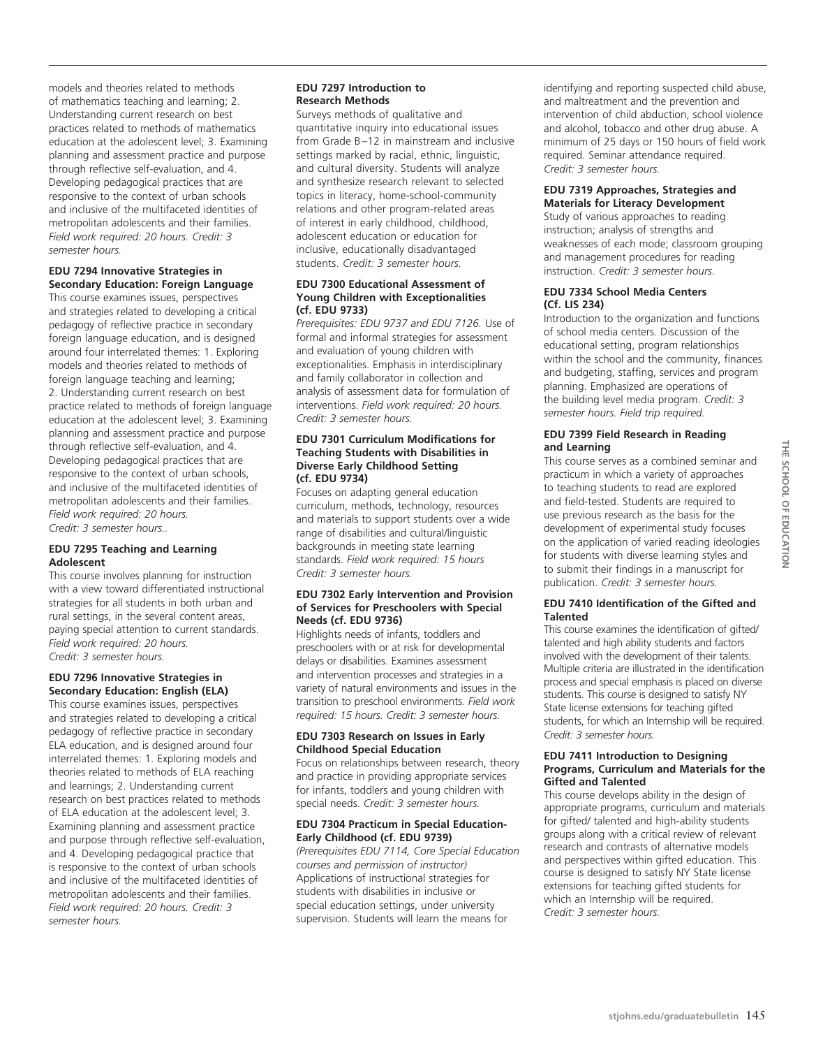models and theories related to methods of mathematics teaching and learning; 2. Understanding current research on best practices related to methods of mathematics education at the adolescent level; 3. Examining planning and assessment practice and purpose through reflective self-evaluation, and 4. Developing pedagogical practices that are responsive to the context of urban schools and inclusive of the multifaceted identities of metropolitan adolescents and their families. *Field work required: 20 hours. Credit: 3 semester hours.*

**EDU 7294 Innovative Strategies in Secondary Education: Foreign Language**

This course examines issues, perspectives and strategies related to developing a critical pedagogy of reflective practice in secondary foreign language education, and is designed around four interrelated themes: 1. Exploring models and theories related to methods of foreign language teaching and learning; 2. Understanding current research on best practice related to methods of foreign language education at the adolescent level; 3. Examining planning and assessment practice and purpose through reflective self-evaluation, and 4. Developing pedagogical practices that are responsive to the context of urban schools, and inclusive of the multifaceted identities of metropolitan adolescents and their families. *Field work required: 20 hours. Credit: 3 semester hours..*

**EDU 7295 Teaching and Learning Adolescent**

This course involves planning for instruction with a view toward differentiated instructional strategies for all students in both urban and rural settings, in the several content areas, paying special attention to current standards. *Field work required: 20 hours. Credit: 3 semester hours.*

**EDU 7296 Innovative Strategies in Secondary Education: English (ELA)**

This course examines issues, perspectives and strategies related to developing a critical pedagogy of reflective practice in secondary ELA education, and is designed around four interrelated themes: 1. Exploring models and theories related to methods of ELA reaching and learnings; 2. Understanding current research on best practices related to methods of ELA education at the adolescent level; 3. Examining planning and assessment practice and purpose through reflective self-evaluation, and 4. Developing pedagogical practice that is responsive to the context of urban schools and inclusive of the multifaceted identities of metropolitan adolescents and their families. *Field work required: 20 hours. Credit: 3 semester hours.*

**EDU 7297 Introduction to Research Methods**

Surveys methods of qualitative and quantitative inquiry into educational issues from Grade B–12 in mainstream and inclusive settings marked by racial, ethnic, linguistic, and cultural diversity. Students will analyze and synthesize research relevant to selected topics in literacy, home-school-community relations and other program-related areas of interest in early childhood, childhood, adolescent education or education for inclusive, educationally disadvantaged students. *Credit: 3 semester hours.*

**EDU 7300 Educational Assessment of Young Children with Exceptionalities (cf. EDU 9733)**

*Prerequisites: EDU 9737 and EDU 7126.* Use of formal and informal strategies for assessment and evaluation of young children with exceptionalities. Emphasis in interdisciplinary and family collaborator in collection and analysis of assessment data for formulation of interventions. *Field work required: 20 hours. Credit: 3 semester hours.*

**EDU 7301 Curriculum Modifications for Teaching Students with Disabilities in Diverse Early Childhood Setting (cf. EDU 9734)**

Focuses on adapting general education curriculum, methods, technology, resources and materials to support students over a wide range of disabilities and cultural/linguistic backgrounds in meeting state learning standards. *Field work required: 15 hours Credit: 3 semester hours.*

**EDU 7302 Early Intervention and Provision of Services for Preschoolers with Special Needs (cf. EDU 9736)**

Highlights needs of infants, toddlers and preschoolers with or at risk for developmental delays or disabilities. Examines assessment and intervention processes and strategies in a variety of natural environments and issues in the transition to preschool environments. *Field work required: 15 hours. Credit: 3 semester hours.*

**EDU 7303 Research on Issues in Early Childhood Special Education**

Focus on relationships between research, theory and practice in providing appropriate services for infants, toddlers and young children with special needs. *Credit: 3 semester hours.*

**EDU 7304 Practicum in Special Education-Early Childhood (cf. EDU 9739)**

*(Prerequisites EDU 7114, Core Special Education courses and permission of instructor)* Applications of instructional strategies for students with disabilities in inclusive or special education settings, under university supervision. Students will learn the means for identifying and reporting suspected child abuse, and maltreatment and the prevention and intervention of child abduction, school violence and alcohol, tobacco and other drug abuse. A minimum of 25 days or 150 hours of field work required. Seminar attendance required. *Credit: 3 semester hours.*

**EDU 7319 Approaches, Strategies and Materials for Literacy Development**

Study of various approaches to reading instruction; analysis of strengths and weaknesses of each mode; classroom grouping and management procedures for reading instruction. *Credit: 3 semester hours.*

**EDU 7334 School Media Centers (Cf. LIS 234)**

Introduction to the organization and functions of school media centers. Discussion of the educational setting, program relationships within the school and the community, finances and budgeting, staffing, services and program planning. Emphasized are operations of the building level media program. *Credit: 3 semester hours. Field trip required.*

**EDU 7399 Field Research in Reading and Learning**

This course serves as a combined seminar and practicum in which a variety of approaches to teaching students to read are explored and field-tested. Students are required to use previous research as the basis for the development of experimental study focuses on the application of varied reading ideologies for students with diverse learning styles and to submit their findings in a manuscript for publication. *Credit: 3 semester hours.*

**EDU 7410 Identification of the Gifted and Talented**

This course examines the identification of gifted/ talented and high ability students and factors involved with the development of their talents. Multiple criteria are illustrated in the identification process and special emphasis is placed on diverse students. This course is designed to satisfy NY State license extensions for teaching gifted students, for which an Internship will be required. *Credit: 3 semester hours.*

**EDU 7411 Introduction to Designing Programs, Curriculum and Materials for the Gifted and Talented**

This course develops ability in the design of appropriate programs, curriculum and materials for gifted/ talented and high-ability students groups along with a critical review of relevant research and contrasts of alternative models and perspectives within gifted education. This course is designed to satisfy NY State license extensions for teaching gifted students for which an Internship will be required. *Credit: 3 semester hours.*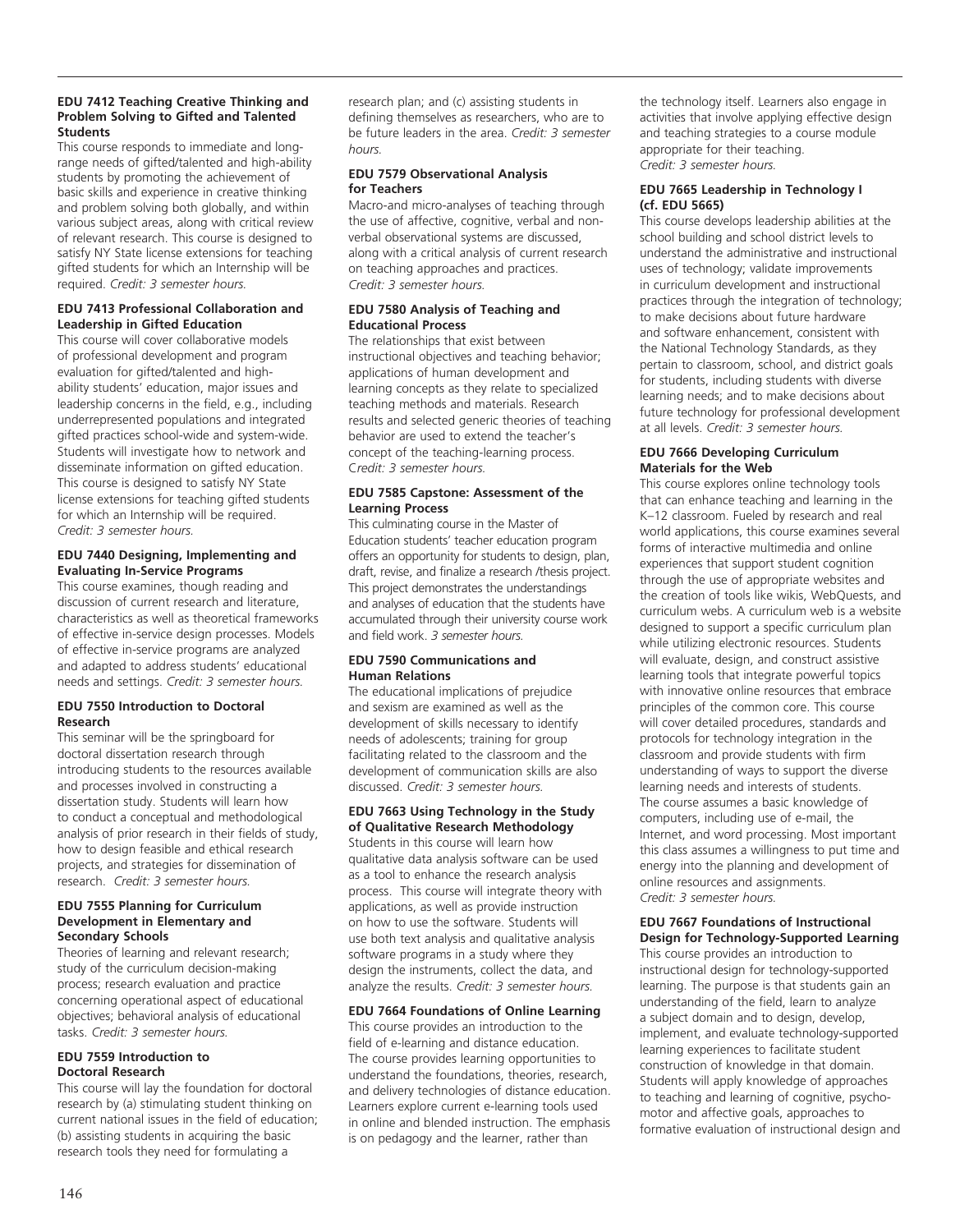#### EDU 7412 Teaching Creative Thinking and Problem Solving to Gifted and Talented Students

This course responds to immediate and long-range needs of gifted/talented and high-ability students by promoting the achievement of basic skills and experience in creative thinking and problem solving both globally, and within various subject areas, along with critical review of relevant research. This course is designed to satisfy NY State license extensions for teaching gifted students for which an Internship will be required. *Credit: 3 semester hours.*

#### EDU 7413 Professional Collaboration and Leadership in Gifted Education

This course will cover collaborative models of professional development and program evaluation for gifted/talented and high-ability students' education, major issues and leadership concerns in the field, e.g., including underrepresented populations and integrated gifted practices school-wide and system-wide. Students will investigate how to network and disseminate information on gifted education. This course is designed to satisfy NY State license extensions for teaching gifted students for which an Internship will be required. *Credit: 3 semester hours.*

#### EDU 7440 Designing, Implementing and Evaluating In-Service Programs

This course examines, though reading and discussion of current research and literature, characteristics as well as theoretical frameworks of effective in-service design processes. Models of effective in-service programs are analyzed and adapted to address students' educational needs and settings. *Credit: 3 semester hours.*

#### EDU 7550 Introduction to Doctoral Research

This seminar will be the springboard for doctoral dissertation research through introducing students to the resources available and processes involved in constructing a dissertation study. Students will learn how to conduct a conceptual and methodological analysis of prior research in their fields of study, how to design feasible and ethical research projects, and strategies for dissemination of research. *Credit: 3 semester hours.*

#### EDU 7555 Planning for Curriculum Development in Elementary and Secondary Schools

Theories of learning and relevant research; study of the curriculum decision-making process; research evaluation and practice concerning operational aspect of educational objectives; behavioral analysis of educational tasks. *Credit: 3 semester hours.*

#### EDU 7559 Introduction to Doctoral Research

This course will lay the foundation for doctoral research by (a) stimulating student thinking on current national issues in the field of education; (b) assisting students in acquiring the basic research tools they need for formulating a research plan; and (c) assisting students in defining themselves as researchers, who are to be future leaders in the area. *Credit: 3 semester hours.*

#### EDU 7579 Observational Analysis for Teachers

Macro-and micro-analyses of teaching through the use of affective, cognitive, verbal and non-verbal observational systems are discussed, along with a critical analysis of current research on teaching approaches and practices. *Credit: 3 semester hours.*

#### EDU 7580 Analysis of Teaching and Educational Process

The relationships that exist between instructional objectives and teaching behavior; applications of human development and learning concepts as they relate to specialized teaching methods and materials. Research results and selected generic theories of teaching behavior are used to extend the teacher's concept of the teaching-learning process. *Credit: 3 semester hours.*

#### EDU 7585 Capstone: Assessment of the Learning Process

This culminating course in the Master of Education students' teacher education program offers an opportunity for students to design, plan, draft, revise, and finalize a research /thesis project. This project demonstrates the understandings and analyses of education that the students have accumulated through their university course work and field work. *3 semester hours.*

#### EDU 7590 Communications and Human Relations

The educational implications of prejudice and sexism are examined as well as the development of skills necessary to identify needs of adolescents; training for group facilitating related to the classroom and the development of communication skills are also discussed. *Credit: 3 semester hours.*

#### EDU 7663 Using Technology in the Study of Qualitative Research Methodology

Students in this course will learn how qualitative data analysis software can be used as a tool to enhance the research analysis process. This course will integrate theory with applications, as well as provide instruction on how to use the software. Students will use both text analysis and qualitative analysis software programs in a study where they design the instruments, collect the data, and analyze the results. *Credit: 3 semester hours.*

#### EDU 7664 Foundations of Online Learning

This course provides an introduction to the field of e-learning and distance education. The course provides learning opportunities to understand the foundations, theories, research, and delivery technologies of distance education. Learners explore current e-learning tools used in online and blended instruction. The emphasis is on pedagogy and the learner, rather than the technology itself. Learners also engage in activities that involve applying effective design and teaching strategies to a course module appropriate for their teaching. *Credit: 3 semester hours.*

#### EDU 7665 Leadership in Technology I (cf. EDU 5665)

This course develops leadership abilities at the school building and school district levels to understand the administrative and instructional uses of technology; validate improvements in curriculum development and instructional practices through the integration of technology; to make decisions about future hardware and software enhancement, consistent with the National Technology Standards, as they pertain to classroom, school, and district goals for students, including students with diverse learning needs; and to make decisions about future technology for professional development at all levels. *Credit: 3 semester hours.*

#### EDU 7666 Developing Curriculum Materials for the Web

This course explores online technology tools that can enhance teaching and learning in the K–12 classroom. Fueled by research and real world applications, this course examines several forms of interactive multimedia and online experiences that support student cognition through the use of appropriate websites and the creation of tools like wikis, WebQuests, and curriculum webs. A curriculum web is a website designed to support a specific curriculum plan while utilizing electronic resources. Students will evaluate, design, and construct assistive learning tools that integrate powerful topics with innovative online resources that embrace principles of the common core. This course will cover detailed procedures, standards and protocols for technology integration in the classroom and provide students with firm understanding of ways to support the diverse learning needs and interests of students. The course assumes a basic knowledge of computers, including use of e-mail, the Internet, and word processing. Most important this class assumes a willingness to put time and energy into the planning and development of online resources and assignments. *Credit: 3 semester hours.*

#### EDU 7667 Foundations of Instructional Design for Technology-Supported Learning

This course provides an introduction to instructional design for technology-supported learning. The purpose is that students gain an understanding of the field, learn to analyze a subject domain and to design, develop, implement, and evaluate technology-supported learning experiences to facilitate student construction of knowledge in that domain. Students will apply knowledge of approaches to teaching and learning of cognitive, psycho-motor and affective goals, approaches to formative evaluation of instructional design and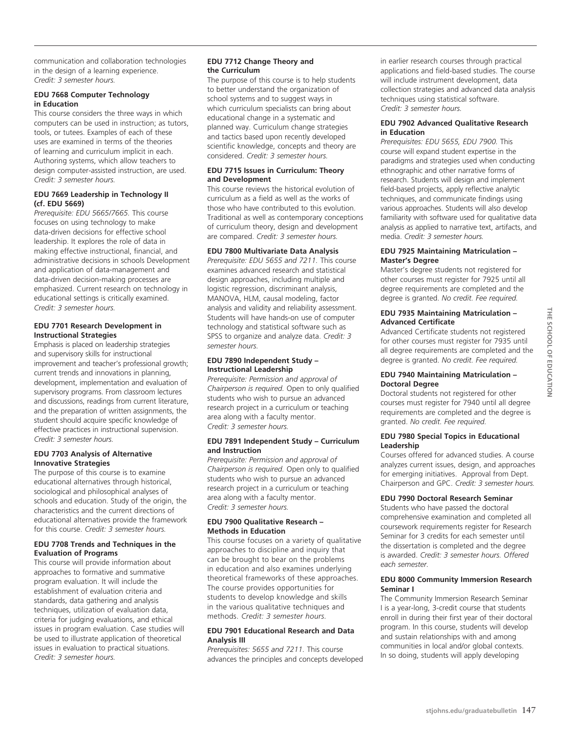communication and collaboration technologies in the design of a learning experience. *Credit: 3 semester hours.*

### EDU 7668 Computer Technology in Education

This course considers the three ways in which computers can be used in instruction; as tutors, tools, or tutees. Examples of each of these uses are examined in terms of the theories of learning and curriculum implicit in each. Authoring systems, which allow teachers to design computer-assisted instruction, are used. *Credit: 3 semester hours.*

### EDU 7669 Leadership in Technology II (cf. EDU 5669)

*Prerequisite: EDU 5665/7665.* This course focuses on using technology to make data-driven decisions for effective school leadership. It explores the role of data in making effective instructional, financial, and administrative decisions in schools Development and application of data-management and data-driven decision-making processes are emphasized. Current research on technology in educational settings is critically examined. *Credit: 3 semester hours.*

### EDU 7701 Research Development in Instructional Strategies

Emphasis is placed on leadership strategies and supervisory skills for instructional improvement and teacher's professional growth; current trends and innovations in planning, development, implementation and evaluation of supervisory programs. From classroom lectures and discussions, readings from current literature, and the preparation of written assignments, the student should acquire specific knowledge of effective practices in instructional supervision. *Credit: 3 semester hours.*

### EDU 7703 Analysis of Alternative Innovative Strategies

The purpose of this course is to examine educational alternatives through historical, sociological and philosophical analyses of schools and education. Study of the origin, the characteristics and the current directions of educational alternatives provide the framework for this course. *Credit: 3 semester hours.*

### EDU 7708 Trends and Techniques in the Evaluation of Programs

This course will provide information about approaches to formative and summative program evaluation. It will include the establishment of evaluation criteria and standards, data gathering and analysis techniques, utilization of evaluation data, criteria for judging evaluations, and ethical issues in program evaluation. Case studies will be used to illustrate application of theoretical issues in evaluation to practical situations. *Credit: 3 semester hours.*

### EDU 7712 Change Theory and the Curriculum

The purpose of this course is to help students to better understand the organization of school systems and to suggest ways in which curriculum specialists can bring about educational change in a systematic and planned way. Curriculum change strategies and tactics based upon recently developed scientific knowledge, concepts and theory are considered. *Credit: 3 semester hours.*

### EDU 7715 Issues in Curriculum: Theory and Development

This course reviews the historical evolution of curriculum as a field as well as the works of those who have contributed to this evolution. Traditional as well as contemporary conceptions of curriculum theory, design and development are compared. *Credit: 3 semester hours.*

### EDU 7800 Multivariate Data Analysis

*Prerequisite: EDU 5655 and 7211.* This course examines advanced research and statistical design approaches, including multiple and logistic regression, discriminant analysis, MANOVA, HLM, causal modeling, factor analysis and validity and reliability assessment. Students will have hands-on use of computer technology and statistical software such as SPSS to organize and analyze data. *Credit: 3 semester hours.*

### EDU 7890 Independent Study – Instructional Leadership

*Prerequisite: Permission and approval of Chairperson is required.* Open to only qualified students who wish to pursue an advanced research project in a curriculum or teaching area along with a faculty mentor. *Credit: 3 semester hours.*

### EDU 7891 Independent Study – Curriculum and Instruction

*Prerequisite: Permission and approval of Chairperson is required.* Open only to qualified students who wish to pursue an advanced research project in a curriculum or teaching area along with a faculty mentor. *Credit: 3 semester hours.*

### EDU 7900 Qualitative Research – Methods in Education

This course focuses on a variety of qualitative approaches to discipline and inquiry that can be brought to bear on the problems in education and also examines underlying theoretical frameworks of these approaches. The course provides opportunities for students to develop knowledge and skills in the various qualitative techniques and methods. *Credit: 3 semester hours.*

### EDU 7901 Educational Research and Data Analysis III

*Prerequisites: 5655 and 7211.* This course advances the principles and concepts developed in earlier research courses through practical applications and field-based studies. The course will include instrument development, data collection strategies and advanced data analysis techniques using statistical software. *Credit: 3 semester hours.*

### EDU 7902 Advanced Qualitative Research in Education

*Prerequisites: EDU 5655, EDU 7900.* This course will expand student expertise in the paradigms and strategies used when conducting ethnographic and other narrative forms of research. Students will design and implement field-based projects, apply reflective analytic techniques, and communicate findings using various approaches. Students will also develop familiarity with software used for qualitative data analysis as applied to narrative text, artifacts, and media. *Credit: 3 semester hours.*

### EDU 7925 Maintaining Matriculation – Master's Degree

Master's degree students not registered for other courses must register for 7925 until all degree requirements are completed and the degree is granted. *No credit. Fee required.*

### EDU 7935 Maintaining Matriculation – Advanced Certificate

Advanced Certificate students not registered for other courses must register for 7935 until all degree requirements are completed and the degree is granted. *No credit. Fee required.*

### EDU 7940 Maintaining Matriculation – Doctoral Degree

Doctoral students not registered for other courses must register for 7940 until all degree requirements are completed and the degree is granted. *No credit. Fee required.*

### EDU 7980 Special Topics in Educational Leadership

Courses offered for advanced studies. A course analyzes current issues, design, and approaches for emerging initiatives. Approval from Dept. Chairperson and GPC. *Credit: 3 semester hours.*

### EDU 7990 Doctoral Research Seminar

Students who have passed the doctoral comprehensive examination and completed all coursework requirements register for Research Seminar for 3 credits for each semester until the dissertation is completed and the degree is awarded. *Credit: 3 semester hours. Offered each semester.*

### EDU 8000 Community Immersion Research Seminar I

The Community Immersion Research Seminar I is a year-long, 3-credit course that students enroll in during their first year of their doctoral program. In this course, students will develop and sustain relationships with and among communities in local and/or global contexts. In so doing, students will apply developing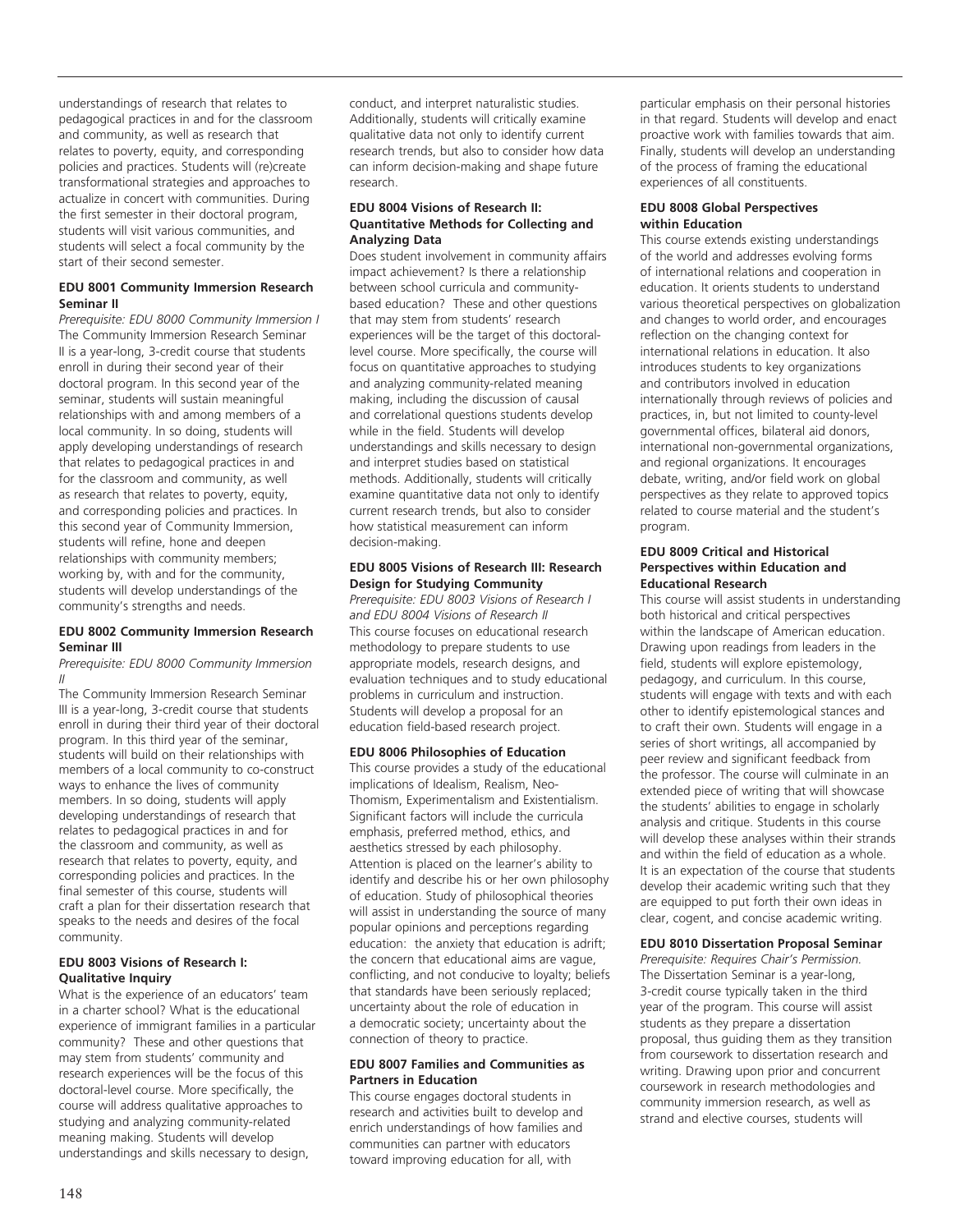understandings of research that relates to pedagogical practices in and for the classroom and community, as well as research that relates to poverty, equity, and corresponding policies and practices. Students will (re)create transformational strategies and approaches to actualize in concert with communities. During the first semester in their doctoral program, students will visit various communities, and students will select a focal community by the start of their second semester.

**EDU 8001 Community Immersion Research Seminar II**

*Prerequisite: EDU 8000 Community Immersion I*

The Community Immersion Research Seminar II is a year-long, 3-credit course that students enroll in during their second year of their doctoral program. In this second year of the seminar, students will sustain meaningful relationships with and among members of a local community. In so doing, students will apply developing understandings of research that relates to pedagogical practices in and for the classroom and community, as well as research that relates to poverty, equity, and corresponding policies and practices. In this second year of Community Immersion, students will refine, hone and deepen relationships with community members; working by, with and for the community, students will develop understandings of the community's strengths and needs.

**EDU 8002 Community Immersion Research Seminar III**

*Prerequisite: EDU 8000 Community Immersion II*

The Community Immersion Research Seminar III is a year-long, 3-credit course that students enroll in during their third year of their doctoral program. In this third year of the seminar, students will build on their relationships with members of a local community to co-construct ways to enhance the lives of community members. In so doing, students will apply developing understandings of research that relates to pedagogical practices in and for the classroom and community, as well as research that relates to poverty, equity, and corresponding policies and practices. In the final semester of this course, students will craft a plan for their dissertation research that speaks to the needs and desires of the focal community.

**EDU 8003 Visions of Research I: Qualitative Inquiry**

What is the experience of an educators' team in a charter school? What is the educational experience of immigrant families in a particular community? These and other questions that may stem from students' community and research experiences will be the focus of this doctoral-level course. More specifically, the course will address qualitative approaches to studying and analyzing community-related meaning making. Students will develop understandings and skills necessary to design, conduct, and interpret naturalistic studies. Additionally, students will critically examine qualitative data not only to identify current research trends, but also to consider how data can inform decision-making and shape future research.

**EDU 8004 Visions of Research II: Quantitative Methods for Collecting and Analyzing Data**

Does student involvement in community affairs impact achievement? Is there a relationship between school curricula and community-based education? These and other questions that may stem from students' research experiences will be the target of this doctoral-level course. More specifically, the course will focus on quantitative approaches to studying and analyzing community-related meaning making, including the discussion of causal and correlational questions students develop while in the field. Students will develop understandings and skills necessary to design and interpret studies based on statistical methods. Additionally, students will critically examine quantitative data not only to identify current research trends, but also to consider how statistical measurement can inform decision-making.

**EDU 8005 Visions of Research III: Research Design for Studying Community**

*Prerequisite: EDU 8003 Visions of Research I and EDU 8004 Visions of Research II*

This course focuses on educational research methodology to prepare students to use appropriate models, research designs, and evaluation techniques and to study educational problems in curriculum and instruction. Students will develop a proposal for an education field-based research project.

**EDU 8006 Philosophies of Education**

This course provides a study of the educational implications of Idealism, Realism, Neo-Thomism, Experimentalism and Existentialism. Significant factors will include the curricula emphasis, preferred method, ethics, and aesthetics stressed by each philosophy. Attention is placed on the learner's ability to identify and describe his or her own philosophy of education. Study of philosophical theories will assist in understanding the source of many popular opinions and perceptions regarding education: the anxiety that education is adrift; the concern that educational aims are vague, conflicting, and not conducive to loyalty; beliefs that standards have been seriously replaced; uncertainty about the role of education in a democratic society; uncertainty about the connection of theory to practice.

**EDU 8007 Families and Communities as Partners in Education**

This course engages doctoral students in research and activities built to develop and enrich understandings of how families and communities can partner with educators toward improving education for all, with particular emphasis on their personal histories in that regard. Students will develop and enact proactive work with families towards that aim. Finally, students will develop an understanding of the process of framing the educational experiences of all constituents.

**EDU 8008 Global Perspectives within Education**

This course extends existing understandings of the world and addresses evolving forms of international relations and cooperation in education. It orients students to understand various theoretical perspectives on globalization and changes to world order, and encourages reflection on the changing context for international relations in education. It also introduces students to key organizations and contributors involved in education internationally through reviews of policies and practices, in, but not limited to county-level governmental offices, bilateral aid donors, international non-governmental organizations, and regional organizations. It encourages debate, writing, and/or field work on global perspectives as they relate to approved topics related to course material and the student's program.

**EDU 8009 Critical and Historical Perspectives within Education and Educational Research**

This course will assist students in understanding both historical and critical perspectives within the landscape of American education. Drawing upon readings from leaders in the field, students will explore epistemology, pedagogy, and curriculum. In this course, students will engage with texts and with each other to identify epistemological stances and to craft their own. Students will engage in a series of short writings, all accompanied by peer review and significant feedback from the professor. The course will culminate in an extended piece of writing that will showcase the students' abilities to engage in scholarly analysis and critique. Students in this course will develop these analyses within their strands and within the field of education as a whole. It is an expectation of the course that students develop their academic writing such that they are equipped to put forth their own ideas in clear, cogent, and concise academic writing.

**EDU 8010 Dissertation Proposal Seminar**

*Prerequisite: Requires Chair's Permission.*

The Dissertation Seminar is a year-long, 3-credit course typically taken in the third year of the program. This course will assist students as they prepare a dissertation proposal, thus guiding them as they transition from coursework to dissertation research and writing. Drawing upon prior and concurrent coursework in research methodologies and community immersion research, as well as strand and elective courses, students will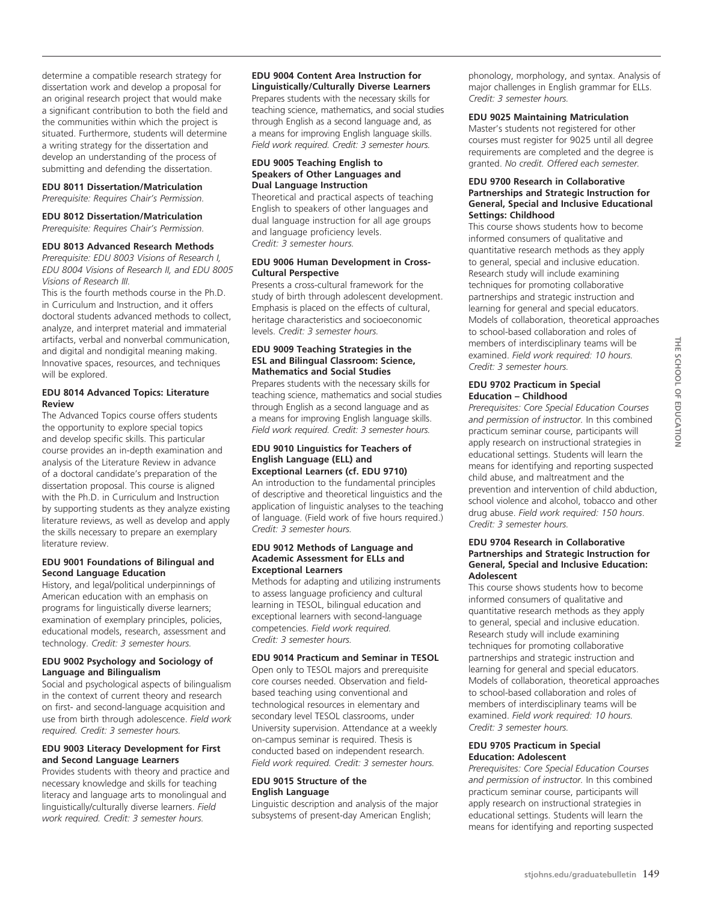determine a compatible research strategy for dissertation work and develop a proposal for an original research project that would make a significant contribution to both the field and the communities within which the project is situated. Furthermore, students will determine a writing strategy for the dissertation and develop an understanding of the process of submitting and defending the dissertation.

**EDU 8011 Dissertation/Matriculation**
*Prerequisite: Requires Chair's Permission.*

**EDU 8012 Dissertation/Matriculation**
*Prerequisite: Requires Chair's Permission.*

**EDU 8013 Advanced Research Methods**
*Prerequisite: EDU 8003 Visions of Research I, EDU 8004 Visions of Research II, and EDU 8005 Visions of Research III.*
This is the fourth methods course in the Ph.D. in Curriculum and Instruction, and it offers doctoral students advanced methods to collect, analyze, and interpret material and immaterial artifacts, verbal and nonverbal communication, and digital and nondigital meaning making. Innovative spaces, resources, and techniques will be explored.

**EDU 8014 Advanced Topics: Literature Review**
The Advanced Topics course offers students the opportunity to explore special topics and develop specific skills. This particular course provides an in-depth examination and analysis of the Literature Review in advance of a doctoral candidate's preparation of the dissertation proposal. This course is aligned with the Ph.D. in Curriculum and Instruction by supporting students as they analyze existing literature reviews, as well as develop and apply the skills necessary to prepare an exemplary literature review.

**EDU 9001 Foundations of Bilingual and Second Language Education**
History, and legal/political underpinnings of American education with an emphasis on programs for linguistically diverse learners; examination of exemplary principles, policies, educational models, research, assessment and technology. *Credit: 3 semester hours.*

**EDU 9002 Psychology and Sociology of Language and Bilingualism**
Social and psychological aspects of bilingualism in the context of current theory and research on first- and second-language acquisition and use from birth through adolescence. *Field work required. Credit: 3 semester hours.*

**EDU 9003 Literacy Development for First and Second Language Learners**
Provides students with theory and practice and necessary knowledge and skills for teaching literacy and language arts to monolingual and linguistically/culturally diverse learners. *Field work required. Credit: 3 semester hours.*

**EDU 9004 Content Area Instruction for Linguistically/Culturally Diverse Learners**
Prepares students with the necessary skills for teaching science, mathematics, and social studies through English as a second language and, as a means for improving English language skills. *Field work required. Credit: 3 semester hours.*

**EDU 9005 Teaching English to Speakers of Other Languages and Dual Language Instruction**
Theoretical and practical aspects of teaching English to speakers of other languages and dual language instruction for all age groups and language proficiency levels.
*Credit: 3 semester hours.*

**EDU 9006 Human Development in Cross-Cultural Perspective**
Presents a cross-cultural framework for the study of birth through adolescent development. Emphasis is placed on the effects of cultural, heritage characteristics and socioeconomic levels. *Credit: 3 semester hours.*

**EDU 9009 Teaching Strategies in the ESL and Bilingual Classroom: Science, Mathematics and Social Studies**
Prepares students with the necessary skills for teaching science, mathematics and social studies through English as a second language and as a means for improving English language skills. *Field work required. Credit: 3 semester hours.*

**EDU 9010 Linguistics for Teachers of English Language (ELL) and Exceptional Learners (cf. EDU 9710)**
An introduction to the fundamental principles of descriptive and theoretical linguistics and the application of linguistic analyses to the teaching of language. (Field work of five hours required.) *Credit: 3 semester hours.*

**EDU 9012 Methods of Language and Academic Assessment for ELLs and Exceptional Learners**
Methods for adapting and utilizing instruments to assess language proficiency and cultural learning in TESOL, bilingual education and exceptional learners with second-language competencies. *Field work required. Credit: 3 semester hours.*

**EDU 9014 Practicum and Seminar in TESOL**
Open only to TESOL majors and prerequisite core courses needed. Observation and field-based teaching using conventional and technological resources in elementary and secondary level TESOL classrooms, under University supervision. Attendance at a weekly on-campus seminar is required. Thesis is conducted based on independent research. *Field work required. Credit: 3 semester hours.*

**EDU 9015 Structure of the English Language**
Linguistic description and analysis of the major subsystems of present-day American English; phonology, morphology, and syntax. Analysis of major challenges in English grammar for ELLs. *Credit: 3 semester hours.*

**EDU 9025 Maintaining Matriculation**
Master's students not registered for other courses must register for 9025 until all degree requirements are completed and the degree is granted. *No credit. Offered each semester.*

**EDU 9700 Research in Collaborative Partnerships and Strategic Instruction for General, Special and Inclusive Educational Settings: Childhood**
This course shows students how to become informed consumers of qualitative and quantitative research methods as they apply to general, special and inclusive education. Research study will include examining techniques for promoting collaborative partnerships and strategic instruction and learning for general and special educators. Models of collaboration, theoretical approaches to school-based collaboration and roles of members of interdisciplinary teams will be examined. *Field work required: 10 hours. Credit: 3 semester hours.*

**EDU 9702 Practicum in Special Education – Childhood**
*Prerequisites: Core Special Education Courses and permission of instructor.* In this combined practicum seminar course, participants will apply research on instructional strategies in educational settings. Students will learn the means for identifying and reporting suspected child abuse, and maltreatment and the prevention and intervention of child abduction, school violence and alcohol, tobacco and other drug abuse. *Field work required: 150 hours. Credit: 3 semester hours.*

**EDU 9704 Research in Collaborative Partnerships and Strategic Instruction for General, Special and Inclusive Education: Adolescent**
This course shows students how to become informed consumers of qualitative and quantitative research methods as they apply to general, special and inclusive education. Research study will include examining techniques for promoting collaborative partnerships and strategic instruction and learning for general and special educators. Models of collaboration, theoretical approaches to school-based collaboration and roles of members of interdisciplinary teams will be examined. *Field work required: 10 hours. Credit: 3 semester hours.*

**EDU 9705 Practicum in Special Education: Adolescent**
*Prerequisites: Core Special Education Courses and permission of instructor.* In this combined practicum seminar course, participants will apply research on instructional strategies in educational settings. Students will learn the means for identifying and reporting suspected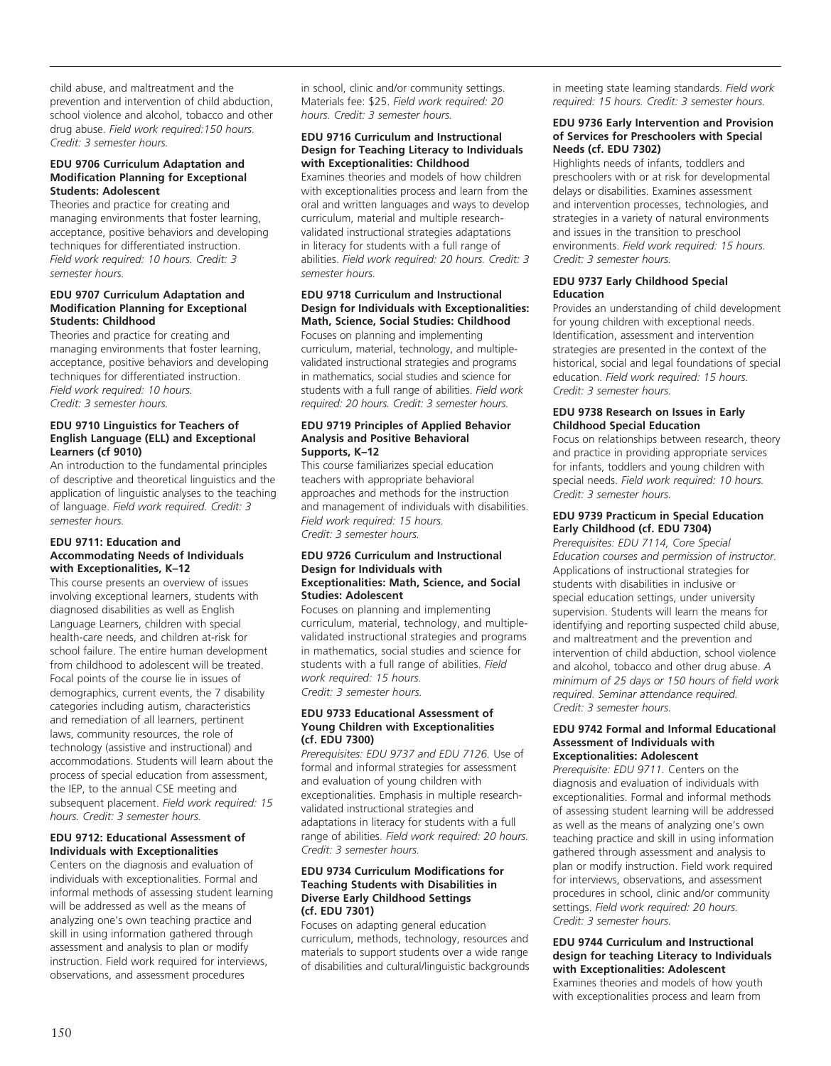child abuse, and maltreatment and the prevention and intervention of child abduction, school violence and alcohol, tobacco and other drug abuse. *Field work required:150 hours. Credit: 3 semester hours.*

**EDU 9706 Curriculum Adaptation and Modification Planning for Exceptional Students: Adolescent**

Theories and practice for creating and managing environments that foster learning, acceptance, positive behaviors and developing techniques for differentiated instruction. *Field work required: 10 hours. Credit: 3 semester hours.*

**EDU 9707 Curriculum Adaptation and Modification Planning for Exceptional Students: Childhood**

Theories and practice for creating and managing environments that foster learning, acceptance, positive behaviors and developing techniques for differentiated instruction. *Field work required: 10 hours. Credit: 3 semester hours.*

**EDU 9710 Linguistics for Teachers of English Language (ELL) and Exceptional Learners (cf 9010)**

An introduction to the fundamental principles of descriptive and theoretical linguistics and the application of linguistic analyses to the teaching of language. *Field work required. Credit: 3 semester hours.*

**EDU 9711: Education and Accommodating Needs of Individuals with Exceptionalities, K–12**

This course presents an overview of issues involving exceptional learners, students with diagnosed disabilities as well as English Language Learners, children with special health-care needs, and children at-risk for school failure. The entire human development from childhood to adolescent will be treated. Focal points of the course lie in issues of demographics, current events, the 7 disability categories including autism, characteristics and remediation of all learners, pertinent laws, community resources, the role of technology (assistive and instructional) and accommodations. Students will learn about the process of special education from assessment, the IEP, to the annual CSE meeting and subsequent placement. *Field work required: 15 hours. Credit: 3 semester hours.*

**EDU 9712: Educational Assessment of Individuals with Exceptionalities**

Centers on the diagnosis and evaluation of individuals with exceptionalities. Formal and informal methods of assessing student learning will be addressed as well as the means of analyzing one's own teaching practice and skill in using information gathered through assessment and analysis to plan or modify instruction. Field work required for interviews, observations, and assessment procedures in school, clinic and/or community settings. Materials fee: $25. *Field work required: 20 hours. Credit: 3 semester hours.*

**EDU 9716 Curriculum and Instructional Design for Teaching Literacy to Individuals with Exceptionalities: Childhood**

Examines theories and models of how children with exceptionalities process and learn from the oral and written languages and ways to develop curriculum, material and multiple research-validated instructional strategies adaptations in literacy for students with a full range of abilities. *Field work required: 20 hours. Credit: 3 semester hours.*

**EDU 9718 Curriculum and Instructional Design for Individuals with Exceptionalities: Math, Science, Social Studies: Childhood**

Focuses on planning and implementing curriculum, material, technology, and multiple-validated instructional strategies and programs in mathematics, social studies and science for students with a full range of abilities. *Field work required: 20 hours. Credit: 3 semester hours.*

**EDU 9719 Principles of Applied Behavior Analysis and Positive Behavioral Supports, K–12**

This course familiarizes special education teachers with appropriate behavioral approaches and methods for the instruction and management of individuals with disabilities. *Field work required: 15 hours. Credit: 3 semester hours.*

**EDU 9726 Curriculum and Instructional Design for Individuals with Exceptionalities: Math, Science, and Social Studies: Adolescent**

Focuses on planning and implementing curriculum, material, technology, and multiple-validated instructional strategies and programs in mathematics, social studies and science for students with a full range of abilities. *Field work required: 15 hours. Credit: 3 semester hours.*

**EDU 9733 Educational Assessment of Young Children with Exceptionalities (cf. EDU 7300)**

*Prerequisites: EDU 9737 and EDU 7126.* Use of formal and informal strategies for assessment and evaluation of young children with exceptionalities. Emphasis in multiple research-validated instructional strategies and adaptations in literacy for students with a full range of abilities. *Field work required: 20 hours. Credit: 3 semester hours.*

**EDU 9734 Curriculum Modifications for Teaching Students with Disabilities in Diverse Early Childhood Settings (cf. EDU 7301)**

Focuses on adapting general education curriculum, methods, technology, resources and materials to support students over a wide range of disabilities and cultural/linguistic backgrounds in meeting state learning standards. *Field work required: 15 hours. Credit: 3 semester hours.*

**EDU 9736 Early Intervention and Provision of Services for Preschoolers with Special Needs (cf. EDU 7302)**

Highlights needs of infants, toddlers and preschoolers with or at risk for developmental delays or disabilities. Examines assessment and intervention processes, technologies, and strategies in a variety of natural environments and issues in the transition to preschool environments. *Field work required: 15 hours. Credit: 3 semester hours.*

**EDU 9737 Early Childhood Special Education**

Provides an understanding of child development for young children with exceptional needs. Identification, assessment and intervention strategies are presented in the context of the historical, social and legal foundations of special education. *Field work required: 15 hours. Credit: 3 semester hours.*

**EDU 9738 Research on Issues in Early Childhood Special Education**

Focus on relationships between research, theory and practice in providing appropriate services for infants, toddlers and young children with special needs. *Field work required: 10 hours. Credit: 3 semester hours.*

**EDU 9739 Practicum in Special Education Early Childhood (cf. EDU 7304)**

*Prerequisites: EDU 7114, Core Special Education courses and permission of instructor.* Applications of instructional strategies for students with disabilities in inclusive or special education settings, under university supervision. Students will learn the means for identifying and reporting suspected child abuse, and maltreatment and the prevention and intervention of child abduction, school violence and alcohol, tobacco and other drug abuse. *A minimum of 25 days or 150 hours of field work required. Seminar attendance required. Credit: 3 semester hours.*

**EDU 9742 Formal and Informal Educational Assessment of Individuals with Exceptionalities: Adolescent**

*Prerequisite: EDU 9711.* Centers on the diagnosis and evaluation of individuals with exceptionalities. Formal and informal methods of assessing student learning will be addressed as well as the means of analyzing one's own teaching practice and skill in using information gathered through assessment and analysis to plan or modify instruction. Field work required for interviews, observations, and assessment procedures in school, clinic and/or community settings. *Field work required: 20 hours. Credit: 3 semester hours.*

**EDU 9744 Curriculum and Instructional design for teaching Literacy to Individuals with Exceptionalities: Adolescent**

Examines theories and models of how youth with exceptionalities process and learn from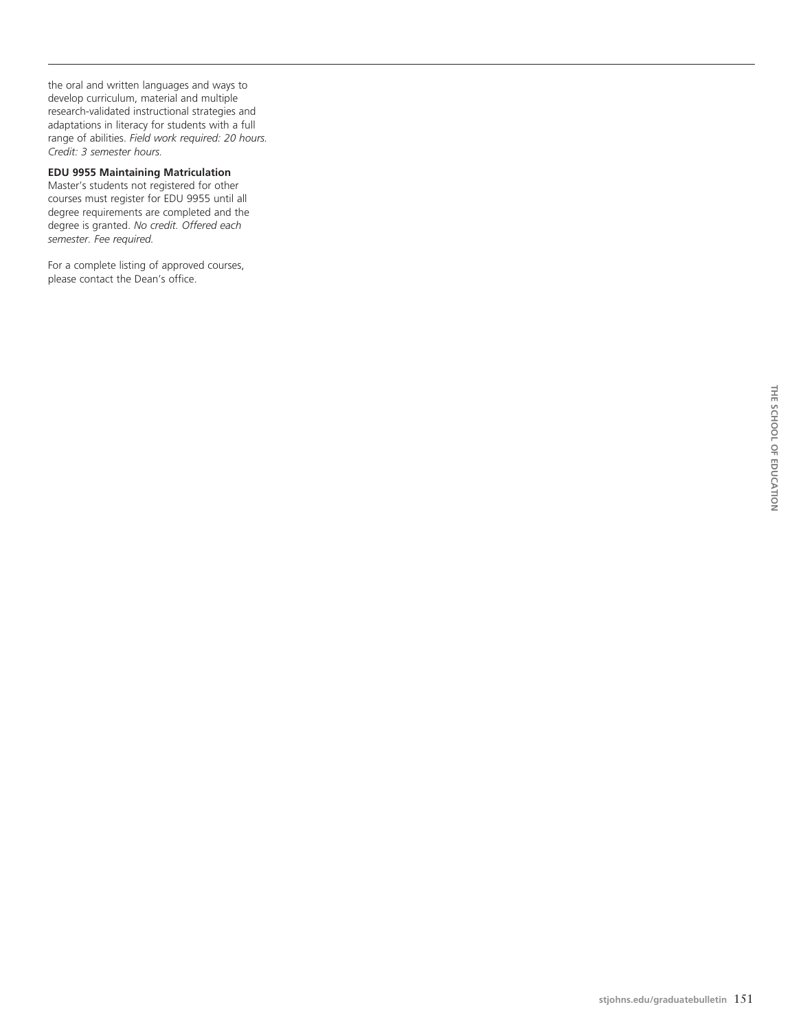the oral and written languages and ways to develop curriculum, material and multiple research-validated instructional strategies and adaptations in literacy for students with a full range of abilities. *Field work required: 20 hours. Credit: 3 semester hours.*

**EDU 9955 Maintaining Matriculation**
Master's students not registered for other courses must register for EDU 9955 until all degree requirements are completed and the degree is granted. *No credit. Offered each semester. Fee required.*

For a complete listing of approved courses, please contact the Dean's office.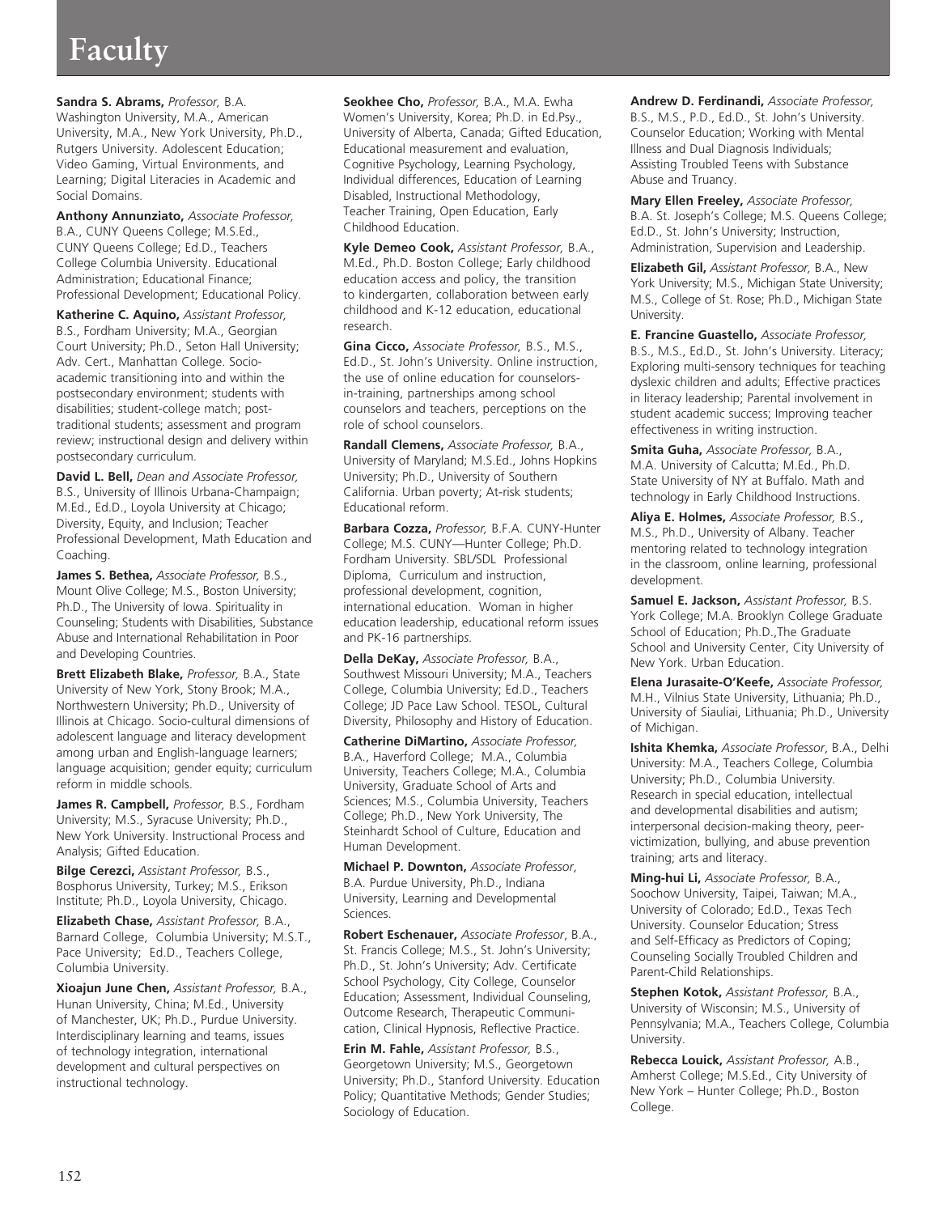# Faculty

**Sandra S. Abrams,** *Professor,* B.A. Washington University, M.A., American University, M.A., New York University, Ph.D., Rutgers University. Adolescent Education; Video Gaming, Virtual Environments, and Learning; Digital Literacies in Academic and Social Domains.

**Anthony Annunziato,** *Associate Professor,* B.A., CUNY Queens College; M.S.Ed., CUNY Queens College; Ed.D., Teachers College Columbia University. Educational Administration; Educational Finance; Professional Development; Educational Policy.

**Katherine C. Aquino,** *Assistant Professor,* B.S., Fordham University; M.A., Georgian Court University; Ph.D., Seton Hall University; Adv. Cert., Manhattan College. Socio-academic transitioning into and within the postsecondary environment; students with disabilities; student-college match; post-traditional students; assessment and program review; instructional design and delivery within postsecondary curriculum.

**David L. Bell,** *Dean and Associate Professor,* B.S., University of Illinois Urbana-Champaign; M.Ed., Ed.D., Loyola University at Chicago; Diversity, Equity, and Inclusion; Teacher Professional Development, Math Education and Coaching.

**James S. Bethea,** *Associate Professor,* B.S., Mount Olive College; M.S., Boston University; Ph.D., The University of Iowa. Spirituality in Counseling; Students with Disabilities, Substance Abuse and International Rehabilitation in Poor and Developing Countries.

**Brett Elizabeth Blake,** *Professor,* B.A., State University of New York, Stony Brook; M.A., Northwestern University; Ph.D., University of Illinois at Chicago. Socio-cultural dimensions of adolescent language and literacy development among urban and English-language learners; language acquisition; gender equity; curriculum reform in middle schools.

**James R. Campbell,** *Professor,* B.S., Fordham University; M.S., Syracuse University; Ph.D., New York University. Instructional Process and Analysis; Gifted Education.

**Bilge Cerezci,** *Assistant Professor,* B.S., Bosphorus University, Turkey; M.S., Erikson Institute; Ph.D., Loyola University, Chicago.

**Elizabeth Chase,** *Assistant Professor,* B.A., Barnard College, Columbia University; M.S.T., Pace University; Ed.D., Teachers College, Columbia University.

**Xioajun June Chen,** *Assistant Professor,* B.A., Hunan University, China; M.Ed., University of Manchester, UK; Ph.D., Purdue University. Interdisciplinary learning and teams, issues of technology integration, international development and cultural perspectives on instructional technology.

**Seokhee Cho,** *Professor,* B.A., M.A. Ewha Women's University, Korea; Ph.D. in Ed.Psy., University of Alberta, Canada; Gifted Education, Educational measurement and evaluation, Cognitive Psychology, Learning Psychology, Individual differences, Education of Learning Disabled, Instructional Methodology, Teacher Training, Open Education, Early Childhood Education.

**Kyle Demeo Cook,** *Assistant Professor,* B.A., M.Ed., Ph.D. Boston College; Early childhood education access and policy, the transition to kindergarten, collaboration between early childhood and K-12 education, educational research.

**Gina Cicco,** *Associate Professor,* B.S., M.S., Ed.D., St. John's University. Online instruction, the use of online education for counselors-in-training, partnerships among school counselors and teachers, perceptions on the role of school counselors.

**Randall Clemens,** *Associate Professor,* B.A., University of Maryland; M.S.Ed., Johns Hopkins University; Ph.D., University of Southern California. Urban poverty; At-risk students; Educational reform.

**Barbara Cozza,** *Professor,* B.F.A. CUNY-Hunter College; M.S. CUNY—Hunter College; Ph.D. Fordham University. SBL/SDL Professional Diploma, Curriculum and instruction, professional development, cognition, international education. Woman in higher education leadership, educational reform issues and PK-16 partnerships.

**Della DeKay,** *Associate Professor,* B.A., Southwest Missouri University; M.A., Teachers College, Columbia University; Ed.D., Teachers College; JD Pace Law School. TESOL, Cultural Diversity, Philosophy and History of Education.

**Catherine DiMartino,** *Associate Professor,* B.A., Haverford College; M.A., Columbia University, Teachers College; M.A., Columbia University, Graduate School of Arts and Sciences; M.S., Columbia University, Teachers College; Ph.D., New York University, The Steinhardt School of Culture, Education and Human Development.

**Michael P. Downton,** *Associate Professor*, B.A. Purdue University, Ph.D., Indiana University, Learning and Developmental Sciences.

**Robert Eschenauer,** *Associate Professor*, B.A., St. Francis College; M.S., St. John's University; Ph.D., St. John's University; Adv. Certificate School Psychology, City College, Counselor Education; Assessment, Individual Counseling, Outcome Research, Therapeutic Communication, Clinical Hypnosis, Reflective Practice.

**Erin M. Fahle,** *Assistant Professor,* B.S., Georgetown University; M.S., Georgetown University; Ph.D., Stanford University. Education Policy; Quantitative Methods; Gender Studies; Sociology of Education.

**Andrew D. Ferdinandi,** *Associate Professor,* B.S., M.S., P.D., Ed.D., St. John's University. Counselor Education; Working with Mental Illness and Dual Diagnosis Individuals; Assisting Troubled Teens with Substance Abuse and Truancy.

**Mary Ellen Freeley,** *Associate Professor,* B.A. St. Joseph's College; M.S. Queens College; Ed.D., St. John's University; Instruction, Administration, Supervision and Leadership.

**Elizabeth Gil,** *Assistant Professor,* B.A., New York University; M.S., Michigan State University; M.S., College of St. Rose; Ph.D., Michigan State University.

**E. Francine Guastello,** *Associate Professor,* B.S., M.S., Ed.D., St. John's University. Literacy; Exploring multi-sensory techniques for teaching dyslexic children and adults; Effective practices in literacy leadership; Parental involvement in student academic success; Improving teacher effectiveness in writing instruction.

**Smita Guha,** *Associate Professor,* B.A., M.A. University of Calcutta; M.Ed., Ph.D. State University of NY at Buffalo. Math and technology in Early Childhood Instructions.

**Aliya E. Holmes,** *Associate Professor,* B.S., M.S., Ph.D., University of Albany. Teacher mentoring related to technology integration in the classroom, online learning, professional development.

**Samuel E. Jackson,** *Assistant Professor,* B.S. York College; M.A. Brooklyn College Graduate School of Education; Ph.D.,The Graduate School and University Center, City University of New York. Urban Education.

**Elena Jurasaite-O'Keefe,** *Associate Professor,* M.H., Vilnius State University, Lithuania; Ph.D., University of Siauliai, Lithuania; Ph.D., University of Michigan.

**Ishita Khemka,** *Associate Professor*, B.A., Delhi University: M.A., Teachers College, Columbia University; Ph.D., Columbia University. Research in special education, intellectual and developmental disabilities and autism; interpersonal decision-making theory, peer-victimization, bullying, and abuse prevention training; arts and literacy.

**Ming-hui Li,** *Associate Professor,* B.A., Soochow University, Taipei, Taiwan; M.A., University of Colorado; Ed.D., Texas Tech University. Counselor Education; Stress and Self-Efficacy as Predictors of Coping; Counseling Socially Troubled Children and Parent-Child Relationships.

**Stephen Kotok,** *Assistant Professor,* B.A., University of Wisconsin; M.S., University of Pennsylvania; M.A., Teachers College, Columbia University.

**Rebecca Louick,** *Assistant Professor,* A.B., Amherst College; M.S.Ed., City University of New York – Hunter College; Ph.D., Boston College.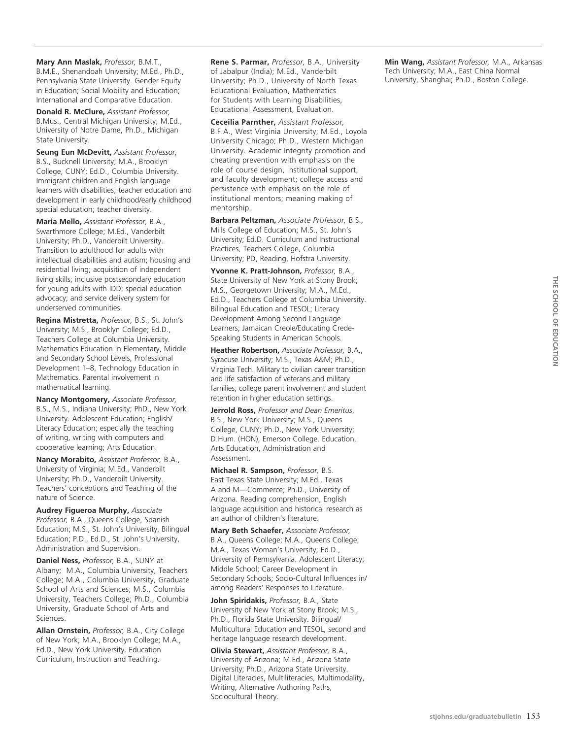**Mary Ann Maslak,** *Professor,* B.M.T., B.M.E., Shenandoah University; M.Ed., Ph.D., Pennsylvania State University. Gender Equity in Education; Social Mobility and Education; International and Comparative Education.

**Donald R. McClure,** *Assistant Professor,* B.Mus., Central Michigan University; M.Ed., University of Notre Dame, Ph.D., Michigan State University.

**Seung Eun McDevitt,** *Assistant Professor,* B.S., Bucknell University; M.A., Brooklyn College, CUNY; Ed.D., Columbia University. Immigrant children and English language learners with disabilities; teacher education and development in early childhood/early childhood special education; teacher diversity.

**Maria Mello,** *Assistant Professor,* B.A., Swarthmore College; M.Ed., Vanderbilt University; Ph.D., Vanderbilt University. Transition to adulthood for adults with intellectual disabilities and autism; housing and residential living; acquisition of independent living skills; inclusive postsecondary education for young adults with IDD; special education advocacy; and service delivery system for underserved communities.

**Regina Mistretta,** *Professor,* B.S., St. John's University; M.S., Brooklyn College; Ed.D., Teachers College at Columbia University. Mathematics Education in Elementary, Middle and Secondary School Levels, Professional Development 1–8, Technology Education in Mathematics. Parental involvement in mathematical learning.

**Nancy Montgomery,** *Associate Professor,* B.S., M.S., Indiana University; PhD., New York University. Adolescent Education; English/Literacy Education; especially the teaching of writing, writing with computers and cooperative learning; Arts Education.

**Nancy Morabito,** *Assistant Professor,* B.A., University of Virginia; M.Ed., Vanderbilt University; Ph.D., Vanderbilt University. Teachers' conceptions and Teaching of the nature of Science.

**Audrey Figueroa Murphy,** *Associate Professor,* B.A., Queens College, Spanish Education; M.S., St. John's University, Bilingual Education; P.D., Ed.D., St. John's University, Administration and Supervision.

**Daniel Ness,** *Professor,* B.A., SUNY at Albany; M.A., Columbia University, Teachers College; M.A., Columbia University, Graduate School of Arts and Sciences; M.S., Columbia University, Teachers College; Ph.D., Columbia University, Graduate School of Arts and Sciences.

**Allan Ornstein,** *Professor,* B.A., City College of New York; M.A., Brooklyn College; M.A., Ed.D., New York University. Education Curriculum, Instruction and Teaching.

**Rene S. Parmar,** *Professor,* B.A., University of Jabalpur (India); M.Ed., Vanderbilt University; Ph.D., University of North Texas. Educational Evaluation, Mathematics for Students with Learning Disabilities, Educational Assessment, Evaluation.

**Ceceilia Parnther,** *Assistant Professor,* B.F.A., West Virginia University; M.Ed., Loyola University Chicago; Ph.D., Western Michigan University. Academic Integrity promotion and cheating prevention with emphasis on the role of course design, institutional support, and faculty development; college access and persistence with emphasis on the role of institutional mentors; meaning making of mentorship.

**Barbara Peltzman,** *Associate Professor,* B.S., Mills College of Education; M.S., St. John's University; Ed.D. Curriculum and Instructional Practices, Teachers College, Columbia University; PD, Reading, Hofstra University.

**Yvonne K. Pratt-Johnson,** *Professor,* B.A., State University of New York at Stony Brook; M.S., Georgetown University; M.A., M.Ed., Ed.D., Teachers College at Columbia University. Bilingual Education and TESOL; Literacy Development Among Second Language Learners; Jamaican Creole/Educating Crede-Speaking Students in American Schools.

**Heather Robertson,** *Associate Professor,* B.A., Syracuse University; M.S., Texas A&M; Ph.D., Virginia Tech. Military to civilian career transition and life satisfaction of veterans and military families, college parent involvement and student retention in higher education settings.

**Jerrold Ross,** *Professor and Dean Emeritus*, B.S., New York University; M.S., Queens College, CUNY; Ph.D., New York University; D.Hum. (HON), Emerson College. Education, Arts Education, Administration and Assessment.

**Michael R. Sampson,** *Professor,* B.S. East Texas State University; M.Ed., Texas A and M—Commerce; Ph.D., University of Arizona. Reading comprehension, English language acquisition and historical research as an author of children's literature.

**Mary Beth Schaefer,** *Associate Professor,* B.A., Queens College; M.A., Queens College; M.A., Texas Woman's University; Ed.D., University of Pennsylvania. Adolescent Literacy; Middle School; Career Development in Secondary Schools; Socio-Cultural Influences in/among Readers' Responses to Literature.

**John Spiridakis,** *Professor,* B.A., State University of New York at Stony Brook; M.S., Ph.D., Florida State University. Bilingual/Multicultural Education and TESOL, second and heritage language research development.

**Olivia Stewart,** *Assistant Professor,* B.A., University of Arizona; M.Ed., Arizona State University; Ph.D., Arizona State University. Digital Literacies, Multiliteracies, Multimodality, Writing, Alternative Authoring Paths, Sociocultural Theory.

**Min Wang,** *Assistant Professor,* M.A., Arkansas Tech University; M.A., East China Normal University, Shanghai; Ph.D., Boston College.